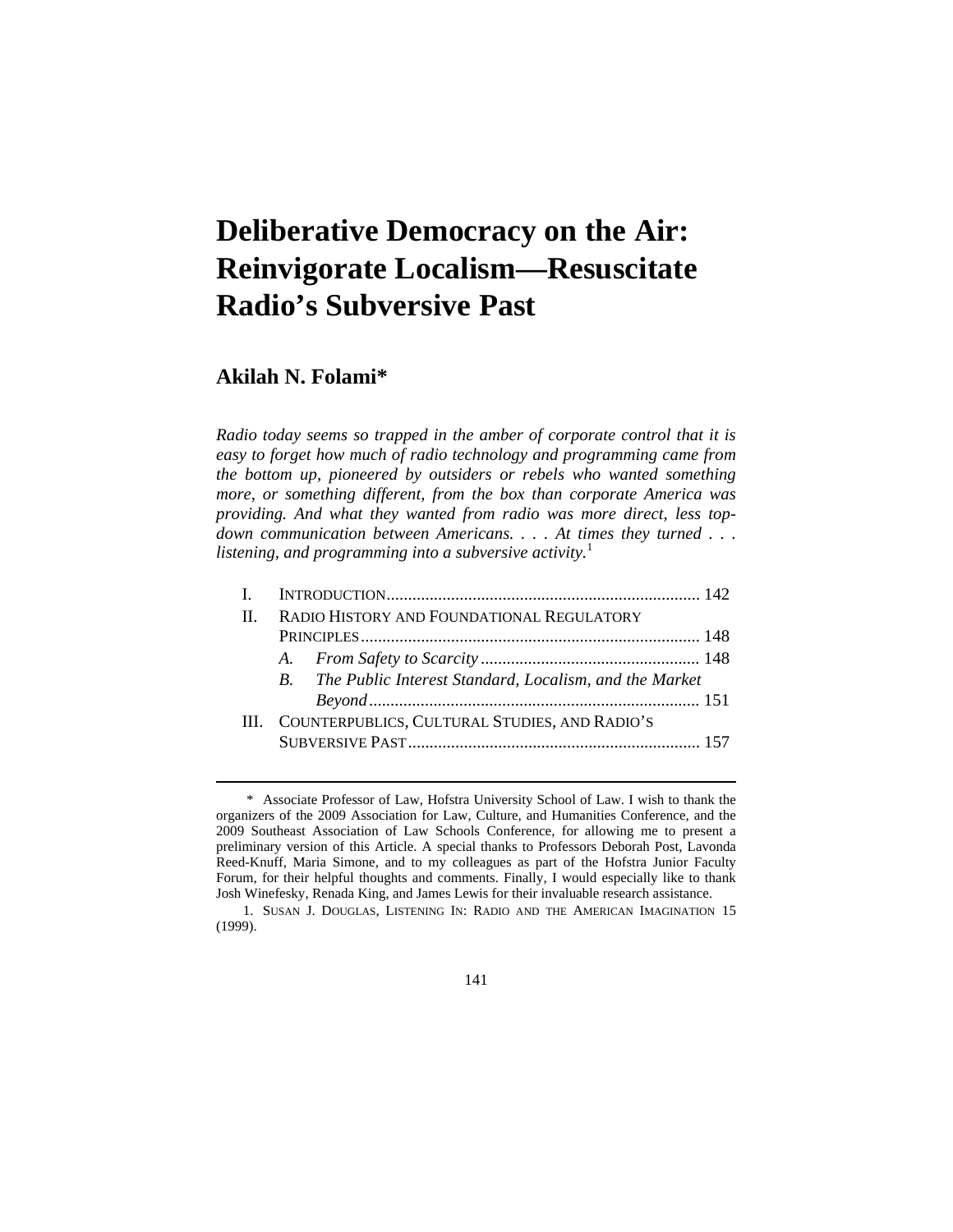# Deliberative Democracy on the Air: Reinvigorate Localism—Resuscitate Radio's Subversive Past

## Akilah N. Folami*

*Radio today seems so trapped in the amber of corporate control that it is easy to forget how much of radio technology and programming came from the bottom up, pioneered by outsiders or rebels who wanted something more, or something different, from the box than corporate America was providing. And what they wanted from radio was more direct, less top-down communication between Americans. . . . At times they turned . . . listening, and programming into a subversive activity.*[1]

- I. INTRODUCTION .......................................................................... 142
- II. RADIO HISTORY AND FOUNDATIONAL REGULATORY PRINCIPLES ............................................................................... 148
  - A. *From Safety to Scarcity* .................................................. 148
  - B. *The Public Interest Standard, Localism, and the Market Beyond* ............................................................................ 151
- III. COUNTERPUBLICS, CULTURAL STUDIES, AND RADIO'S SUBVERSIVE PAST ..................................................................... 157

---

\* Associate Professor of Law, Hofstra University School of Law. I wish to thank the organizers of the 2009 Association for Law, Culture, and Humanities Conference, and the 2009 Southeast Association of Law Schools Conference, for allowing me to present a preliminary version of this Article. A special thanks to Professors Deborah Post, Lavonda Reed-Knuff, Maria Simone, and to my colleagues as part of the Hofstra Junior Faculty Forum, for their helpful thoughts and comments. Finally, I would especially like to thank Josh Winefesky, Renada King, and James Lewis for their invaluable research assistance.

1. SUSAN J. DOUGLAS, LISTENING IN: RADIO AND THE AMERICAN IMAGINATION 15 (1999).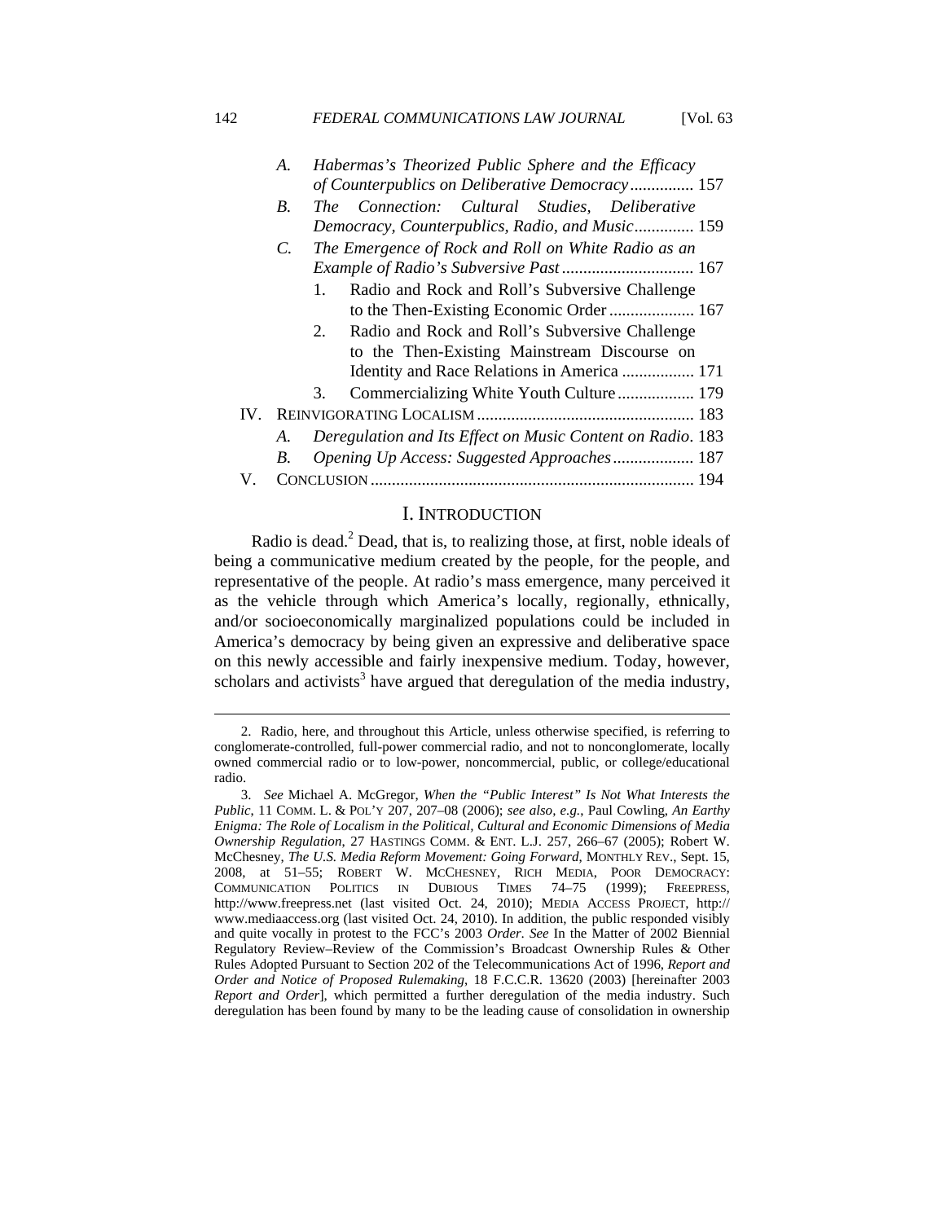A. *Habermas's Theorized Public Sphere and the Efficacy of Counterpublics on Deliberative Democracy* .............. 157

B. *The Connection: Cultural Studies, Deliberative Democracy, Counterpublics, Radio, and Music* ............. 159

C. *The Emergence of Rock and Roll on White Radio as an Example of Radio's Subversive Past* ............................... 167

1. Radio and Rock and Roll's Subversive Challenge to the Then-Existing Economic Order .................... 167
2. Radio and Rock and Roll's Subversive Challenge to the Then-Existing Mainstream Discourse on Identity and Race Relations in America ................. 171
3. Commercializing White Youth Culture ................. 179

IV. REINVIGORATING LOCALISM .................................................. 183

A. *Deregulation and Its Effect on Music Content on Radio*. 183

B. *Opening Up Access: Suggested Approaches* ................... 187

V. CONCLUSION ........................................................................... 194

# I. INTRODUCTION

Radio is dead.[2] Dead, that is, to realizing those, at first, noble ideals of being a communicative medium created by the people, for the people, and representative of the people. At radio's mass emergence, many perceived it as the vehicle through which America's locally, regionally, ethnically, and/or socioeconomically marginalized populations could be included in America's democracy by being given an expressive and deliberative space on this newly accessible and fairly inexpensive medium. Today, however, scholars and activists[3] have argued that deregulation of the media industry,

---

2. Radio, here, and throughout this Article, unless otherwise specified, is referring to conglomerate-controlled, full-power commercial radio, and not to nonconglomerate, locally owned commercial radio or to low-power, noncommercial, public, or college/educational radio.

3. *See* Michael A. McGregor, *When the "Public Interest" Is Not What Interests the Public*, 11 COMM. L. & POL'Y 207, 207–08 (2006); *see also, e.g.*, Paul Cowling, *An Earthy Enigma: The Role of Localism in the Political, Cultural and Economic Dimensions of Media Ownership Regulation*, 27 HASTINGS COMM. & ENT. L.J. 257, 266–67 (2005); Robert W. McChesney, *The U.S. Media Reform Movement: Going Forward*, MONTHLY REV., Sept. 15, 2008, at 51–55; ROBERT W. MCCHESNEY, RICH MEDIA, POOR DEMOCRACY: COMMUNICATION POLITICS IN DUBIOUS TIMES 74–75 (1999); FREEPRESS, http://www.freepress.net (last visited Oct. 24, 2010); MEDIA ACCESS PROJECT, http://www.mediaaccess.org (last visited Oct. 24, 2010). In addition, the public responded visibly and quite vocally in protest to the FCC's 2003 *Order*. *See* In the Matter of 2002 Biennial Regulatory Review–Review of the Commission's Broadcast Ownership Rules & Other Rules Adopted Pursuant to Section 202 of the Telecommunications Act of 1996, *Report and Order and Notice of Proposed Rulemaking*, 18 F.C.C.R. 13620 (2003) [hereinafter 2003 *Report and Order*], which permitted a further deregulation of the media industry. Such deregulation has been found by many to be the leading cause of consolidation in ownership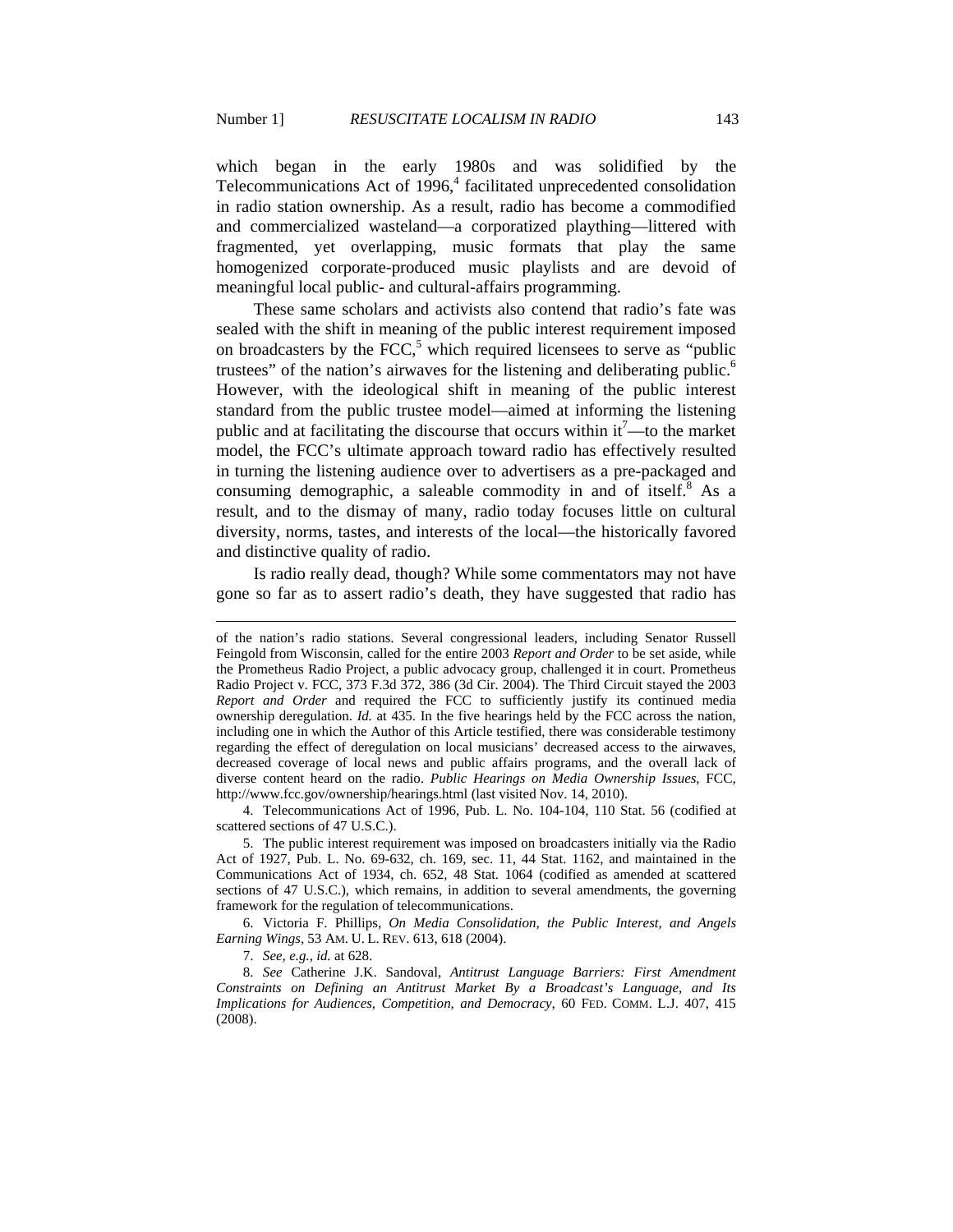which began in the early 1980s and was solidified by the Telecommunications Act of 1996,[4] facilitated unprecedented consolidation in radio station ownership. As a result, radio has become a commodified and commercialized wasteland—a corporatized plaything—littered with fragmented, yet overlapping, music formats that play the same homogenized corporate-produced music playlists and are devoid of meaningful local public- and cultural-affairs programming.

These same scholars and activists also contend that radio's fate was sealed with the shift in meaning of the public interest requirement imposed on broadcasters by the FCC,[5] which required licensees to serve as "public trustees" of the nation's airwaves for the listening and deliberating public.[6] However, with the ideological shift in meaning of the public interest standard from the public trustee model—aimed at informing the listening public and at facilitating the discourse that occurs within it[7]—to the market model, the FCC's ultimate approach toward radio has effectively resulted in turning the listening audience over to advertisers as a pre-packaged and consuming demographic, a saleable commodity in and of itself.[8] As a result, and to the dismay of many, radio today focuses little on cultural diversity, norms, tastes, and interests of the local—the historically favored and distinctive quality of radio.

Is radio really dead, though? While some commentators may not have gone so far as to assert radio's death, they have suggested that radio has

---

of the nation's radio stations. Several congressional leaders, including Senator Russell Feingold from Wisconsin, called for the entire 2003 *Report and Order* to be set aside, while the Prometheus Radio Project, a public advocacy group, challenged it in court. Prometheus Radio Project v. FCC, 373 F.3d 372, 386 (3d Cir. 2004). The Third Circuit stayed the 2003 *Report and Order* and required the FCC to sufficiently justify its continued media ownership deregulation. *Id.* at 435. In the five hearings held by the FCC across the nation, including one in which the Author of this Article testified, there was considerable testimony regarding the effect of deregulation on local musicians' decreased access to the airwaves, decreased coverage of local news and public affairs programs, and the overall lack of diverse content heard on the radio. *Public Hearings on Media Ownership Issues*, FCC, http://www.fcc.gov/ownership/hearings.html (last visited Nov. 14, 2010).

4. Telecommunications Act of 1996, Pub. L. No. 104-104, 110 Stat. 56 (codified at scattered sections of 47 U.S.C.).

5. The public interest requirement was imposed on broadcasters initially via the Radio Act of 1927, Pub. L. No. 69-632, ch. 169, sec. 11, 44 Stat. 1162, and maintained in the Communications Act of 1934, ch. 652, 48 Stat. 1064 (codified as amended at scattered sections of 47 U.S.C.), which remains, in addition to several amendments, the governing framework for the regulation of telecommunications.

6. Victoria F. Phillips, *On Media Consolidation, the Public Interest, and Angels Earning Wings*, 53 AM. U. L. REV. 613, 618 (2004).

7. *See, e.g.*, *id.* at 628.

8. *See* Catherine J.K. Sandoval, *Antitrust Language Barriers: First Amendment Constraints on Defining an Antitrust Market By a Broadcast's Language, and Its Implications for Audiences, Competition, and Democracy*, 60 FED. COMM. L.J. 407, 415 (2008).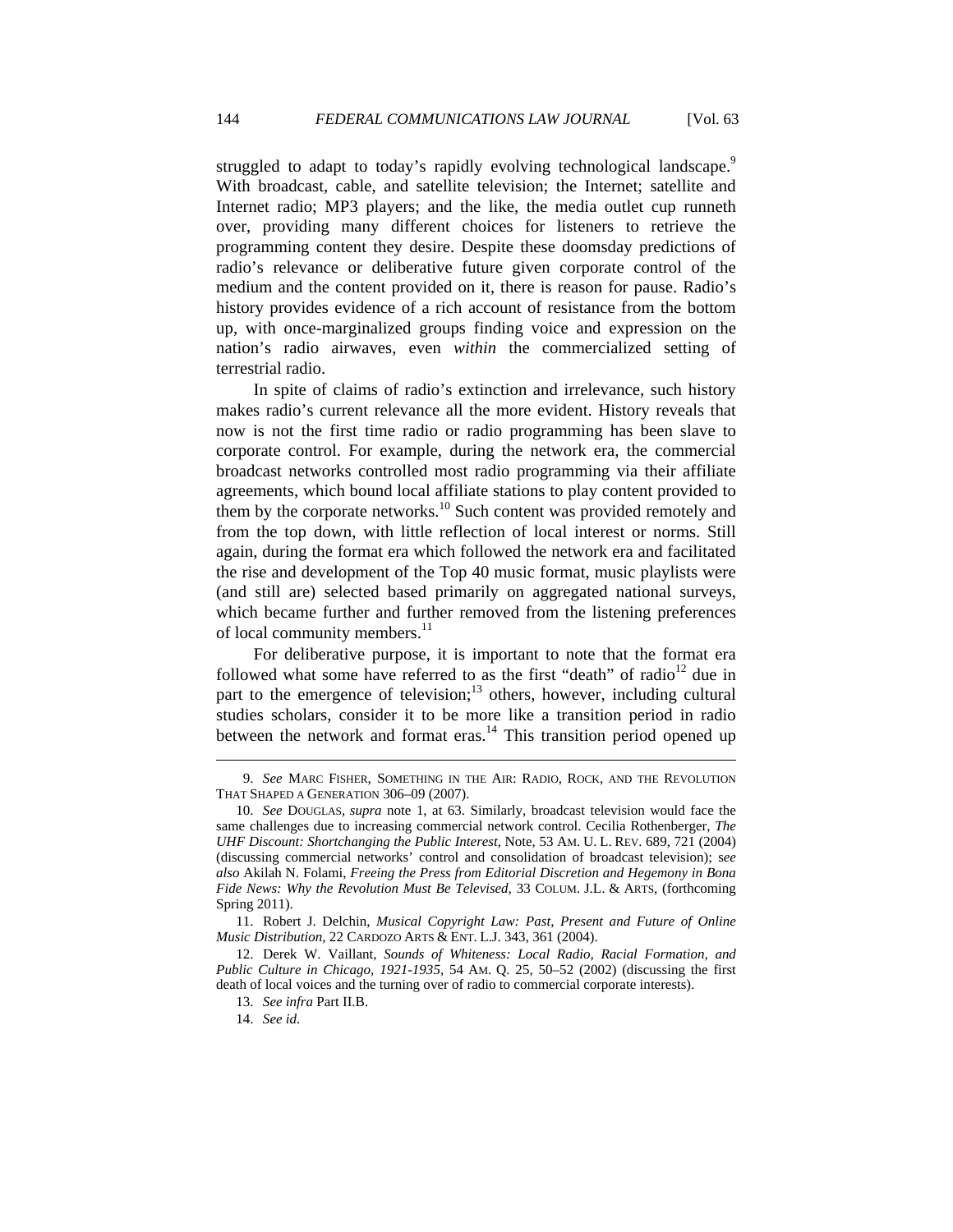struggled to adapt to today's rapidly evolving technological landscape.[9] With broadcast, cable, and satellite television; the Internet; satellite and Internet radio; MP3 players; and the like, the media outlet cup runneth over, providing many different choices for listeners to retrieve the programming content they desire. Despite these doomsday predictions of radio's relevance or deliberative future given corporate control of the medium and the content provided on it, there is reason for pause. Radio's history provides evidence of a rich account of resistance from the bottom up, with once-marginalized groups finding voice and expression on the nation's radio airwaves, even *within* the commercialized setting of terrestrial radio.

In spite of claims of radio's extinction and irrelevance, such history makes radio's current relevance all the more evident. History reveals that now is not the first time radio or radio programming has been slave to corporate control. For example, during the network era, the commercial broadcast networks controlled most radio programming via their affiliate agreements, which bound local affiliate stations to play content provided to them by the corporate networks.[10] Such content was provided remotely and from the top down, with little reflection of local interest or norms. Still again, during the format era which followed the network era and facilitated the rise and development of the Top 40 music format, music playlists were (and still are) selected based primarily on aggregated national surveys, which became further and further removed from the listening preferences of local community members.[11]

For deliberative purpose, it is important to note that the format era followed what some have referred to as the first "death" of radio[12] due in part to the emergence of television;[13] others, however, including cultural studies scholars, consider it to be more like a transition period in radio between the network and format eras.[14] This transition period opened up

---

9. *See* MARC FISHER, SOMETHING IN THE AIR: RADIO, ROCK, AND THE REVOLUTION THAT SHAPED A GENERATION 306–09 (2007).

10. *See* DOUGLAS, *supra* note 1, at 63. Similarly, broadcast television would face the same challenges due to increasing commercial network control. Cecilia Rothenberger, *The UHF Discount: Shortchanging the Public Interest*, Note, 53 AM. U. L. REV. 689, 721 (2004) (discussing commercial networks' control and consolidation of broadcast television); *see also* Akilah N. Folami, *Freeing the Press from Editorial Discretion and Hegemony in Bona Fide News: Why the Revolution Must Be Televised*, 33 COLUM. J.L. & ARTS, (forthcoming Spring 2011).

11. Robert J. Delchin, *Musical Copyright Law: Past, Present and Future of Online Music Distribution*, 22 CARDOZO ARTS & ENT. L.J. 343, 361 (2004).

12. Derek W. Vaillant, *Sounds of Whiteness: Local Radio, Racial Formation, and Public Culture in Chicago, 1921-1935*, 54 AM. Q. 25, 50–52 (2002) (discussing the first death of local voices and the turning over of radio to commercial corporate interests).

13. *See infra* Part II.B.

14. *See id.*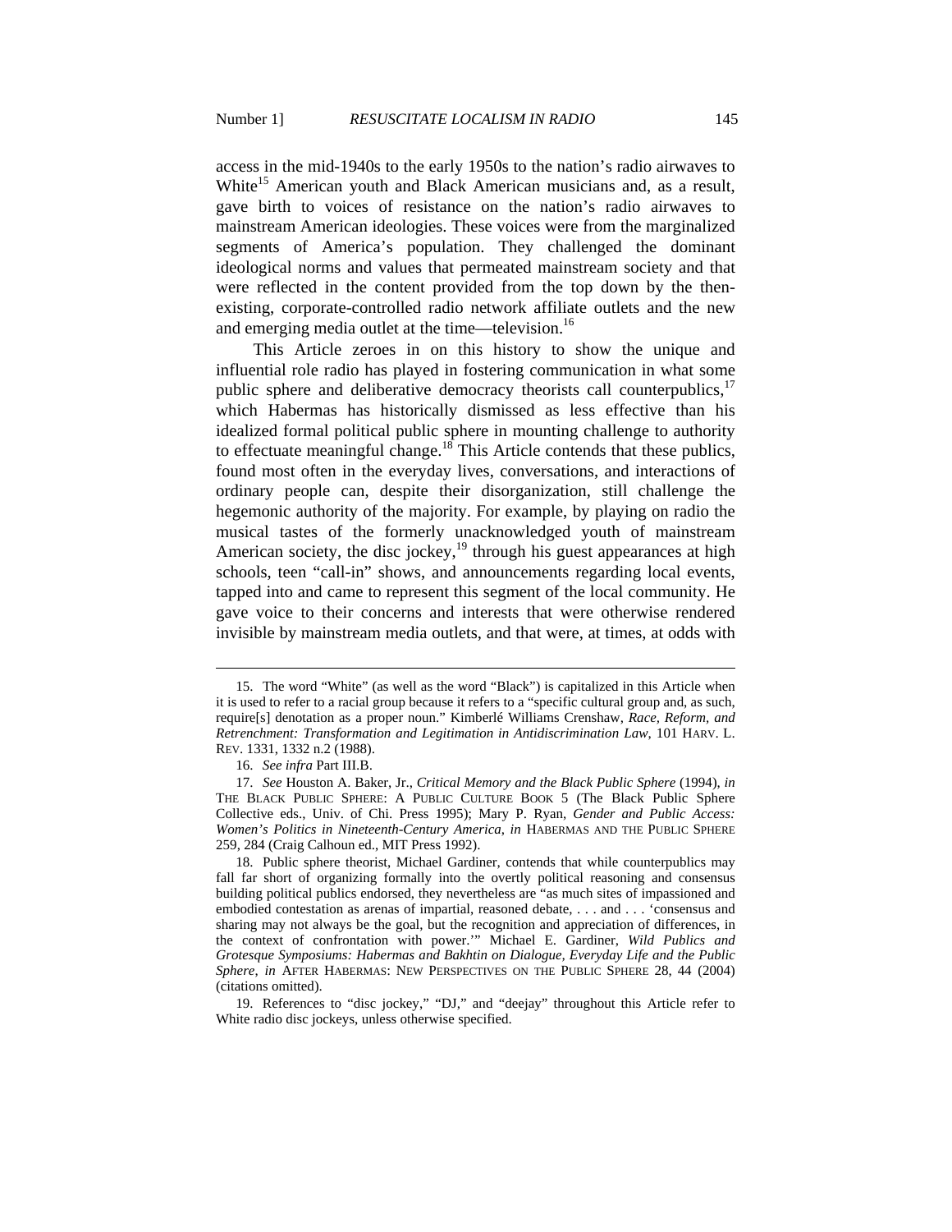access in the mid-1940s to the early 1950s to the nation's radio airwaves to White[15] American youth and Black American musicians and, as a result, gave birth to voices of resistance on the nation's radio airwaves to mainstream American ideologies. These voices were from the marginalized segments of America's population. They challenged the dominant ideological norms and values that permeated mainstream society and that were reflected in the content provided from the top down by the then-existing, corporate-controlled radio network affiliate outlets and the new and emerging media outlet at the time—television.[16]

This Article zeroes in on this history to show the unique and influential role radio has played in fostering communication in what some public sphere and deliberative democracy theorists call counterpublics,[17] which Habermas has historically dismissed as less effective than his idealized formal political public sphere in mounting challenge to authority to effectuate meaningful change.[18] This Article contends that these publics, found most often in the everyday lives, conversations, and interactions of ordinary people can, despite their disorganization, still challenge the hegemonic authority of the majority. For example, by playing on radio the musical tastes of the formerly unacknowledged youth of mainstream American society, the disc jockey,[19] through his guest appearances at high schools, teen "call-in" shows, and announcements regarding local events, tapped into and came to represent this segment of the local community. He gave voice to their concerns and interests that were otherwise rendered invisible by mainstream media outlets, and that were, at times, at odds with

---

15. The word "White" (as well as the word "Black") is capitalized in this Article when it is used to refer to a racial group because it refers to a "specific cultural group and, as such, require[s] denotation as a proper noun." Kimberlé Williams Crenshaw, *Race, Reform, and Retrenchment: Transformation and Legitimation in Antidiscrimination Law*, 101 HARV. L. REV. 1331, 1332 n.2 (1988).

16. *See infra* Part III.B.

17. *See* Houston A. Baker, Jr., *Critical Memory and the Black Public Sphere* (1994), *in* THE BLACK PUBLIC SPHERE: A PUBLIC CULTURE BOOK 5 (The Black Public Sphere Collective eds., Univ. of Chi. Press 1995); Mary P. Ryan, *Gender and Public Access: Women's Politics in Nineteenth-Century America*, *in* HABERMAS AND THE PUBLIC SPHERE 259, 284 (Craig Calhoun ed., MIT Press 1992).

18. Public sphere theorist, Michael Gardiner, contends that while counterpublics may fall far short of organizing formally into the overtly political reasoning and consensus building political publics endorsed, they nevertheless are "as much sites of impassioned and embodied contestation as arenas of impartial, reasoned debate, . . . and . . . 'consensus and sharing may not always be the goal, but the recognition and appreciation of differences, in the context of confrontation with power.'" Michael E. Gardiner, *Wild Publics and Grotesque Symposiums: Habermas and Bakhtin on Dialogue, Everyday Life and the Public Sphere*, *in* AFTER HABERMAS: NEW PERSPECTIVES ON THE PUBLIC SPHERE 28, 44 (2004) (citations omitted).

19. References to "disc jockey," "DJ," and "deejay" throughout this Article refer to White radio disc jockeys, unless otherwise specified.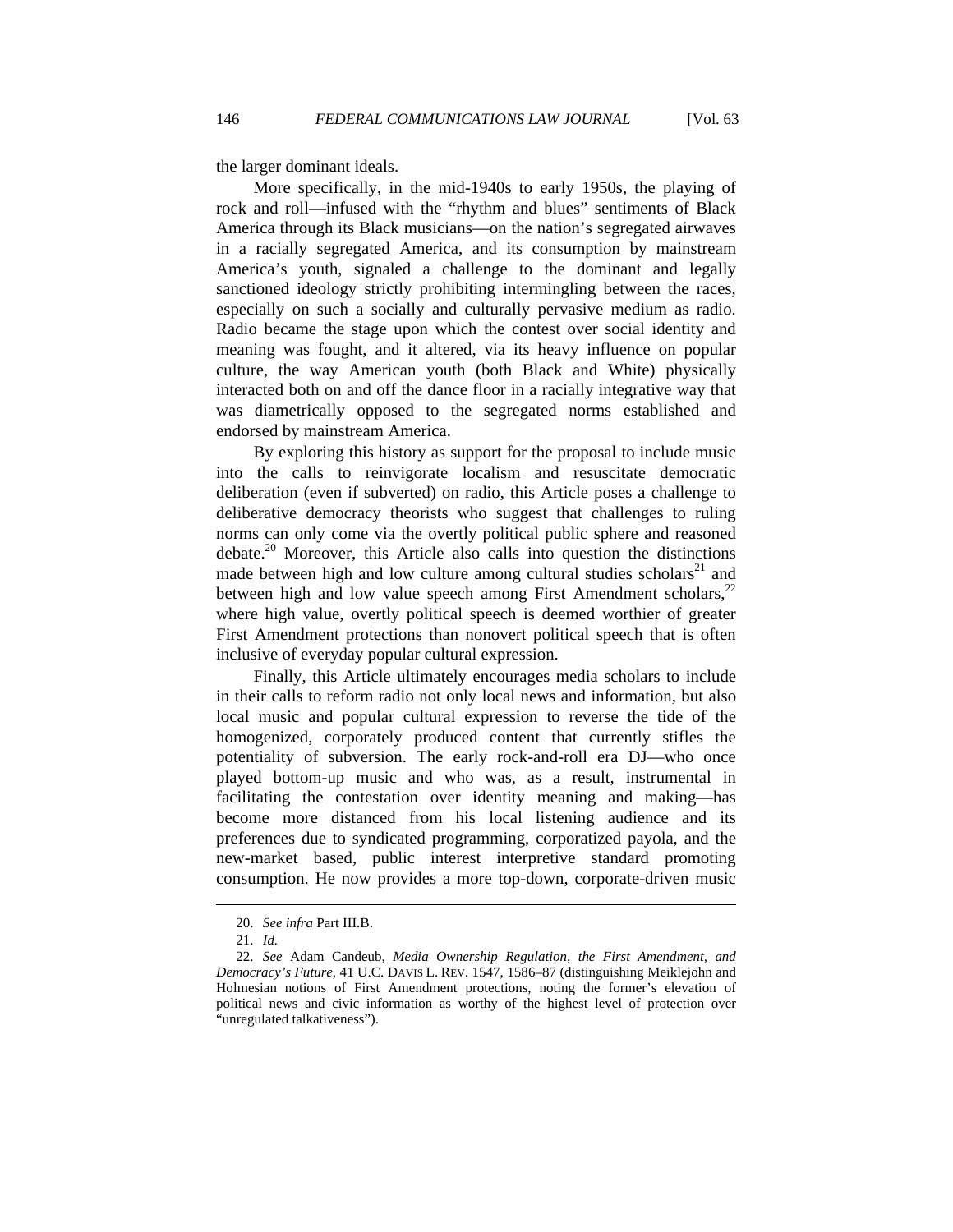the larger dominant ideals.

More specifically, in the mid-1940s to early 1950s, the playing of rock and roll—infused with the "rhythm and blues" sentiments of Black America through its Black musicians—on the nation's segregated airwaves in a racially segregated America, and its consumption by mainstream America's youth, signaled a challenge to the dominant and legally sanctioned ideology strictly prohibiting intermingling between the races, especially on such a socially and culturally pervasive medium as radio. Radio became the stage upon which the contest over social identity and meaning was fought, and it altered, via its heavy influence on popular culture, the way American youth (both Black and White) physically interacted both on and off the dance floor in a racially integrative way that was diametrically opposed to the segregated norms established and endorsed by mainstream America.

By exploring this history as support for the proposal to include music into the calls to reinvigorate localism and resuscitate democratic deliberation (even if subverted) on radio, this Article poses a challenge to deliberative democracy theorists who suggest that challenges to ruling norms can only come via the overtly political public sphere and reasoned debate.[20] Moreover, this Article also calls into question the distinctions made between high and low culture among cultural studies scholars[21] and between high and low value speech among First Amendment scholars,[22] where high value, overtly political speech is deemed worthier of greater First Amendment protections than nonovert political speech that is often inclusive of everyday popular cultural expression.

Finally, this Article ultimately encourages media scholars to include in their calls to reform radio not only local news and information, but also local music and popular cultural expression to reverse the tide of the homogenized, corporately produced content that currently stifles the potentiality of subversion. The early rock-and-roll era DJ—who once played bottom-up music and who was, as a result, instrumental in facilitating the contestation over identity meaning and making—has become more distanced from his local listening audience and its preferences due to syndicated programming, corporatized payola, and the new-market based, public interest interpretive standard promoting consumption. He now provides a more top-down, corporate-driven music

---

20. *See infra* Part III.B.

21. *Id.*

22. *See* Adam Candeub, *Media Ownership Regulation, the First Amendment, and Democracy's Future*, 41 U.C. DAVIS L. REV. 1547, 1586–87 (distinguishing Meiklejohn and Holmesian notions of First Amendment protections, noting the former's elevation of political news and civic information as worthy of the highest level of protection over "unregulated talkativeness").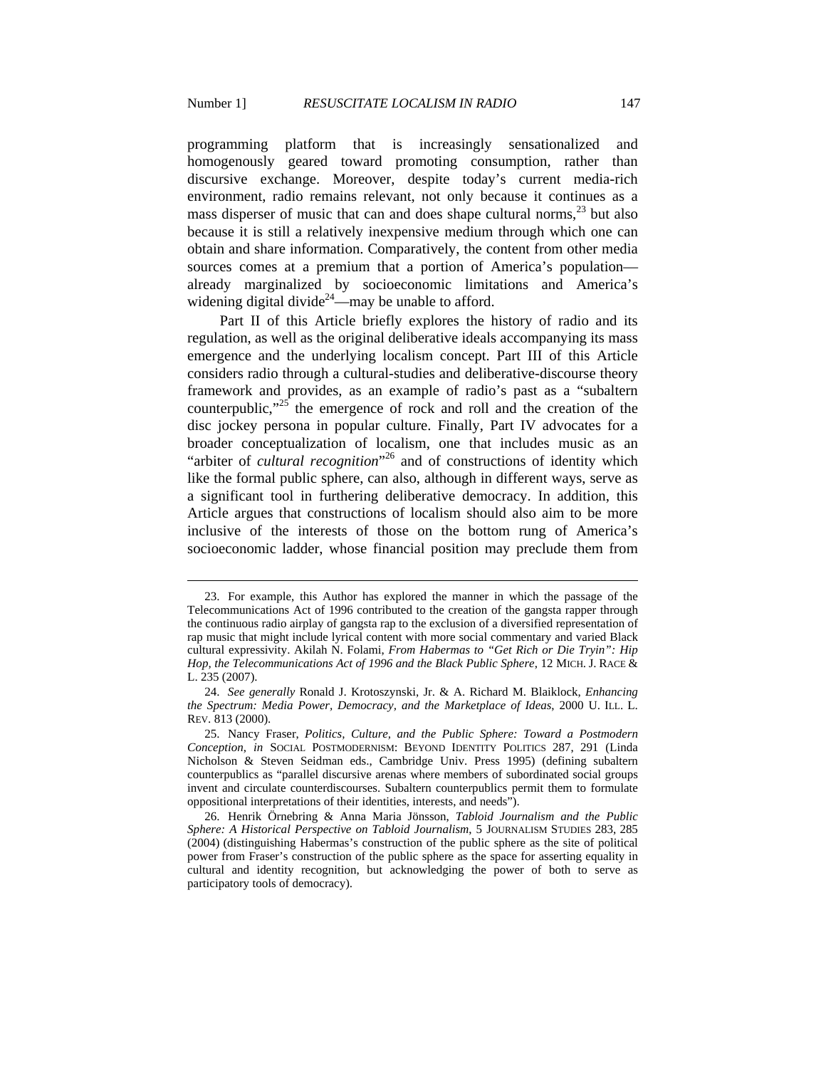programming platform that is increasingly sensationalized and homogenously geared toward promoting consumption, rather than discursive exchange. Moreover, despite today's current media-rich environment, radio remains relevant, not only because it continues as a mass disperser of music that can and does shape cultural norms,[23] but also because it is still a relatively inexpensive medium through which one can obtain and share information. Comparatively, the content from other media sources comes at a premium that a portion of America's population—already marginalized by socioeconomic limitations and America's widening digital divide[24]—may be unable to afford.

Part II of this Article briefly explores the history of radio and its regulation, as well as the original deliberative ideals accompanying its mass emergence and the underlying localism concept. Part III of this Article considers radio through a cultural-studies and deliberative-discourse theory framework and provides, as an example of radio's past as a "subaltern counterpublic,"[25] the emergence of rock and roll and the creation of the disc jockey persona in popular culture. Finally, Part IV advocates for a broader conceptualization of localism, one that includes music as an "arbiter of *cultural recognition*"[26] and of constructions of identity which like the formal public sphere, can also, although in different ways, serve as a significant tool in furthering deliberative democracy. In addition, this Article argues that constructions of localism should also aim to be more inclusive of the interests of those on the bottom rung of America's socioeconomic ladder, whose financial position may preclude them from

---

23. For example, this Author has explored the manner in which the passage of the Telecommunications Act of 1996 contributed to the creation of the gangsta rapper through the continuous radio airplay of gangsta rap to the exclusion of a diversified representation of rap music that might include lyrical content with more social commentary and varied Black cultural expressivity. Akilah N. Folami, *From Habermas to "Get Rich or Die Tryin": Hip Hop, the Telecommunications Act of 1996 and the Black Public Sphere*, 12 MICH. J. RACE & L. 235 (2007).

24. *See generally* Ronald J. Krotoszynski, Jr. & A. Richard M. Blaiklock, *Enhancing the Spectrum: Media Power, Democracy, and the Marketplace of Ideas*, 2000 U. ILL. L. REV. 813 (2000).

25. Nancy Fraser, *Politics, Culture, and the Public Sphere: Toward a Postmodern Conception*, *in* SOCIAL POSTMODERNISM: BEYOND IDENTITY POLITICS 287, 291 (Linda Nicholson & Steven Seidman eds., Cambridge Univ. Press 1995) (defining subaltern counterpublics as "parallel discursive arenas where members of subordinated social groups invent and circulate counterdiscourses. Subaltern counterpublics permit them to formulate oppositional interpretations of their identities, interests, and needs").

26. Henrik Örnebring & Anna Maria Jönsson, *Tabloid Journalism and the Public Sphere: A Historical Perspective on Tabloid Journalism*, 5 JOURNALISM STUDIES 283, 285 (2004) (distinguishing Habermas's construction of the public sphere as the site of political power from Fraser's construction of the public sphere as the space for asserting equality in cultural and identity recognition, but acknowledging the power of both to serve as participatory tools of democracy).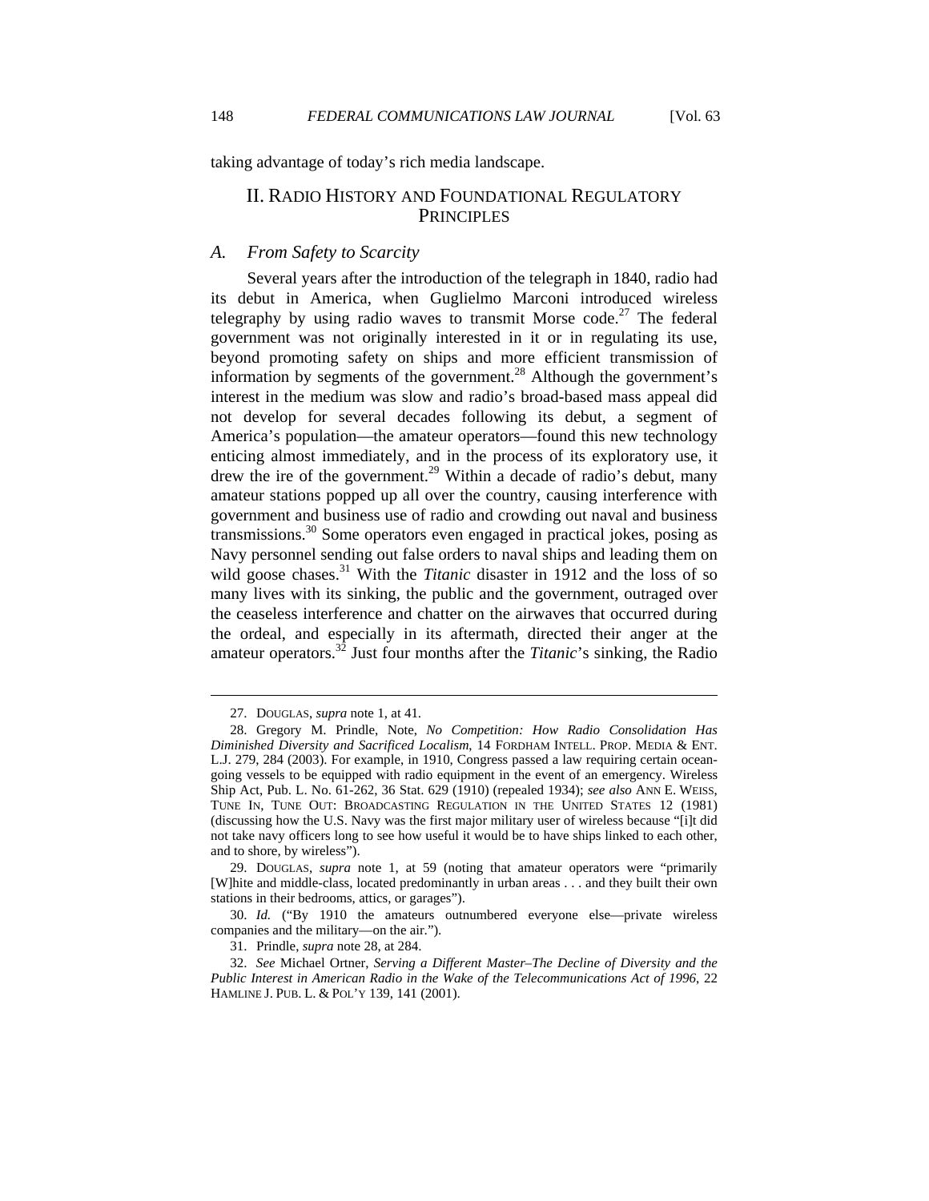taking advantage of today's rich media landscape.

## II. Radio History and Foundational Regulatory Principles

### A. *From Safety to Scarcity*

Several years after the introduction of the telegraph in 1840, radio had its debut in America, when Guglielmo Marconi introduced wireless telegraphy by using radio waves to transmit Morse code.[27] The federal government was not originally interested in it or in regulating its use, beyond promoting safety on ships and more efficient transmission of information by segments of the government.[28] Although the government's interest in the medium was slow and radio's broad-based mass appeal did not develop for several decades following its debut, a segment of America's population—the amateur operators—found this new technology enticing almost immediately, and in the process of its exploratory use, it drew the ire of the government.[29] Within a decade of radio's debut, many amateur stations popped up all over the country, causing interference with government and business use of radio and crowding out naval and business transmissions.[30] Some operators even engaged in practical jokes, posing as Navy personnel sending out false orders to naval ships and leading them on wild goose chases.[31] With the *Titanic* disaster in 1912 and the loss of so many lives with its sinking, the public and the government, outraged over the ceaseless interference and chatter on the airwaves that occurred during the ordeal, and especially in its aftermath, directed their anger at the amateur operators.[32] Just four months after the *Titanic*'s sinking, the Radio

---

27. DOUGLAS, *supra* note 1, at 41.

28. Gregory M. Prindle, Note, *No Competition: How Radio Consolidation Has Diminished Diversity and Sacrificed Localism*, 14 FORDHAM INTELL. PROP. MEDIA & ENT. L.J. 279, 284 (2003). For example, in 1910, Congress passed a law requiring certain ocean-going vessels to be equipped with radio equipment in the event of an emergency. Wireless Ship Act, Pub. L. No. 61-262, 36 Stat. 629 (1910) (repealed 1934); *see also* ANN E. WEISS, TUNE IN, TUNE OUT: BROADCASTING REGULATION IN THE UNITED STATES 12 (1981) (discussing how the U.S. Navy was the first major military user of wireless because "[i]t did not take navy officers long to see how useful it would be to have ships linked to each other, and to shore, by wireless").

29. DOUGLAS, *supra* note 1, at 59 (noting that amateur operators were "primarily [W]hite and middle-class, located predominantly in urban areas . . . and they built their own stations in their bedrooms, attics, or garages").

30. *Id.* ("By 1910 the amateurs outnumbered everyone else—private wireless companies and the military—on the air.").

31. Prindle, *supra* note 28, at 284.

32. *See* Michael Ortner, *Serving a Different Master–The Decline of Diversity and the Public Interest in American Radio in the Wake of the Telecommunications Act of 1996*, 22 HAMLINE J. PUB. L. & POL'Y 139, 141 (2001).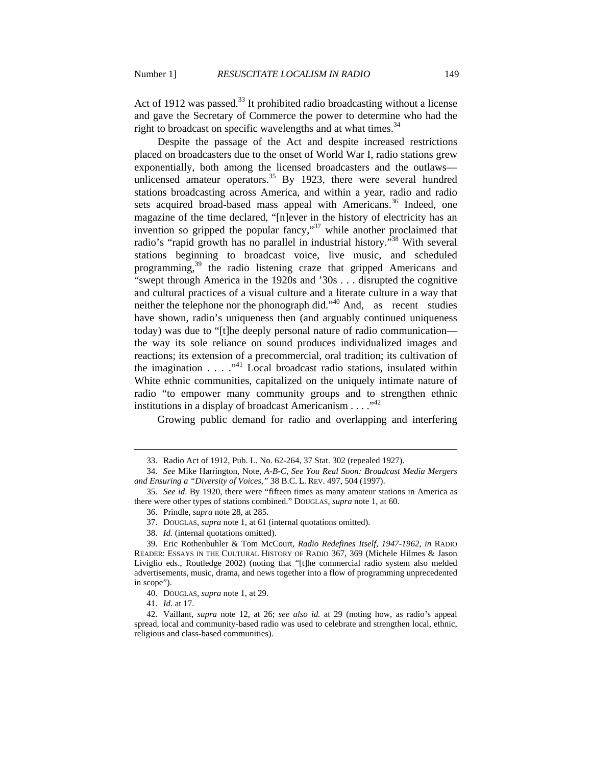Act of 1912 was passed.[33] It prohibited radio broadcasting without a license and gave the Secretary of Commerce the power to determine who had the right to broadcast on specific wavelengths and at what times.[34]

Despite the passage of the Act and despite increased restrictions placed on broadcasters due to the onset of World War I, radio stations grew exponentially, both among the licensed broadcasters and the outlaws—unlicensed amateur operators.[35] By 1923, there were several hundred stations broadcasting across America, and within a year, radio and radio sets acquired broad-based mass appeal with Americans.[36] Indeed, one magazine of the time declared, "[n]ever in the history of electricity has an invention so gripped the popular fancy,"[37] while another proclaimed that radio's "rapid growth has no parallel in industrial history."[38] With several stations beginning to broadcast voice, live music, and scheduled programming,[39] the radio listening craze that gripped Americans and "swept through America in the 1920s and '30s . . . disrupted the cognitive and cultural practices of a visual culture and a literate culture in a way that neither the telephone nor the phonograph did."[40] And, as recent studies have shown, radio's uniqueness then (and arguably continued uniqueness today) was due to "[t]he deeply personal nature of radio communication—the way its sole reliance on sound produces individualized images and reactions; its extension of a precommercial, oral tradition; its cultivation of the imagination . . . ."[41] Local broadcast radio stations, insulated within White ethnic communities, capitalized on the uniquely intimate nature of radio "to empower many community groups and to strengthen ethnic institutions in a display of broadcast Americanism . . . ."[42]

Growing public demand for radio and overlapping and interfering

---

33. Radio Act of 1912, Pub. L. No. 62-264, 37 Stat. 302 (repealed 1927).

34. *See* Mike Harrington, Note, *A-B-C, See You Real Soon: Broadcast Media Mergers and Ensuring a "Diversity of Voices,"* 38 B.C. L. REV. 497, 504 (1997).

35. *See id*. By 1920, there were "fifteen times as many amateur stations in America as there were other types of stations combined." DOUGLAS, *supra* note 1, at 60.

36. Prindle, *supra* note 28, at 285.

37. DOUGLAS, *supra* note 1, at 61 (internal quotations omitted).

38. *Id.* (internal quotations omitted).

39. Eric Rothenbuhler & Tom McCourt, *Radio Redefines Itself, 1947-1962*, *in* RADIO READER: ESSAYS IN THE CULTURAL HISTORY OF RADIO 367, 369 (Michele Hilmes & Jason Liviglio eds., Routledge 2002) (noting that "[t]he commercial radio system also melded advertisements, music, drama, and news together into a flow of programming unprecedented in scope").

40. DOUGLAS, *supra* note 1, at 29.

41. *Id.* at 17.

42. Vaillant, *supra* note 12, at 26; *see also id.* at 29 (noting how, as radio's appeal spread, local and community-based radio was used to celebrate and strengthen local, ethnic, religious and class-based communities).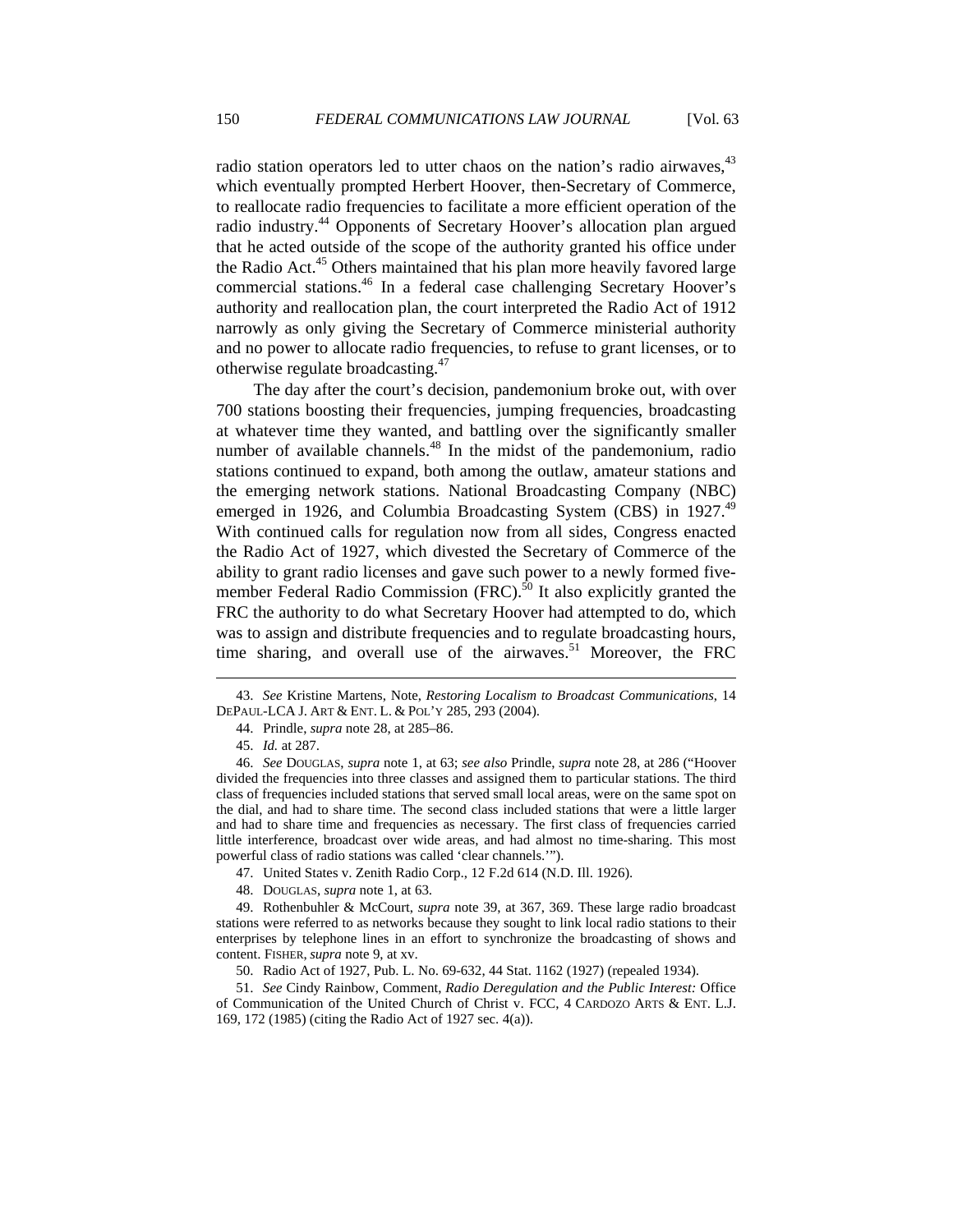radio station operators led to utter chaos on the nation's radio airwaves,[43] which eventually prompted Herbert Hoover, then-Secretary of Commerce, to reallocate radio frequencies to facilitate a more efficient operation of the radio industry.[44] Opponents of Secretary Hoover's allocation plan argued that he acted outside of the scope of the authority granted his office under the Radio Act.[45] Others maintained that his plan more heavily favored large commercial stations.[46] In a federal case challenging Secretary Hoover's authority and reallocation plan, the court interpreted the Radio Act of 1912 narrowly as only giving the Secretary of Commerce ministerial authority and no power to allocate radio frequencies, to refuse to grant licenses, or to otherwise regulate broadcasting.[47]

The day after the court's decision, pandemonium broke out, with over 700 stations boosting their frequencies, jumping frequencies, broadcasting at whatever time they wanted, and battling over the significantly smaller number of available channels.[48] In the midst of the pandemonium, radio stations continued to expand, both among the outlaw, amateur stations and the emerging network stations. National Broadcasting Company (NBC) emerged in 1926, and Columbia Broadcasting System (CBS) in 1927.[49] With continued calls for regulation now from all sides, Congress enacted the Radio Act of 1927, which divested the Secretary of Commerce of the ability to grant radio licenses and gave such power to a newly formed five-member Federal Radio Commission (FRC).[50] It also explicitly granted the FRC the authority to do what Secretary Hoover had attempted to do, which was to assign and distribute frequencies and to regulate broadcasting hours, time sharing, and overall use of the airwaves.[51] Moreover, the FRC

---

43. *See* Kristine Martens, Note, *Restoring Localism to Broadcast Communications*, 14 DEPAUL-LCA J. ART & ENT. L. & POL'Y 285, 293 (2004).

44. Prindle, *supra* note 28, at 285–86.

45. *Id.* at 287.

46. *See* DOUGLAS, *supra* note 1, at 63; *see also* Prindle, *supra* note 28, at 286 ("Hoover divided the frequencies into three classes and assigned them to particular stations. The third class of frequencies included stations that served small local areas, were on the same spot on the dial, and had to share time. The second class included stations that were a little larger and had to share time and frequencies as necessary. The first class of frequencies carried little interference, broadcast over wide areas, and had almost no time-sharing. This most powerful class of radio stations was called 'clear channels.'").

47. United States v. Zenith Radio Corp., 12 F.2d 614 (N.D. Ill. 1926).

48. DOUGLAS, *supra* note 1, at 63.

49. Rothenbuhler & McCourt, *supra* note 39, at 367, 369. These large radio broadcast stations were referred to as networks because they sought to link local radio stations to their enterprises by telephone lines in an effort to synchronize the broadcasting of shows and content. FISHER, *supra* note 9, at xv.

50. Radio Act of 1927, Pub. L. No. 69-632, 44 Stat. 1162 (1927) (repealed 1934).

51. *See* Cindy Rainbow, Comment, *Radio Deregulation and the Public Interest:* Office of Communication of the United Church of Christ v. FCC, 4 CARDOZO ARTS & ENT. L.J. 169, 172 (1985) (citing the Radio Act of 1927 sec. 4(a)).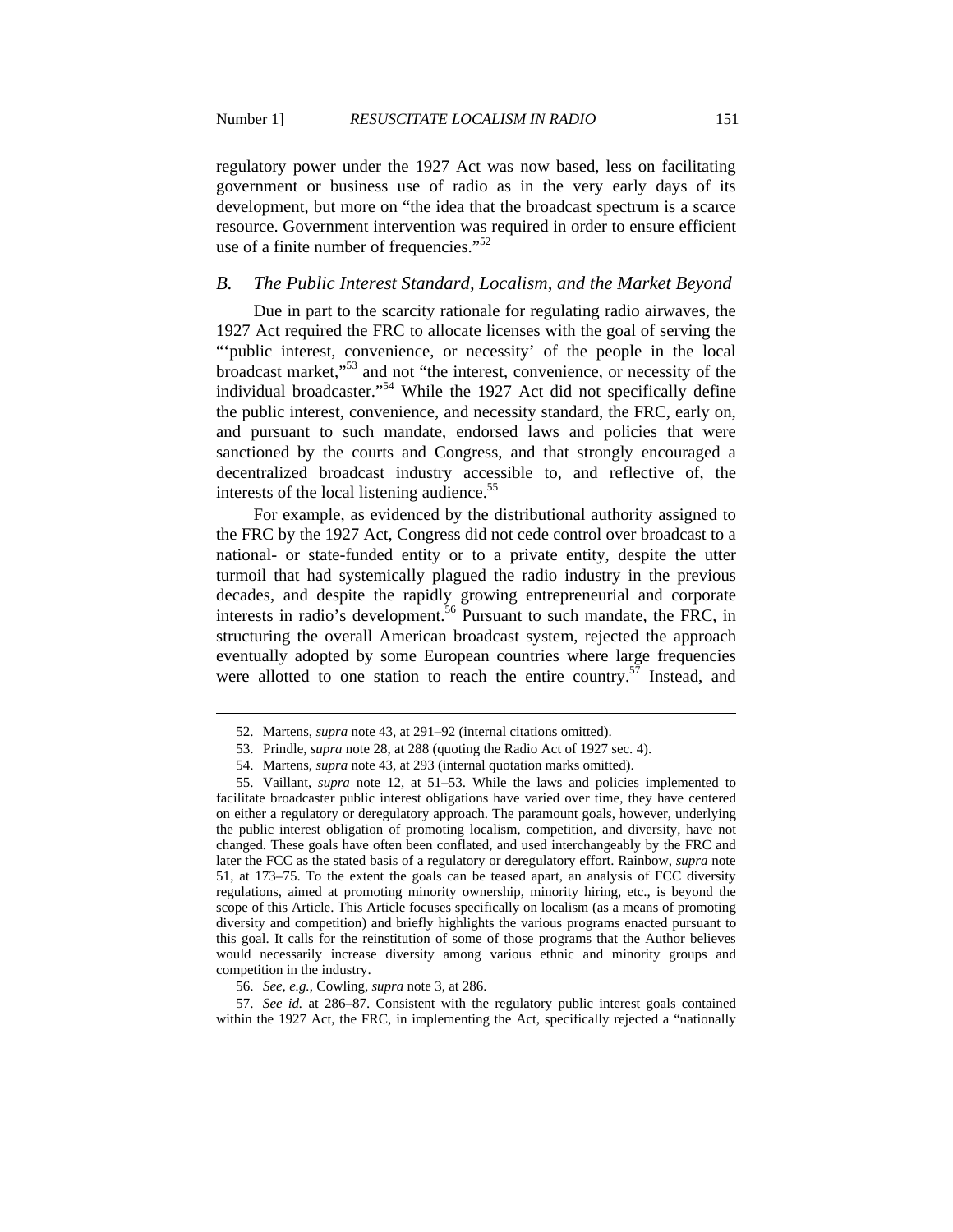regulatory power under the 1927 Act was now based, less on facilitating government or business use of radio as in the very early days of its development, but more on "the idea that the broadcast spectrum is a scarce resource. Government intervention was required in order to ensure efficient use of a finite number of frequencies."[52]

### *B. The Public Interest Standard, Localism, and the Market Beyond*

Due in part to the scarcity rationale for regulating radio airwaves, the 1927 Act required the FRC to allocate licenses with the goal of serving the "'public interest, convenience, or necessity' of the people in the local broadcast market,"[53] and not "the interest, convenience, or necessity of the individual broadcaster."[54] While the 1927 Act did not specifically define the public interest, convenience, and necessity standard, the FRC, early on, and pursuant to such mandate, endorsed laws and policies that were sanctioned by the courts and Congress, and that strongly encouraged a decentralized broadcast industry accessible to, and reflective of, the interests of the local listening audience.[55]

For example, as evidenced by the distributional authority assigned to the FRC by the 1927 Act, Congress did not cede control over broadcast to a national- or state-funded entity or to a private entity, despite the utter turmoil that had systemically plagued the radio industry in the previous decades, and despite the rapidly growing entrepreneurial and corporate interests in radio's development.[56] Pursuant to such mandate, the FRC, in structuring the overall American broadcast system, rejected the approach eventually adopted by some European countries where large frequencies were allotted to one station to reach the entire country.[57] Instead, and

---

52. Martens, *supra* note 43, at 291–92 (internal citations omitted).

53. Prindle, *supra* note 28, at 288 (quoting the Radio Act of 1927 sec. 4).

54. Martens, *supra* note 43, at 293 (internal quotation marks omitted).

55. Vaillant, *supra* note 12, at 51–53. While the laws and policies implemented to facilitate broadcaster public interest obligations have varied over time, they have centered on either a regulatory or deregulatory approach. The paramount goals, however, underlying the public interest obligation of promoting localism, competition, and diversity, have not changed. These goals have often been conflated, and used interchangeably by the FRC and later the FCC as the stated basis of a regulatory or deregulatory effort. Rainbow, *supra* note 51, at 173–75. To the extent the goals can be teased apart, an analysis of FCC diversity regulations, aimed at promoting minority ownership, minority hiring, etc., is beyond the scope of this Article. This Article focuses specifically on localism (as a means of promoting diversity and competition) and briefly highlights the various programs enacted pursuant to this goal. It calls for the reinstitution of some of those programs that the Author believes would necessarily increase diversity among various ethnic and minority groups and competition in the industry.

56. *See, e.g.*, Cowling, *supra* note 3, at 286.

57. *See id.* at 286–87. Consistent with the regulatory public interest goals contained within the 1927 Act, the FRC, in implementing the Act, specifically rejected a "nationally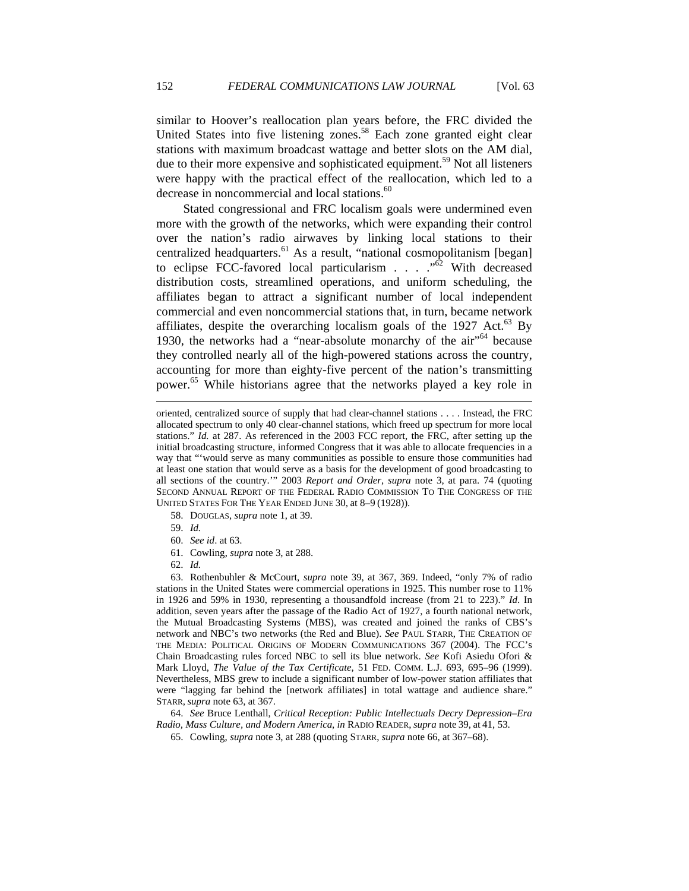similar to Hoover's reallocation plan years before, the FRC divided the United States into five listening zones.[58] Each zone granted eight clear stations with maximum broadcast wattage and better slots on the AM dial, due to their more expensive and sophisticated equipment.[59] Not all listeners were happy with the practical effect of the reallocation, which led to a decrease in noncommercial and local stations.[60]

Stated congressional and FRC localism goals were undermined even more with the growth of the networks, which were expanding their control over the nation's radio airwaves by linking local stations to their centralized headquarters.[61] As a result, "national cosmopolitanism [began] to eclipse FCC-favored local particularism . . . ."[62] With decreased distribution costs, streamlined operations, and uniform scheduling, the affiliates began to attract a significant number of local independent commercial and even noncommercial stations that, in turn, became network affiliates, despite the overarching localism goals of the 1927 Act.[63] By 1930, the networks had a "near-absolute monarchy of the air"[64] because they controlled nearly all of the high-powered stations across the country, accounting for more than eighty-five percent of the nation's transmitting power.[65] While historians agree that the networks played a key role in

---

oriented, centralized source of supply that had clear-channel stations . . . . Instead, the FRC allocated spectrum to only 40 clear-channel stations, which freed up spectrum for more local stations." *Id.* at 287. As referenced in the 2003 FCC report, the FRC, after setting up the initial broadcasting structure, informed Congress that it was able to allocate frequencies in a way that "'would serve as many communities as possible to ensure those communities had at least one station that would serve as a basis for the development of good broadcasting to all sections of the country.'" 2003 *Report and Order*, *supra* note 3, at para. 74 (quoting SECOND ANNUAL REPORT OF THE FEDERAL RADIO COMMISSION TO THE CONGRESS OF THE UNITED STATES FOR THE YEAR ENDED JUNE 30, at 8–9 (1928)).

58. DOUGLAS, *supra* note 1, at 39.

59. *Id.*

60. *See id*. at 63.

61. Cowling, *supra* note 3, at 288.

62. *Id.*

63. Rothenbuhler & McCourt, *supra* note 39, at 367, 369. Indeed, "only 7% of radio stations in the United States were commercial operations in 1925. This number rose to 11% in 1926 and 59% in 1930, representing a thousandfold increase (from 21 to 223)." *Id*. In addition, seven years after the passage of the Radio Act of 1927, a fourth national network, the Mutual Broadcasting Systems (MBS), was created and joined the ranks of CBS's network and NBC's two networks (the Red and Blue). *See* PAUL STARR, THE CREATION OF THE MEDIA: POLITICAL ORIGINS OF MODERN COMMUNICATIONS 367 (2004). The FCC's Chain Broadcasting rules forced NBC to sell its blue network. *See* Kofi Asiedu Ofori & Mark Lloyd, *The Value of the Tax Certificate*, 51 FED. COMM. L.J. 693, 695–96 (1999). Nevertheless, MBS grew to include a significant number of low-power station affiliates that were "lagging far behind the [network affiliates] in total wattage and audience share." STARR, *supra* note 63, at 367.

64. *See* Bruce Lenthall, *Critical Reception: Public Intellectuals Decry Depression–Era Radio, Mass Culture, and Modern America*, *in* RADIO READER, *supra* note 39, at 41, 53.

65. Cowling, *supra* note 3, at 288 (quoting STARR, *supra* note 66, at 367–68).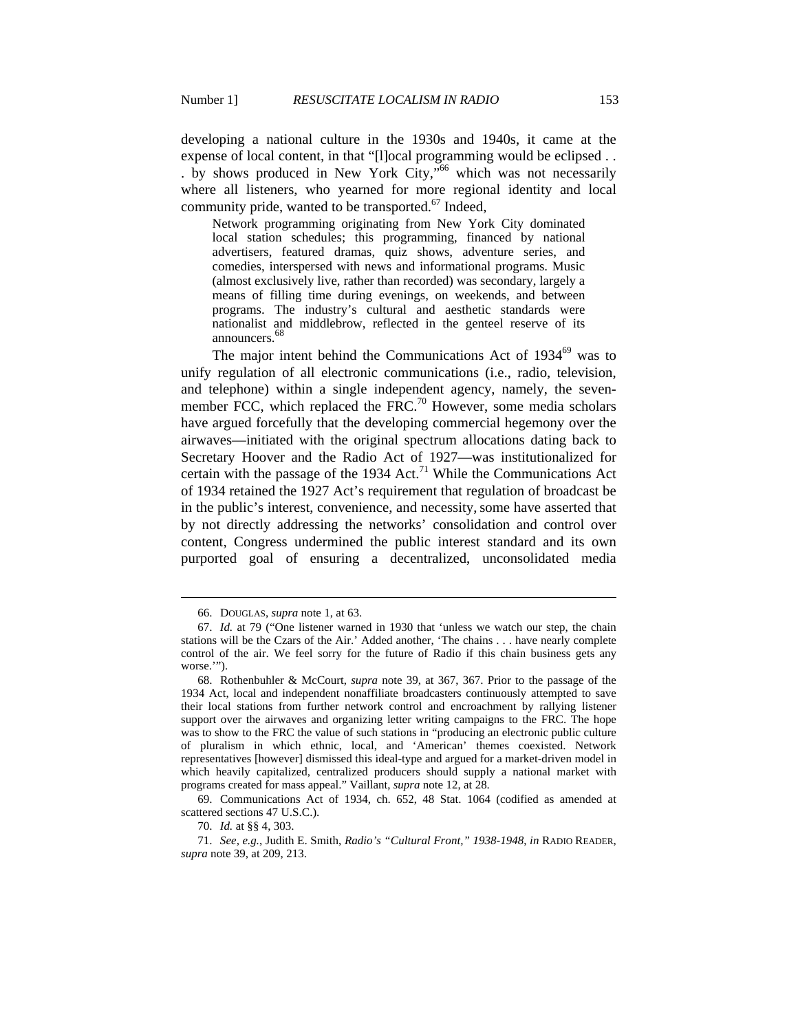developing a national culture in the 1930s and 1940s, it came at the expense of local content, in that "[l]ocal programming would be eclipsed . . . by shows produced in New York City,"[66] which was not necessarily where all listeners, who yearned for more regional identity and local community pride, wanted to be transported.[67] Indeed,

> Network programming originating from New York City dominated local station schedules; this programming, financed by national advertisers, featured dramas, quiz shows, adventure series, and comedies, interspersed with news and informational programs. Music (almost exclusively live, rather than recorded) was secondary, largely a means of filling time during evenings, on weekends, and between programs. The industry's cultural and aesthetic standards were nationalist and middlebrow, reflected in the genteel reserve of its announcers.[68]

The major intent behind the Communications Act of 1934[69] was to unify regulation of all electronic communications (i.e., radio, television, and telephone) within a single independent agency, namely, the seven-member FCC, which replaced the FRC.[70] However, some media scholars have argued forcefully that the developing commercial hegemony over the airwaves—initiated with the original spectrum allocations dating back to Secretary Hoover and the Radio Act of 1927—was institutionalized for certain with the passage of the 1934 Act.[71] While the Communications Act of 1934 retained the 1927 Act's requirement that regulation of broadcast be in the public's interest, convenience, and necessity, some have asserted that by not directly addressing the networks' consolidation and control over content, Congress undermined the public interest standard and its own purported goal of ensuring a decentralized, unconsolidated media

---

66. DOUGLAS, *supra* note 1, at 63.

67. *Id.* at 79 ("One listener warned in 1930 that 'unless we watch our step, the chain stations will be the Czars of the Air.' Added another, 'The chains . . . have nearly complete control of the air. We feel sorry for the future of Radio if this chain business gets any worse.'").

68. Rothenbuhler & McCourt, *supra* note 39, at 367, 367. Prior to the passage of the 1934 Act, local and independent nonaffiliate broadcasters continuously attempted to save their local stations from further network control and encroachment by rallying listener support over the airwaves and organizing letter writing campaigns to the FRC. The hope was to show to the FRC the value of such stations in "producing an electronic public culture of pluralism in which ethnic, local, and 'American' themes coexisted. Network representatives [however] dismissed this ideal-type and argued for a market-driven model in which heavily capitalized, centralized producers should supply a national market with programs created for mass appeal." Vaillant, *supra* note 12, at 28.

69. Communications Act of 1934, ch. 652, 48 Stat. 1064 (codified as amended at scattered sections 47 U.S.C.).

70. *Id.* at §§ 4, 303.

71. *See, e.g.*, Judith E. Smith, *Radio's "Cultural Front," 1938-1948*, *in* RADIO READER, *supra* note 39, at 209, 213.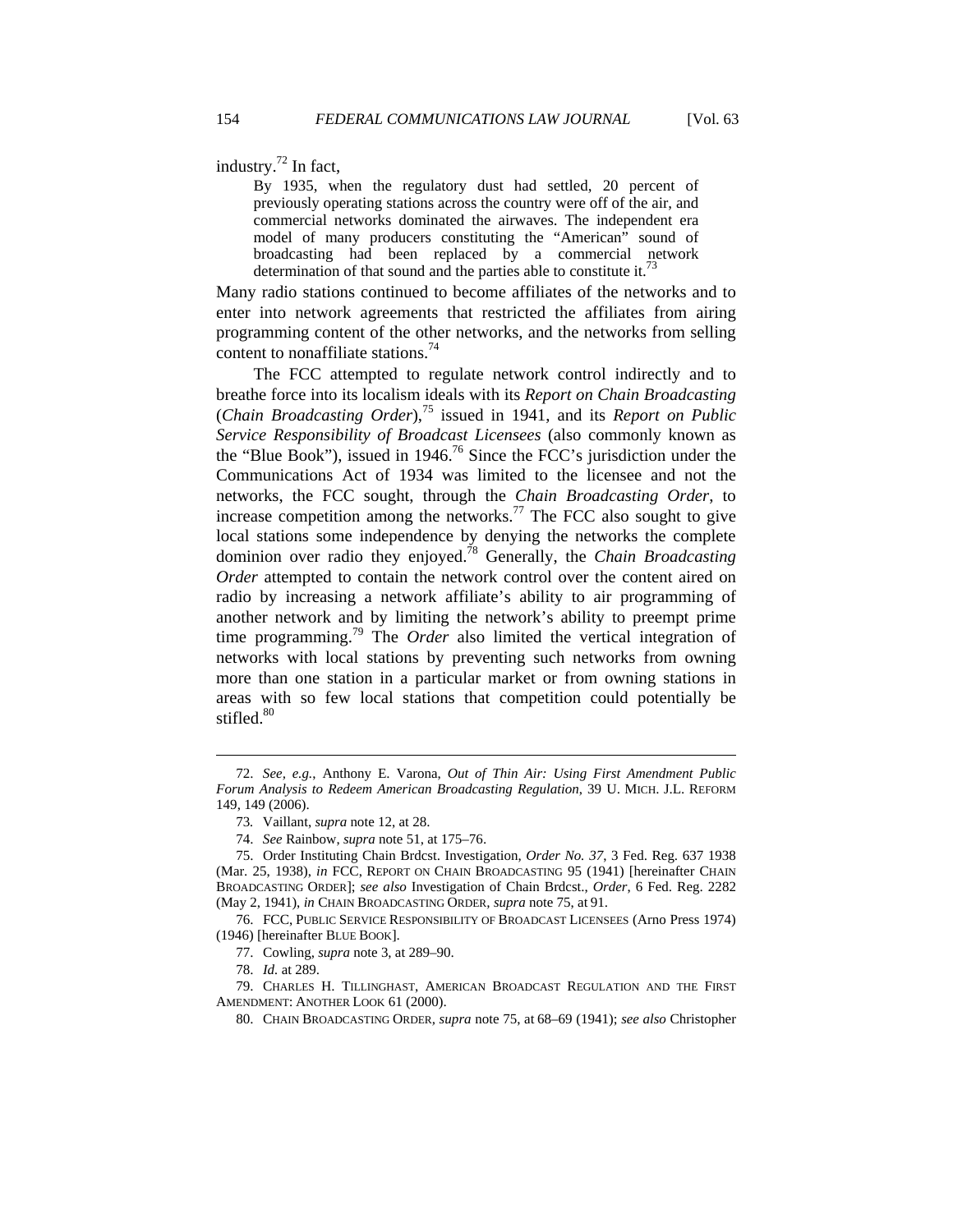industry.[72] In fact,

> By 1935, when the regulatory dust had settled, 20 percent of previously operating stations across the country were off of the air, and commercial networks dominated the airwaves. The independent era model of many producers constituting the "American" sound of broadcasting had been replaced by a commercial network determination of that sound and the parties able to constitute it.[73]

Many radio stations continued to become affiliates of the networks and to enter into network agreements that restricted the affiliates from airing programming content of the other networks, and the networks from selling content to nonaffiliate stations.[74]

The FCC attempted to regulate network control indirectly and to breathe force into its localism ideals with its *Report on Chain Broadcasting* (*Chain Broadcasting Order*),[75] issued in 1941, and its *Report on Public Service Responsibility of Broadcast Licensees* (also commonly known as the "Blue Book"), issued in 1946.[76] Since the FCC's jurisdiction under the Communications Act of 1934 was limited to the licensee and not the networks, the FCC sought, through the *Chain Broadcasting Order*, to increase competition among the networks.[77] The FCC also sought to give local stations some independence by denying the networks the complete dominion over radio they enjoyed.[78] Generally, the *Chain Broadcasting Order* attempted to contain the network control over the content aired on radio by increasing a network affiliate's ability to air programming of another network and by limiting the network's ability to preempt prime time programming.[79] The *Order* also limited the vertical integration of networks with local stations by preventing such networks from owning more than one station in a particular market or from owning stations in areas with so few local stations that competition could potentially be stifled.[80]

---

72. *See, e.g.*, Anthony E. Varona, *Out of Thin Air: Using First Amendment Public Forum Analysis to Redeem American Broadcasting Regulation*, 39 U. MICH. J.L. REFORM 149, 149 (2006).

73. Vaillant, *supra* note 12, at 28.

74. *See* Rainbow, *supra* note 51, at 175–76.

75. Order Instituting Chain Brdcst. Investigation, *Order No. 37*, 3 Fed. Reg. 637 1938 (Mar. 25, 1938), *in* FCC, REPORT ON CHAIN BROADCASTING 95 (1941) [hereinafter CHAIN BROADCASTING ORDER]; *see also* Investigation of Chain Brdcst., *Order*, 6 Fed. Reg. 2282 (May 2, 1941), *in* CHAIN BROADCASTING ORDER, *supra* note 75, at 91.

76. FCC, PUBLIC SERVICE RESPONSIBILITY OF BROADCAST LICENSEES (Arno Press 1974) (1946) [hereinafter BLUE BOOK].

77. Cowling, *supra* note 3, at 289–90.

78. *Id.* at 289.

79. CHARLES H. TILLINGHAST, AMERICAN BROADCAST REGULATION AND THE FIRST AMENDMENT: ANOTHER LOOK 61 (2000).

80. CHAIN BROADCASTING ORDER, *supra* note 75, at 68–69 (1941); *see also* Christopher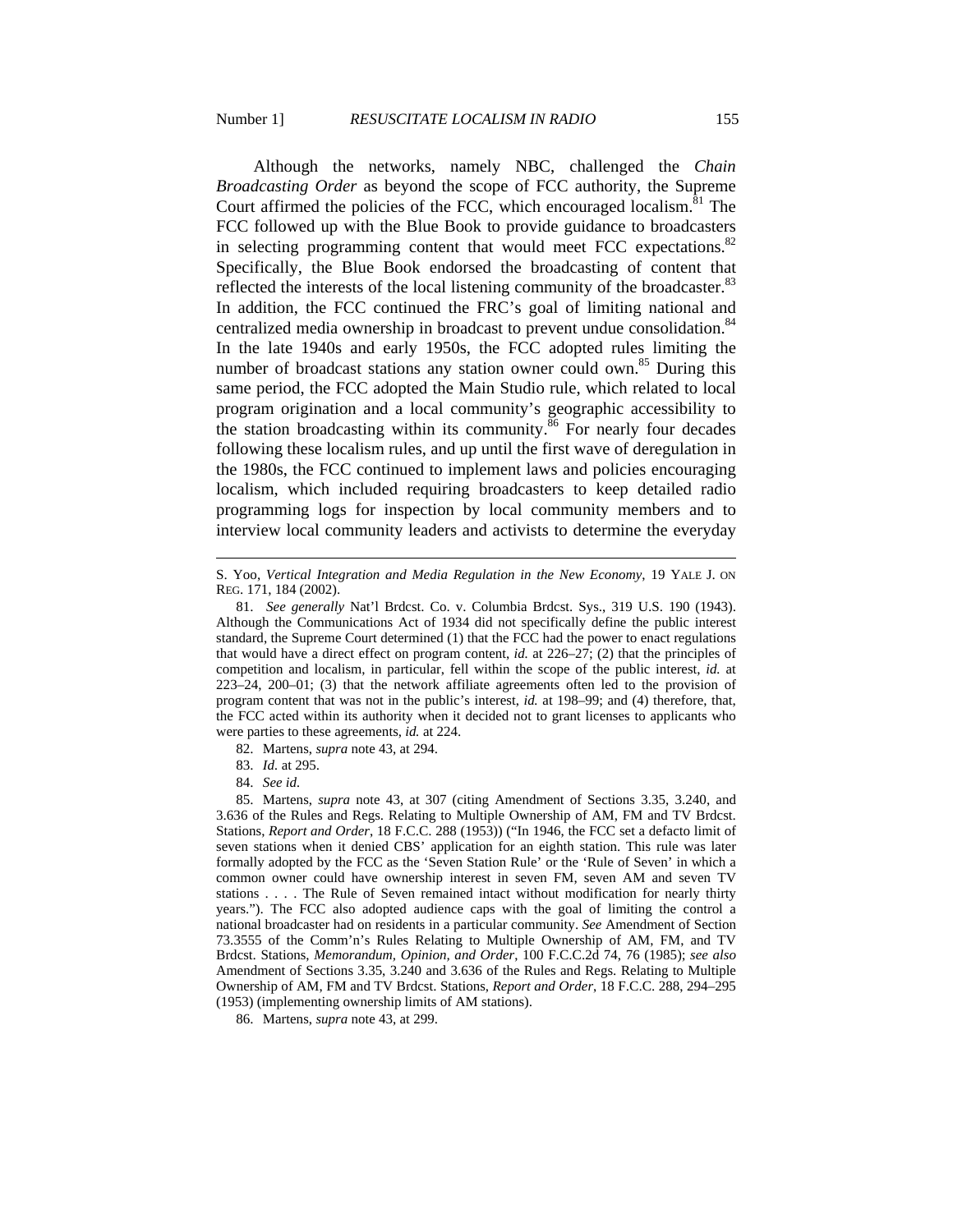Although the networks, namely NBC, challenged the *Chain Broadcasting Order* as beyond the scope of FCC authority, the Supreme Court affirmed the policies of the FCC, which encouraged localism.[81] The FCC followed up with the Blue Book to provide guidance to broadcasters in selecting programming content that would meet FCC expectations.[82] Specifically, the Blue Book endorsed the broadcasting of content that reflected the interests of the local listening community of the broadcaster.[83] In addition, the FCC continued the FRC's goal of limiting national and centralized media ownership in broadcast to prevent undue consolidation.[84] In the late 1940s and early 1950s, the FCC adopted rules limiting the number of broadcast stations any station owner could own.[85] During this same period, the FCC adopted the Main Studio rule, which related to local program origination and a local community's geographic accessibility to the station broadcasting within its community.[86] For nearly four decades following these localism rules, and up until the first wave of deregulation in the 1980s, the FCC continued to implement laws and policies encouraging localism, which included requiring broadcasters to keep detailed radio programming logs for inspection by local community members and to interview local community leaders and activists to determine the everyday

---

S. Yoo, *Vertical Integration and Media Regulation in the New Economy*, 19 YALE J. ON REG. 171, 184 (2002).

81. *See generally* Nat'l Brdcst. Co. v. Columbia Brdcst. Sys., 319 U.S. 190 (1943). Although the Communications Act of 1934 did not specifically define the public interest standard, the Supreme Court determined (1) that the FCC had the power to enact regulations that would have a direct effect on program content, *id.* at 226–27; (2) that the principles of competition and localism, in particular, fell within the scope of the public interest, *id.* at 223–24, 200–01; (3) that the network affiliate agreements often led to the provision of program content that was not in the public's interest, *id.* at 198–99; and (4) therefore, that, the FCC acted within its authority when it decided not to grant licenses to applicants who were parties to these agreements, *id.* at 224.

82. Martens, *supra* note 43, at 294.

83. *Id.* at 295.

84. *See id.*

85. Martens, *supra* note 43, at 307 (citing Amendment of Sections 3.35, 3.240, and 3.636 of the Rules and Regs. Relating to Multiple Ownership of AM, FM and TV Brdcst. Stations, *Report and Order*, 18 F.C.C. 288 (1953)) ("In 1946, the FCC set a defacto limit of seven stations when it denied CBS' application for an eighth station. This rule was later formally adopted by the FCC as the 'Seven Station Rule' or the 'Rule of Seven' in which a common owner could have ownership interest in seven FM, seven AM and seven TV stations . . . . The Rule of Seven remained intact without modification for nearly thirty years."). The FCC also adopted audience caps with the goal of limiting the control a national broadcaster had on residents in a particular community. *See* Amendment of Section 73.3555 of the Comm'n's Rules Relating to Multiple Ownership of AM, FM, and TV Brdcst. Stations, *Memorandum, Opinion, and Order*, 100 F.C.C.2d 74, 76 (1985); *see also* Amendment of Sections 3.35, 3.240 and 3.636 of the Rules and Regs. Relating to Multiple Ownership of AM, FM and TV Brdcst. Stations, *Report and Order*, 18 F.C.C. 288, 294–295 (1953) (implementing ownership limits of AM stations).

86. Martens, *supra* note 43, at 299.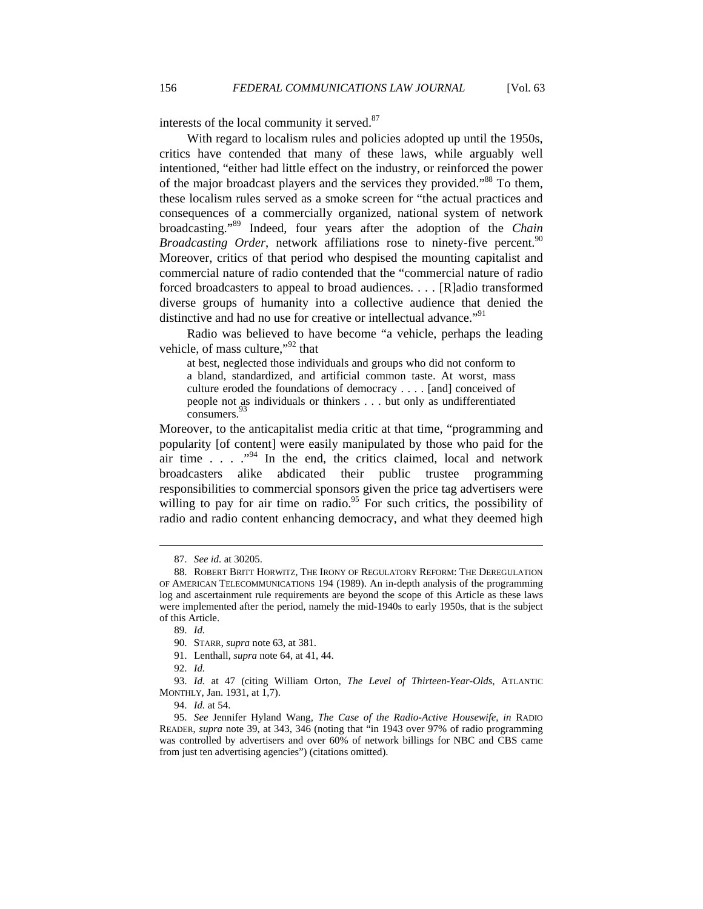interests of the local community it served.[87]

With regard to localism rules and policies adopted up until the 1950s, critics have contended that many of these laws, while arguably well intentioned, "either had little effect on the industry, or reinforced the power of the major broadcast players and the services they provided."[88] To them, these localism rules served as a smoke screen for "the actual practices and consequences of a commercially organized, national system of network broadcasting."[89] Indeed, four years after the adoption of the *Chain Broadcasting Order*, network affiliations rose to ninety-five percent.[90] Moreover, critics of that period who despised the mounting capitalist and commercial nature of radio contended that the "commercial nature of radio forced broadcasters to appeal to broad audiences. . . . [R]adio transformed diverse groups of humanity into a collective audience that denied the distinctive and had no use for creative or intellectual advance."[91]

Radio was believed to have become "a vehicle, perhaps the leading vehicle, of mass culture,"[92] that

> at best, neglected those individuals and groups who did not conform to a bland, standardized, and artificial common taste. At worst, mass culture eroded the foundations of democracy . . . . [and] conceived of people not as individuals or thinkers . . . but only as undifferentiated consumers.[93]

Moreover, to the anticapitalist media critic at that time, "programming and popularity [of content] were easily manipulated by those who paid for the air time . . . ."[94] In the end, the critics claimed, local and network broadcasters alike abdicated their public trustee programming responsibilities to commercial sponsors given the price tag advertisers were willing to pay for air time on radio.[95] For such critics, the possibility of radio and radio content enhancing democracy, and what they deemed high

---

87. *See id.* at 30205.

88. ROBERT BRITT HORWITZ, THE IRONY OF REGULATORY REFORM: THE DEREGULATION OF AMERICAN TELECOMMUNICATIONS 194 (1989). An in-depth analysis of the programming log and ascertainment rule requirements are beyond the scope of this Article as these laws were implemented after the period, namely the mid-1940s to early 1950s, that is the subject of this Article.

89. *Id.*

90. STARR, *supra* note 63, at 381.

91. Lenthall, *supra* note 64, at 41, 44.

92. *Id.*

93. *Id.* at 47 (citing William Orton, *The Level of Thirteen-Year-Olds*, ATLANTIC MONTHLY, Jan. 1931, at 1,7).

94. *Id.* at 54.

95. *See* Jennifer Hyland Wang, *The Case of the Radio-Active Housewife*, *in* RADIO READER, *supra* note 39, at 343, 346 (noting that "in 1943 over 97% of radio programming was controlled by advertisers and over 60% of network billings for NBC and CBS came from just ten advertising agencies") (citations omitted).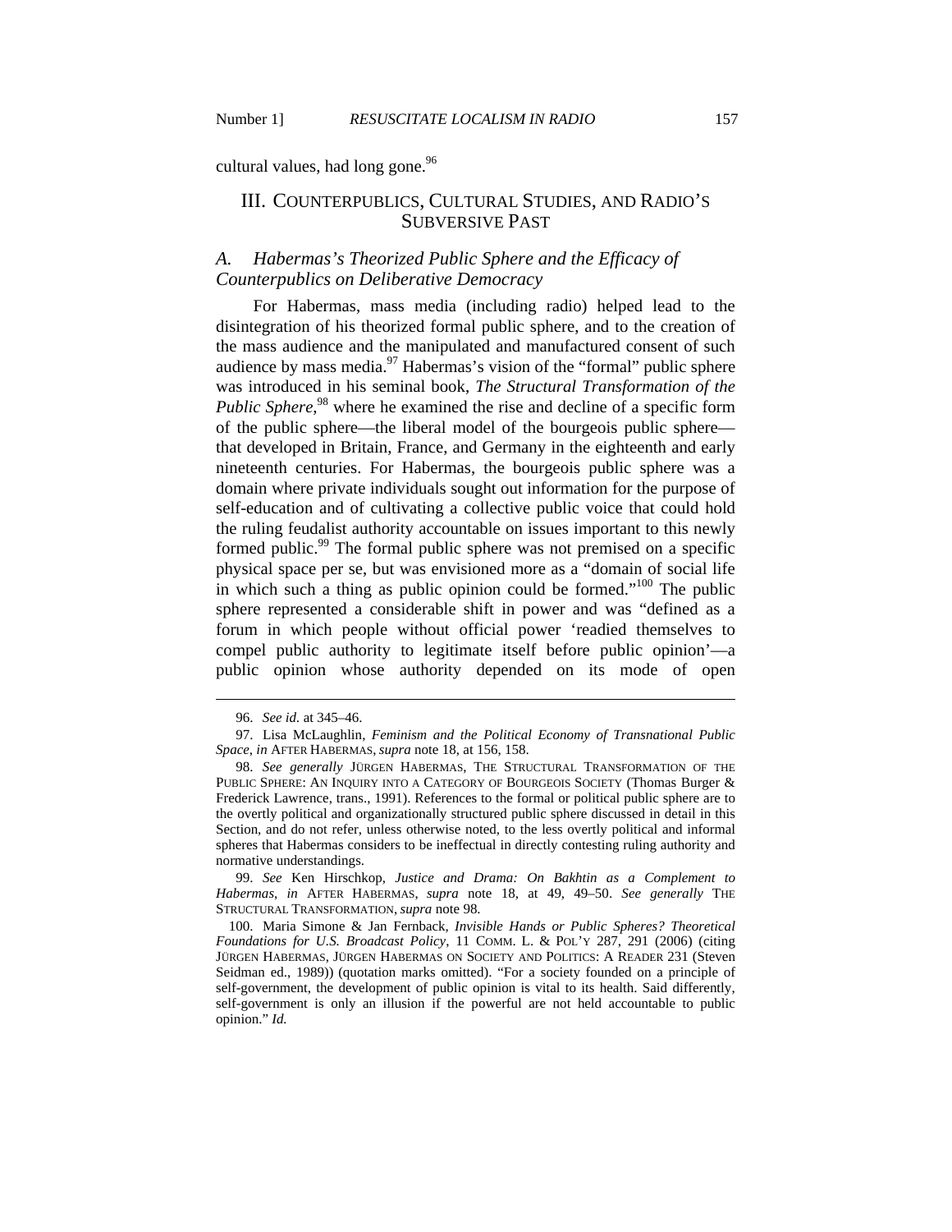cultural values, had long gone.[96]

## III. COUNTERPUBLICS, CULTURAL STUDIES, AND RADIO'S SUBVERSIVE PAST

### *A. Habermas's Theorized Public Sphere and the Efficacy of Counterpublics on Deliberative Democracy*

For Habermas, mass media (including radio) helped lead to the disintegration of his theorized formal public sphere, and to the creation of the mass audience and the manipulated and manufactured consent of such audience by mass media.[97] Habermas's vision of the "formal" public sphere was introduced in his seminal book, *The Structural Transformation of the Public Sphere*,[98] where he examined the rise and decline of a specific form of the public sphere—the liberal model of the bourgeois public sphere—that developed in Britain, France, and Germany in the eighteenth and early nineteenth centuries. For Habermas, the bourgeois public sphere was a domain where private individuals sought out information for the purpose of self-education and of cultivating a collective public voice that could hold the ruling feudalist authority accountable on issues important to this newly formed public.[99] The formal public sphere was not premised on a specific physical space per se, but was envisioned more as a "domain of social life in which such a thing as public opinion could be formed."[100] The public sphere represented a considerable shift in power and was "defined as a forum in which people without official power 'readied themselves to compel public authority to legitimate itself before public opinion'—a public opinion whose authority depended on its mode of open

---

96. *See id.* at 345–46.

97. Lisa McLaughlin, *Feminism and the Political Economy of Transnational Public Space*, *in* AFTER HABERMAS, *supra* note 18, at 156, 158.

98. *See generally* JÜRGEN HABERMAS, THE STRUCTURAL TRANSFORMATION OF THE PUBLIC SPHERE: AN INQUIRY INTO A CATEGORY OF BOURGEOIS SOCIETY (Thomas Burger & Frederick Lawrence, trans., 1991). References to the formal or political public sphere are to the overtly political and organizationally structured public sphere discussed in detail in this Section, and do not refer, unless otherwise noted, to the less overtly political and informal spheres that Habermas considers to be ineffectual in directly contesting ruling authority and normative understandings.

99. *See* Ken Hirschkop, *Justice and Drama: On Bakhtin as a Complement to Habermas*, *in* AFTER HABERMAS, *supra* note 18, at 49, 49–50. *See generally* THE STRUCTURAL TRANSFORMATION, *supra* note 98.

100. Maria Simone & Jan Fernback, *Invisible Hands or Public Spheres? Theoretical Foundations for U.S. Broadcast Policy*, 11 COMM. L. & POL'Y 287, 291 (2006) (citing JÜRGEN HABERMAS, JÜRGEN HABERMAS ON SOCIETY AND POLITICS: A READER 231 (Steven Seidman ed., 1989)) (quotation marks omitted). "For a society founded on a principle of self-government, the development of public opinion is vital to its health. Said differently, self-government is only an illusion if the powerful are not held accountable to public opinion." *Id.*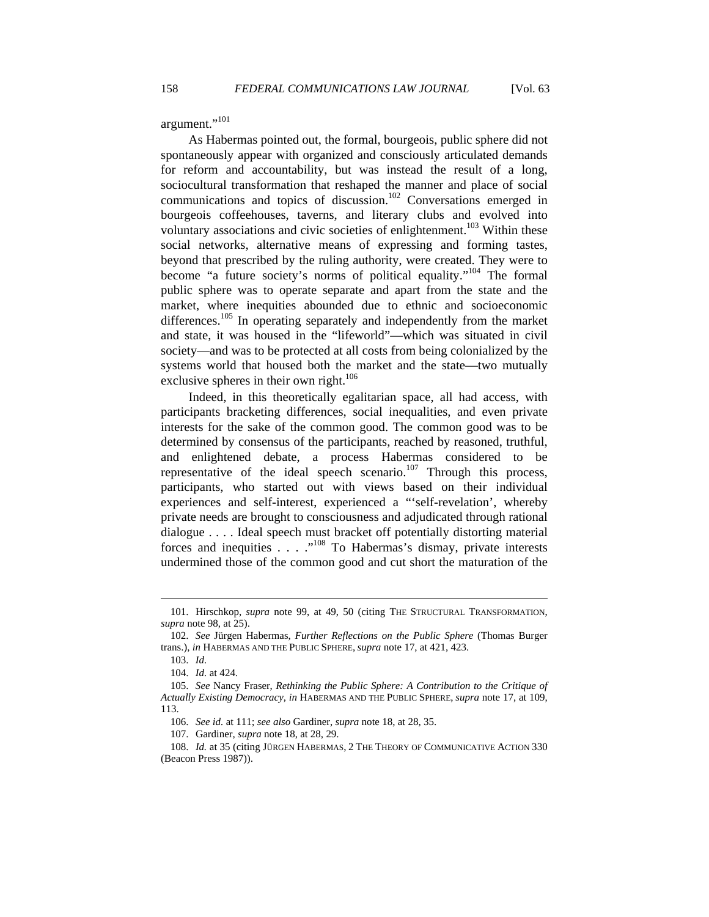argument."[101]

As Habermas pointed out, the formal, bourgeois, public sphere did not spontaneously appear with organized and consciously articulated demands for reform and accountability, but was instead the result of a long, sociocultural transformation that reshaped the manner and place of social communications and topics of discussion.[102] Conversations emerged in bourgeois coffeehouses, taverns, and literary clubs and evolved into voluntary associations and civic societies of enlightenment.[103] Within these social networks, alternative means of expressing and forming tastes, beyond that prescribed by the ruling authority, were created. They were to become "a future society's norms of political equality."[104] The formal public sphere was to operate separate and apart from the state and the market, where inequities abounded due to ethnic and socioeconomic differences.[105] In operating separately and independently from the market and state, it was housed in the "lifeworld"—which was situated in civil society—and was to be protected at all costs from being colonialized by the systems world that housed both the market and the state—two mutually exclusive spheres in their own right.[106]

Indeed, in this theoretically egalitarian space, all had access, with participants bracketing differences, social inequalities, and even private interests for the sake of the common good. The common good was to be determined by consensus of the participants, reached by reasoned, truthful, and enlightened debate, a process Habermas considered to be representative of the ideal speech scenario.[107] Through this process, participants, who started out with views based on their individual experiences and self-interest, experienced a "'self-revelation', whereby private needs are brought to consciousness and adjudicated through rational dialogue . . . . Ideal speech must bracket off potentially distorting material forces and inequities . . . ."[108] To Habermas's dismay, private interests undermined those of the common good and cut short the maturation of the

---

101. Hirschkop, *supra* note 99, at 49, 50 (citing THE STRUCTURAL TRANSFORMATION, *supra* note 98, at 25).

102. *See* Jürgen Habermas, *Further Reflections on the Public Sphere* (Thomas Burger trans.), *in* HABERMAS AND THE PUBLIC SPHERE, *supra* note 17, at 421, 423.

103. *Id.*

104. *Id.* at 424.

105. *See* Nancy Fraser, *Rethinking the Public Sphere: A Contribution to the Critique of Actually Existing Democracy*, *in* HABERMAS AND THE PUBLIC SPHERE, *supra* note 17, at 109, 113.

106. *See id.* at 111; *see also* Gardiner, *supra* note 18, at 28, 35.

107. Gardiner, *supra* note 18, at 28, 29.

108. *Id.* at 35 (citing JÜRGEN HABERMAS, 2 THE THEORY OF COMMUNICATIVE ACTION 330 (Beacon Press 1987)).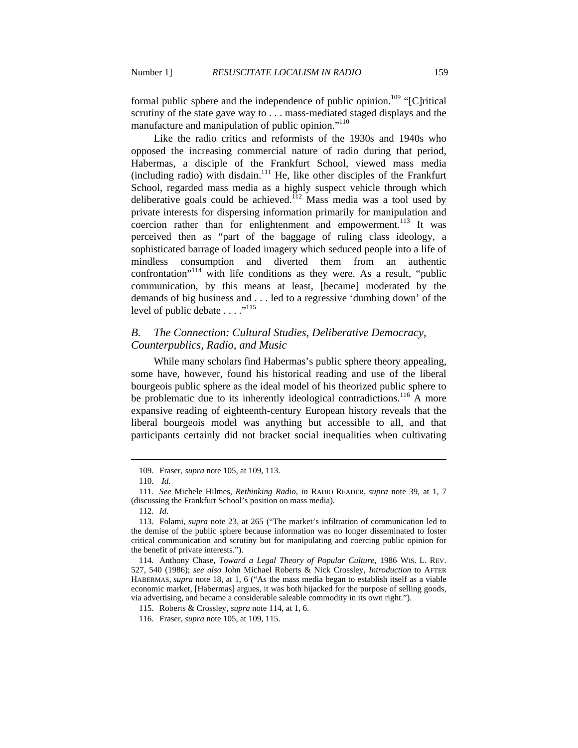formal public sphere and the independence of public opinion.[109] "[C]ritical scrutiny of the state gave way to . . . mass-mediated staged displays and the manufacture and manipulation of public opinion."[110]

Like the radio critics and reformists of the 1930s and 1940s who opposed the increasing commercial nature of radio during that period, Habermas, a disciple of the Frankfurt School, viewed mass media (including radio) with disdain.[111] He, like other disciples of the Frankfurt School, regarded mass media as a highly suspect vehicle through which deliberative goals could be achieved.[112] Mass media was a tool used by private interests for dispersing information primarily for manipulation and coercion rather than for enlightenment and empowerment.[113] It was perceived then as "part of the baggage of ruling class ideology, a sophisticated barrage of loaded imagery which seduced people into a life of mindless consumption and diverted them from an authentic confrontation"[114] with life conditions as they were. As a result, "public communication, by this means at least, [became] moderated by the demands of big business and . . . led to a regressive 'dumbing down' of the level of public debate . . . ."[115]

### *B. The Connection: Cultural Studies, Deliberative Democracy, Counterpublics, Radio, and Music*

While many scholars find Habermas's public sphere theory appealing, some have, however, found his historical reading and use of the liberal bourgeois public sphere as the ideal model of his theorized public sphere to be problematic due to its inherently ideological contradictions.[116] A more expansive reading of eighteenth-century European history reveals that the liberal bourgeois model was anything but accessible to all, and that participants certainly did not bracket social inequalities when cultivating

---

109. Fraser, *supra* note 105, at 109, 113.

110. *Id.*

111. *See* Michele Hilmes, *Rethinking Radio*, *in* RADIO READER, *supra* note 39, at 1, 7 (discussing the Frankfurt School's position on mass media).

112. *Id*.

113. Folami, *supra* note 23, at 265 ("The market's infiltration of communication led to the demise of the public sphere because information was no longer disseminated to foster critical communication and scrutiny but for manipulating and coercing public opinion for the benefit of private interests.").

114. Anthony Chase, *Toward a Legal Theory of Popular Culture*, 1986 WIS. L. REV. 527, 540 (1986); *see also* John Michael Roberts & Nick Crossley, *Introduction* to AFTER HABERMAS, *supra* note 18, at 1, 6 ("As the mass media began to establish itself as a viable economic market, [Habermas] argues, it was both hijacked for the purpose of selling goods, via advertising, and became a considerable saleable commodity in its own right.").

115. Roberts & Crossley, *supra* note 114, at 1, 6.

116. Fraser, *supra* note 105, at 109, 115.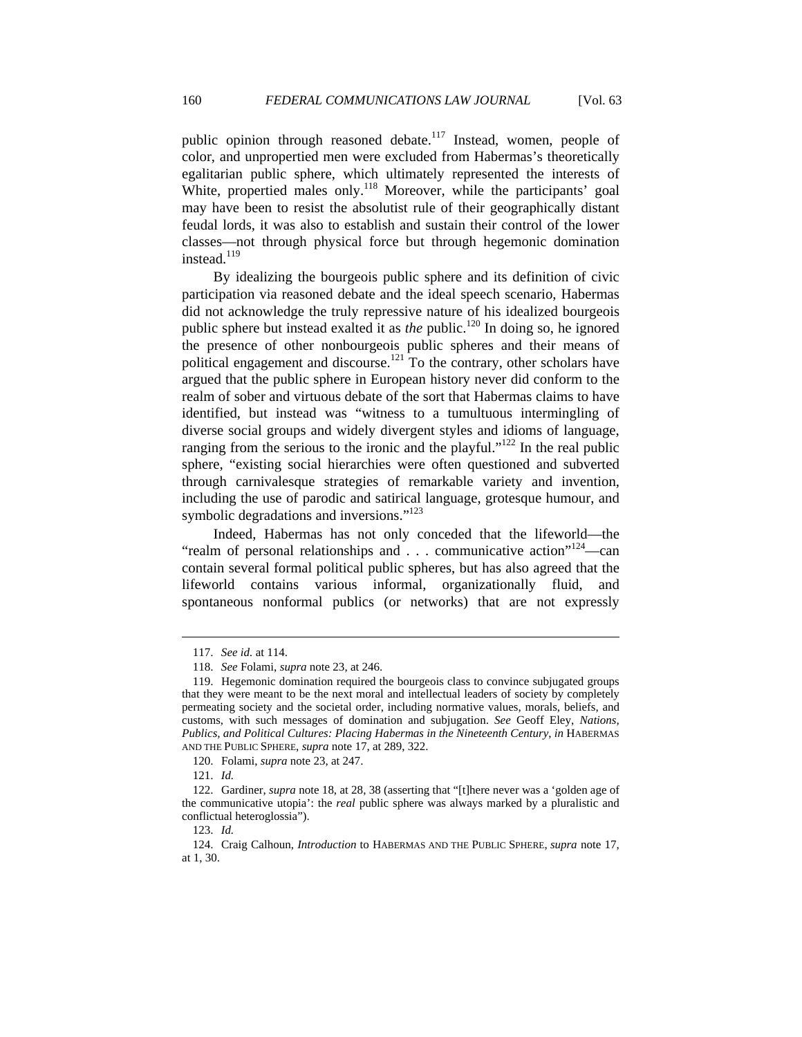public opinion through reasoned debate.[117] Instead, women, people of color, and unpropertied men were excluded from Habermas's theoretically egalitarian public sphere, which ultimately represented the interests of White, propertied males only.[118] Moreover, while the participants' goal may have been to resist the absolutist rule of their geographically distant feudal lords, it was also to establish and sustain their control of the lower classes—not through physical force but through hegemonic domination instead.[119]

By idealizing the bourgeois public sphere and its definition of civic participation via reasoned debate and the ideal speech scenario, Habermas did not acknowledge the truly repressive nature of his idealized bourgeois public sphere but instead exalted it as *the* public.[120] In doing so, he ignored the presence of other nonbourgeois public spheres and their means of political engagement and discourse.[121] To the contrary, other scholars have argued that the public sphere in European history never did conform to the realm of sober and virtuous debate of the sort that Habermas claims to have identified, but instead was "witness to a tumultuous intermingling of diverse social groups and widely divergent styles and idioms of language, ranging from the serious to the ironic and the playful."[122] In the real public sphere, "existing social hierarchies were often questioned and subverted through carnivalesque strategies of remarkable variety and invention, including the use of parodic and satirical language, grotesque humour, and symbolic degradations and inversions."[123]

Indeed, Habermas has not only conceded that the lifeworld—the "realm of personal relationships and . . . communicative action"[124]—can contain several formal political public spheres, but has also agreed that the lifeworld contains various informal, organizationally fluid, and spontaneous nonformal publics (or networks) that are not expressly

---

117. *See id.* at 114.

118. *See* Folami, *supra* note 23, at 246.

119. Hegemonic domination required the bourgeois class to convince subjugated groups that they were meant to be the next moral and intellectual leaders of society by completely permeating society and the societal order, including normative values, morals, beliefs, and customs, with such messages of domination and subjugation. *See* Geoff Eley, *Nations, Publics, and Political Cultures: Placing Habermas in the Nineteenth Century*, *in* HABERMAS AND THE PUBLIC SPHERE, *supra* note 17, at 289, 322.

120. Folami, *supra* note 23, at 247.

121. *Id.*

122. Gardiner, *supra* note 18, at 28, 38 (asserting that "[t]here never was a 'golden age of the communicative utopia': the *real* public sphere was always marked by a pluralistic and conflictual heteroglossia").

123. *Id.*

124. Craig Calhoun, *Introduction* to HABERMAS AND THE PUBLIC SPHERE, *supra* note 17, at 1, 30.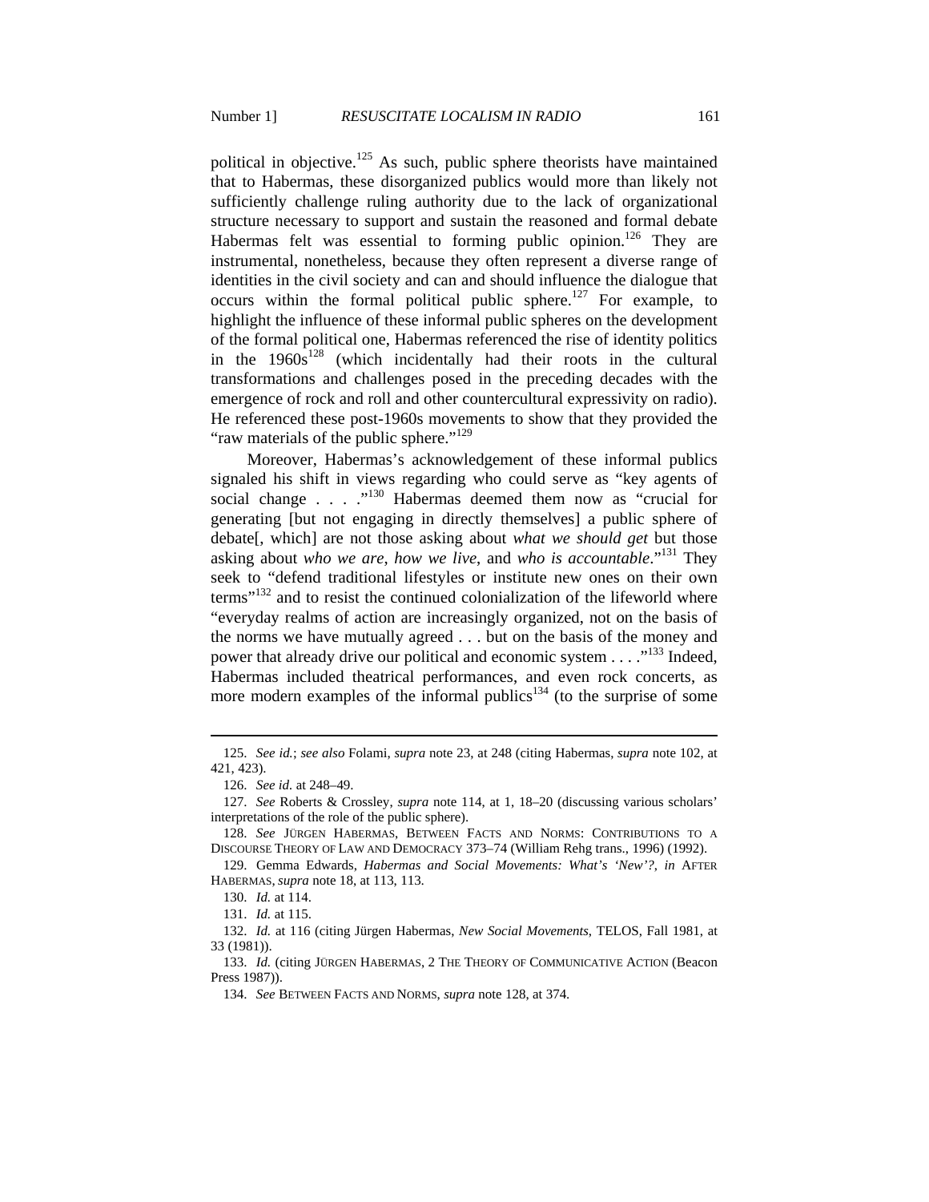political in objective.[125] As such, public sphere theorists have maintained that to Habermas, these disorganized publics would more than likely not sufficiently challenge ruling authority due to the lack of organizational structure necessary to support and sustain the reasoned and formal debate Habermas felt was essential to forming public opinion.[126] They are instrumental, nonetheless, because they often represent a diverse range of identities in the civil society and can and should influence the dialogue that occurs within the formal political public sphere.[127] For example, to highlight the influence of these informal public spheres on the development of the formal political one, Habermas referenced the rise of identity politics in the 1960s[128] (which incidentally had their roots in the cultural transformations and challenges posed in the preceding decades with the emergence of rock and roll and other countercultural expressivity on radio). He referenced these post-1960s movements to show that they provided the "raw materials of the public sphere."[129]

Moreover, Habermas's acknowledgement of these informal publics signaled his shift in views regarding who could serve as "key agents of social change . . . ."[130] Habermas deemed them now as "crucial for generating [but not engaging in directly themselves] a public sphere of debate[, which] are not those asking about *what we should get* but those asking about *who we are*, *how we live*, and *who is accountable*."[131] They seek to "defend traditional lifestyles or institute new ones on their own terms"[132] and to resist the continued colonialization of the lifeworld where "everyday realms of action are increasingly organized, not on the basis of the norms we have mutually agreed . . . but on the basis of the money and power that already drive our political and economic system . . . ."[133] Indeed, Habermas included theatrical performances, and even rock concerts, as more modern examples of the informal publics[134] (to the surprise of some

---

125. *See id.*; *see also* Folami, *supra* note 23, at 248 (citing Habermas, *supra* note 102, at 421, 423).

126. *See id.* at 248–49.

127. *See* Roberts & Crossley, *supra* note 114, at 1, 18–20 (discussing various scholars' interpretations of the role of the public sphere).

128. *See* JÜRGEN HABERMAS, BETWEEN FACTS AND NORMS: CONTRIBUTIONS TO A DISCOURSE THEORY OF LAW AND DEMOCRACY 373–74 (William Rehg trans., 1996) (1992).

129. Gemma Edwards, *Habermas and Social Movements: What's 'New'?*, *in* AFTER HABERMAS, *supra* note 18, at 113, 113.

130. *Id.* at 114.

131. *Id.* at 115.

132. *Id.* at 116 (citing Jürgen Habermas, *New Social Movements*, TELOS, Fall 1981, at 33 (1981)).

133. *Id.* (citing JÜRGEN HABERMAS, 2 THE THEORY OF COMMUNICATIVE ACTION (Beacon Press 1987)).

134. *See* BETWEEN FACTS AND NORMS, *supra* note 128, at 374.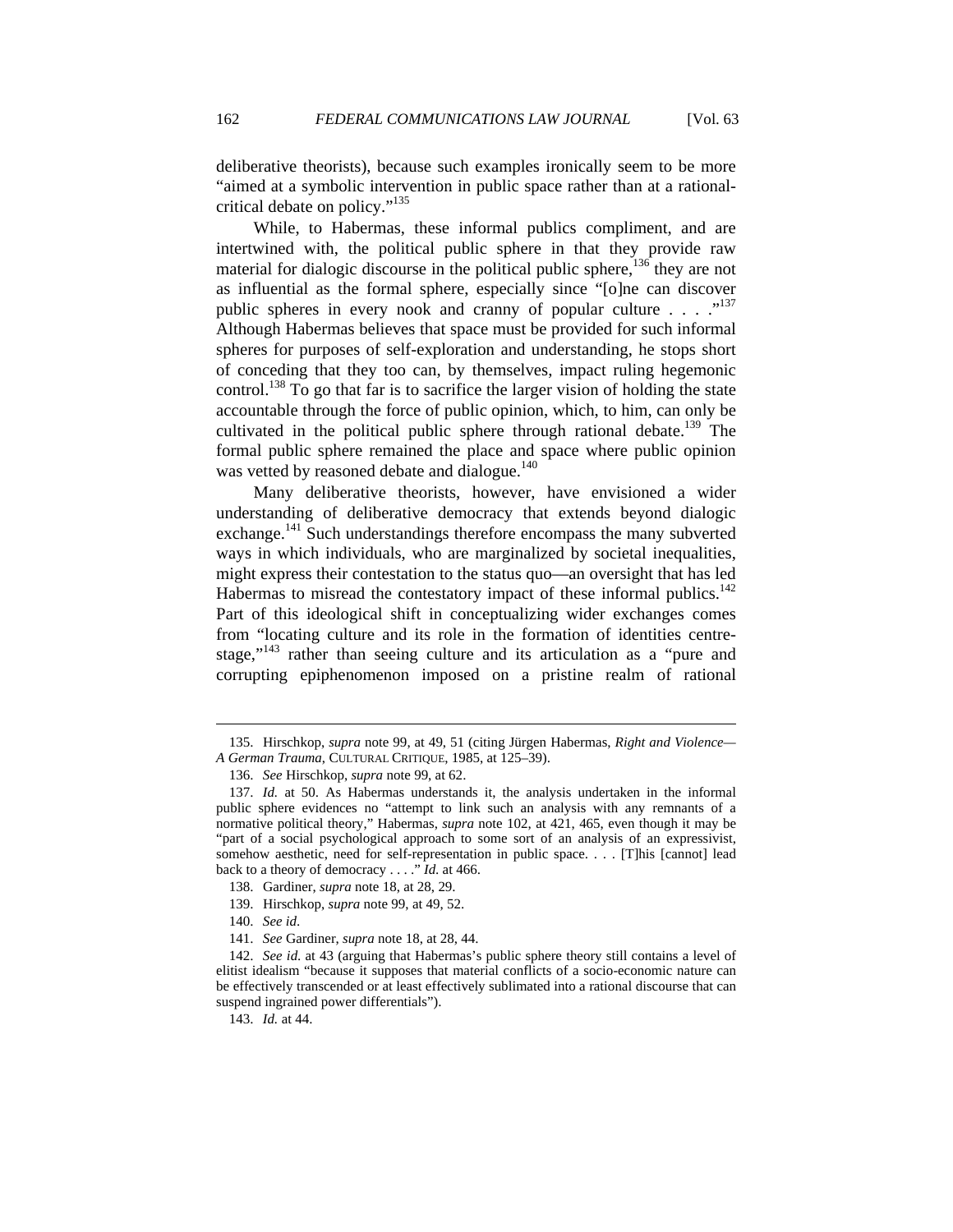deliberative theorists), because such examples ironically seem to be more "aimed at a symbolic intervention in public space rather than at a rational-critical debate on policy."[135]

While, to Habermas, these informal publics compliment, and are intertwined with, the political public sphere in that they provide raw material for dialogic discourse in the political public sphere,[136] they are not as influential as the formal sphere, especially since "[o]ne can discover public spheres in every nook and cranny of popular culture . . . ."[137] Although Habermas believes that space must be provided for such informal spheres for purposes of self-exploration and understanding, he stops short of conceding that they too can, by themselves, impact ruling hegemonic control.[138] To go that far is to sacrifice the larger vision of holding the state accountable through the force of public opinion, which, to him, can only be cultivated in the political public sphere through rational debate.[139] The formal public sphere remained the place and space where public opinion was vetted by reasoned debate and dialogue.[140]

Many deliberative theorists, however, have envisioned a wider understanding of deliberative democracy that extends beyond dialogic exchange.[141] Such understandings therefore encompass the many subverted ways in which individuals, who are marginalized by societal inequalities, might express their contestation to the status quo—an oversight that has led Habermas to misread the contestatory impact of these informal publics.[142] Part of this ideological shift in conceptualizing wider exchanges comes from "locating culture and its role in the formation of identities centre-stage,"[143] rather than seeing culture and its articulation as a "pure and corrupting epiphenomenon imposed on a pristine realm of rational

---

135. Hirschkop, *supra* note 99, at 49, 51 (citing Jürgen Habermas, *Right and Violence—A German Trauma*, CULTURAL CRITIQUE, 1985, at 125–39).

136. *See* Hirschkop, *supra* note 99, at 62.

137. *Id.* at 50. As Habermas understands it, the analysis undertaken in the informal public sphere evidences no "attempt to link such an analysis with any remnants of a normative political theory," Habermas, *supra* note 102, at 421, 465, even though it may be "part of a social psychological approach to some sort of an analysis of an expressivist, somehow aesthetic, need for self-representation in public space. . . . [T]his [cannot] lead back to a theory of democracy . . . ." *Id.* at 466.

138. Gardiner, *supra* note 18, at 28, 29.

139. Hirschkop, *supra* note 99, at 49, 52.

140. *See id*.

141. *See* Gardiner, *supra* note 18, at 28, 44.

142. *See id.* at 43 (arguing that Habermas's public sphere theory still contains a level of elitist idealism "because it supposes that material conflicts of a socio-economic nature can be effectively transcended or at least effectively sublimated into a rational discourse that can suspend ingrained power differentials").

143. *Id.* at 44.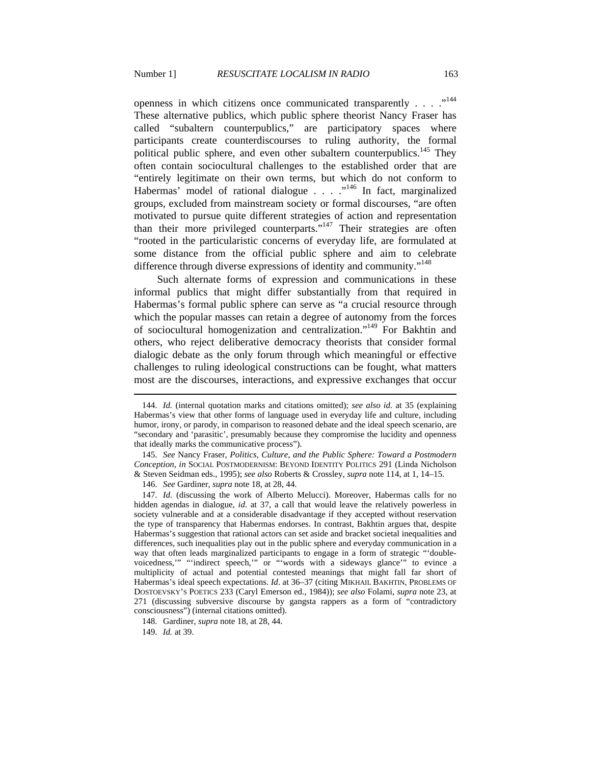openness in which citizens once communicated transparently . . . ."[144] These alternative publics, which public sphere theorist Nancy Fraser has called "subaltern counterpublics," are participatory spaces where participants create counterdiscourses to ruling authority, the formal political public sphere, and even other subaltern counterpublics.[145] They often contain sociocultural challenges to the established order that are "entirely legitimate on their own terms, but which do not conform to Habermas' model of rational dialogue . . . ."[146] In fact, marginalized groups, excluded from mainstream society or formal discourses, "are often motivated to pursue quite different strategies of action and representation than their more privileged counterparts."[147] Their strategies are often "rooted in the particularistic concerns of everyday life, are formulated at some distance from the official public sphere and aim to celebrate difference through diverse expressions of identity and community."[148]

Such alternate forms of expression and communications in these informal publics that might differ substantially from that required in Habermas's formal public sphere can serve as "a crucial resource through which the popular masses can retain a degree of autonomy from the forces of sociocultural homogenization and centralization."[149] For Bakhtin and others, who reject deliberative democracy theorists that consider formal dialogic debate as the only forum through which meaningful or effective challenges to ruling ideological constructions can be fought, what matters most are the discourses, interactions, and expressive exchanges that occur

---

144. *Id.* (internal quotation marks and citations omitted); *see also id.* at 35 (explaining Habermas's view that other forms of language used in everyday life and culture, including humor, irony, or parody, in comparison to reasoned debate and the ideal speech scenario, are "secondary and 'parasitic', presumably because they compromise the lucidity and openness that ideally marks the communicative process").

145. *See* Nancy Fraser, *Politics, Culture, and the Public Sphere: Toward a Postmodern Conception*, *in* SOCIAL POSTMODERNISM: BEYOND IDENTITY POLITICS 291 (Linda Nicholson & Steven Seidman eds., 1995); *see also* Roberts & Crossley, *supra* note 114, at 1, 14–15.

146. *See* Gardiner, *supra* note 18, at 28, 44.

147. *Id.* (discussing the work of Alberto Melucci). Moreover, Habermas calls for no hidden agendas in dialogue, *id.* at 37, a call that would leave the relatively powerless in society vulnerable and at a considerable disadvantage if they accepted without reservation the type of transparency that Habermas endorses. In contrast, Bakhtin argues that, despite Habermas's suggestion that rational actors can set aside and bracket societal inequalities and differences, such inequalities play out in the public sphere and everyday communication in a way that often leads marginalized participants to engage in a form of strategic "'double-voicedness,'" "'indirect speech,'" or "'words with a sideways glance'" to evince a multiplicity of actual and potential contested meanings that might fall far short of Habermas's ideal speech expectations. *Id.* at 36–37 (citing MIKHAIL BAKHTIN, PROBLEMS OF DOSTOEVSKY'S POETICS 233 (Caryl Emerson ed., 1984)); *see also* Folami, *supra* note 23, at 271 (discussing subversive discourse by gangsta rappers as a form of "contradictory consciousness") (internal citations omitted).

148. Gardiner, *supra* note 18, at 28, 44.

149. *Id.* at 39.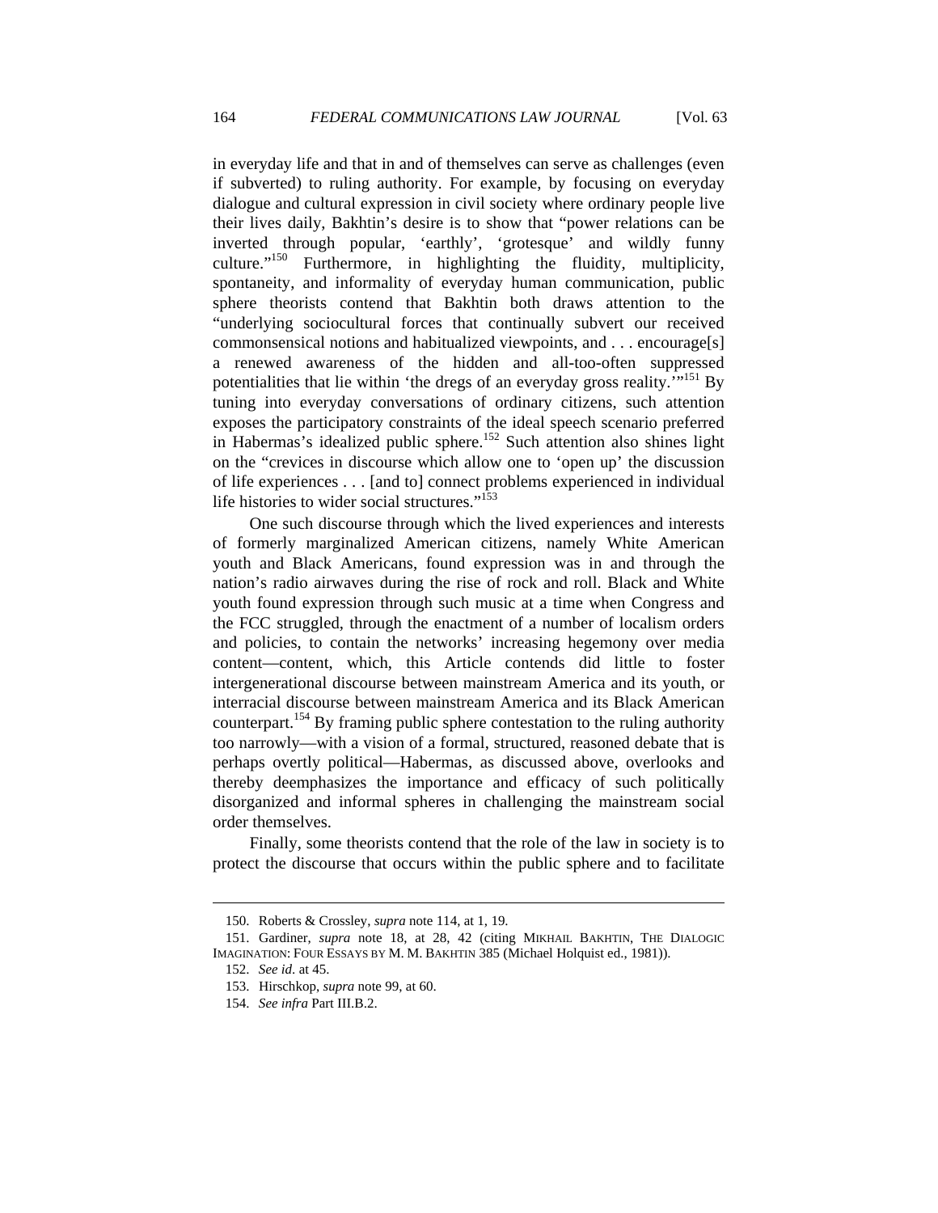in everyday life and that in and of themselves can serve as challenges (even if subverted) to ruling authority. For example, by focusing on everyday dialogue and cultural expression in civil society where ordinary people live their lives daily, Bakhtin's desire is to show that "power relations can be inverted through popular, 'earthly', 'grotesque' and wildly funny culture."[150] Furthermore, in highlighting the fluidity, multiplicity, spontaneity, and informality of everyday human communication, public sphere theorists contend that Bakhtin both draws attention to the "underlying sociocultural forces that continually subvert our received commonsensical notions and habitualized viewpoints, and . . . encourage[s] a renewed awareness of the hidden and all-too-often suppressed potentialities that lie within 'the dregs of an everyday gross reality.'"[151] By tuning into everyday conversations of ordinary citizens, such attention exposes the participatory constraints of the ideal speech scenario preferred in Habermas's idealized public sphere.[152] Such attention also shines light on the "crevices in discourse which allow one to 'open up' the discussion of life experiences . . . [and to] connect problems experienced in individual life histories to wider social structures."[153]

One such discourse through which the lived experiences and interests of formerly marginalized American citizens, namely White American youth and Black Americans, found expression was in and through the nation's radio airwaves during the rise of rock and roll. Black and White youth found expression through such music at a time when Congress and the FCC struggled, through the enactment of a number of localism orders and policies, to contain the networks' increasing hegemony over media content—content, which, this Article contends did little to foster intergenerational discourse between mainstream America and its youth, or interracial discourse between mainstream America and its Black American counterpart.[154] By framing public sphere contestation to the ruling authority too narrowly—with a vision of a formal, structured, reasoned debate that is perhaps overtly political—Habermas, as discussed above, overlooks and thereby deemphasizes the importance and efficacy of such politically disorganized and informal spheres in challenging the mainstream social order themselves.

Finally, some theorists contend that the role of the law in society is to protect the discourse that occurs within the public sphere and to facilitate

---

150. Roberts & Crossley, *supra* note 114, at 1, 19.

151. Gardiner, *supra* note 18, at 28, 42 (citing MIKHAIL BAKHTIN, THE DIALOGIC IMAGINATION: FOUR ESSAYS BY M. M. BAKHTIN 385 (Michael Holquist ed., 1981)).

152. *See id.* at 45.

153. Hirschkop, *supra* note 99, at 60.

154. *See infra* Part III.B.2.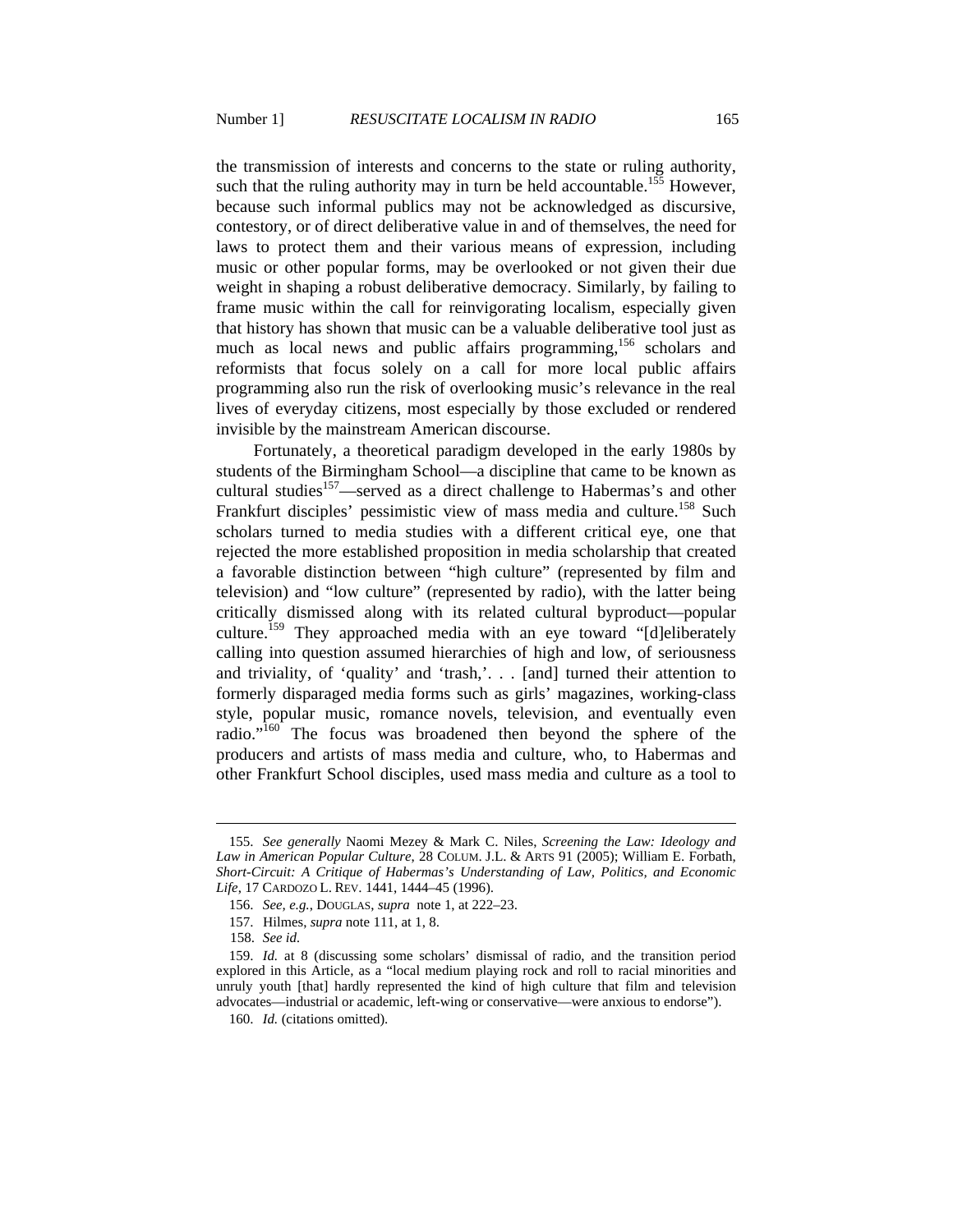the transmission of interests and concerns to the state or ruling authority, such that the ruling authority may in turn be held accountable.[155] However, because such informal publics may not be acknowledged as discursive, contestory, or of direct deliberative value in and of themselves, the need for laws to protect them and their various means of expression, including music or other popular forms, may be overlooked or not given their due weight in shaping a robust deliberative democracy. Similarly, by failing to frame music within the call for reinvigorating localism, especially given that history has shown that music can be a valuable deliberative tool just as much as local news and public affairs programming,[156] scholars and reformists that focus solely on a call for more local public affairs programming also run the risk of overlooking music's relevance in the real lives of everyday citizens, most especially by those excluded or rendered invisible by the mainstream American discourse.

Fortunately, a theoretical paradigm developed in the early 1980s by students of the Birmingham School—a discipline that came to be known as cultural studies[157]—served as a direct challenge to Habermas's and other Frankfurt disciples' pessimistic view of mass media and culture.[158] Such scholars turned to media studies with a different critical eye, one that rejected the more established proposition in media scholarship that created a favorable distinction between "high culture" (represented by film and television) and "low culture" (represented by radio), with the latter being critically dismissed along with its related cultural byproduct—popular culture.[159] They approached media with an eye toward "[d]eliberately calling into question assumed hierarchies of high and low, of seriousness and triviality, of 'quality' and 'trash,'. . . [and] turned their attention to formerly disparaged media forms such as girls' magazines, working-class style, popular music, romance novels, television, and eventually even radio."[160] The focus was broadened then beyond the sphere of the producers and artists of mass media and culture, who, to Habermas and other Frankfurt School disciples, used mass media and culture as a tool to

---

155. *See generally* Naomi Mezey & Mark C. Niles, *Screening the Law: Ideology and Law in American Popular Culture*, 28 COLUM. J.L. & ARTS 91 (2005); William E. Forbath, *Short-Circuit: A Critique of Habermas's Understanding of Law, Politics, and Economic Life*, 17 CARDOZO L. REV. 1441, 1444–45 (1996).

156. *See, e.g.*, DOUGLAS, *supra* note 1, at 222–23.

157. Hilmes, *supra* note 111, at 1, 8.

158. *See id.*

159. *Id.* at 8 (discussing some scholars' dismissal of radio, and the transition period explored in this Article, as a "local medium playing rock and roll to racial minorities and unruly youth [that] hardly represented the kind of high culture that film and television advocates—industrial or academic, left-wing or conservative—were anxious to endorse").

160. *Id.* (citations omitted).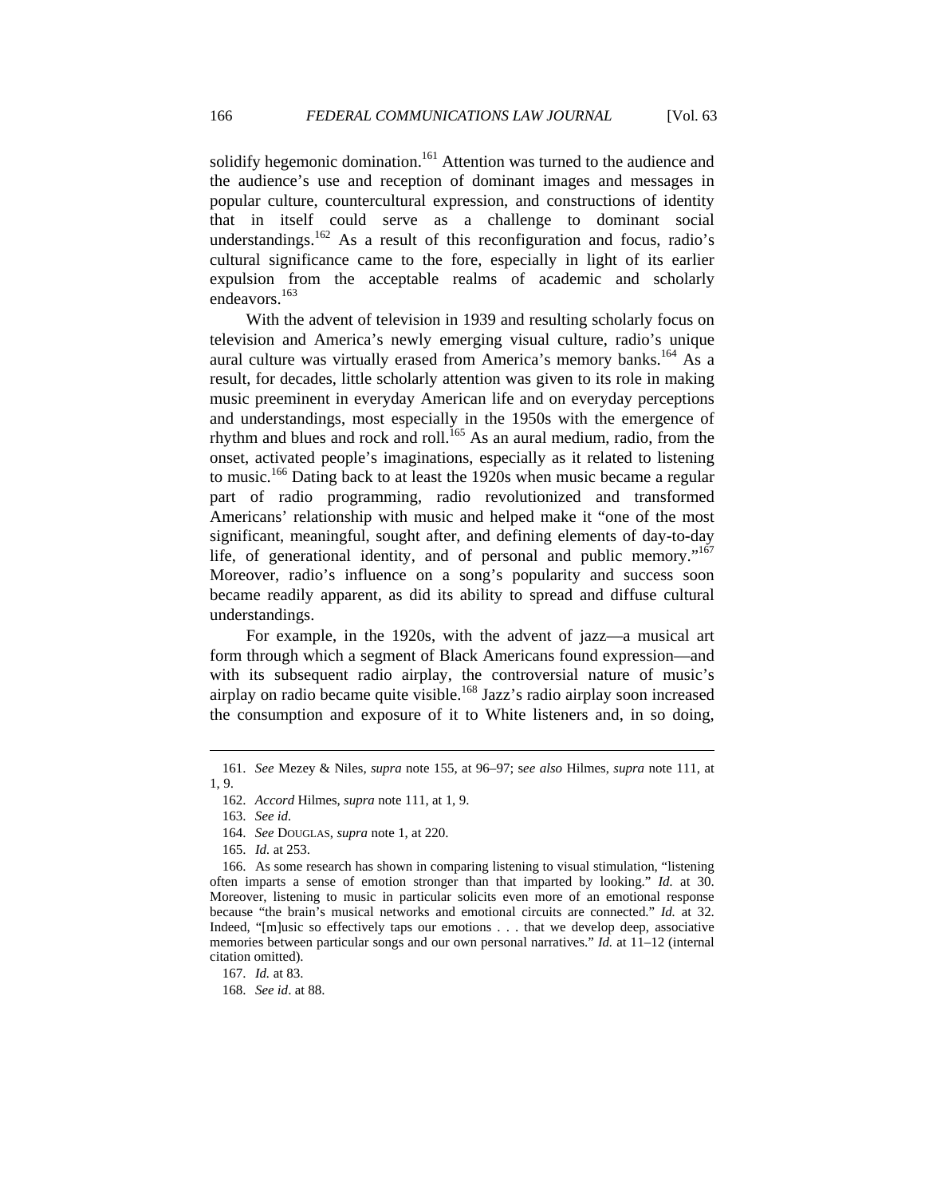solidify hegemonic domination.[161] Attention was turned to the audience and the audience's use and reception of dominant images and messages in popular culture, countercultural expression, and constructions of identity that in itself could serve as a challenge to dominant social understandings.[162] As a result of this reconfiguration and focus, radio's cultural significance came to the fore, especially in light of its earlier expulsion from the acceptable realms of academic and scholarly endeavors.[163]

With the advent of television in 1939 and resulting scholarly focus on television and America's newly emerging visual culture, radio's unique aural culture was virtually erased from America's memory banks.[164] As a result, for decades, little scholarly attention was given to its role in making music preeminent in everyday American life and on everyday perceptions and understandings, most especially in the 1950s with the emergence of rhythm and blues and rock and roll.[165] As an aural medium, radio, from the onset, activated people's imaginations, especially as it related to listening to music.[166] Dating back to at least the 1920s when music became a regular part of radio programming, radio revolutionized and transformed Americans' relationship with music and helped make it "one of the most significant, meaningful, sought after, and defining elements of day-to-day life, of generational identity, and of personal and public memory."[167] Moreover, radio's influence on a song's popularity and success soon became readily apparent, as did its ability to spread and diffuse cultural understandings.

For example, in the 1920s, with the advent of jazz—a musical art form through which a segment of Black Americans found expression—and with its subsequent radio airplay, the controversial nature of music's airplay on radio became quite visible.[168] Jazz's radio airplay soon increased the consumption and exposure of it to White listeners and, in so doing,

---

161. *See* Mezey & Niles, *supra* note 155, at 96–97; *see also* Hilmes, *supra* note 111, at 1, 9.

162. *Accord* Hilmes, *supra* note 111, at 1, 9.

163. *See id.*

164. *See* DOUGLAS, *supra* note 1, at 220.

165. *Id.* at 253.

166. As some research has shown in comparing listening to visual stimulation, "listening often imparts a sense of emotion stronger than that imparted by looking." *Id.* at 30. Moreover, listening to music in particular solicits even more of an emotional response because "the brain's musical networks and emotional circuits are connected." *Id.* at 32. Indeed, "[m]usic so effectively taps our emotions . . . that we develop deep, associative memories between particular songs and our own personal narratives." *Id.* at 11–12 (internal citation omitted).

167. *Id.* at 83.

168. *See id*. at 88.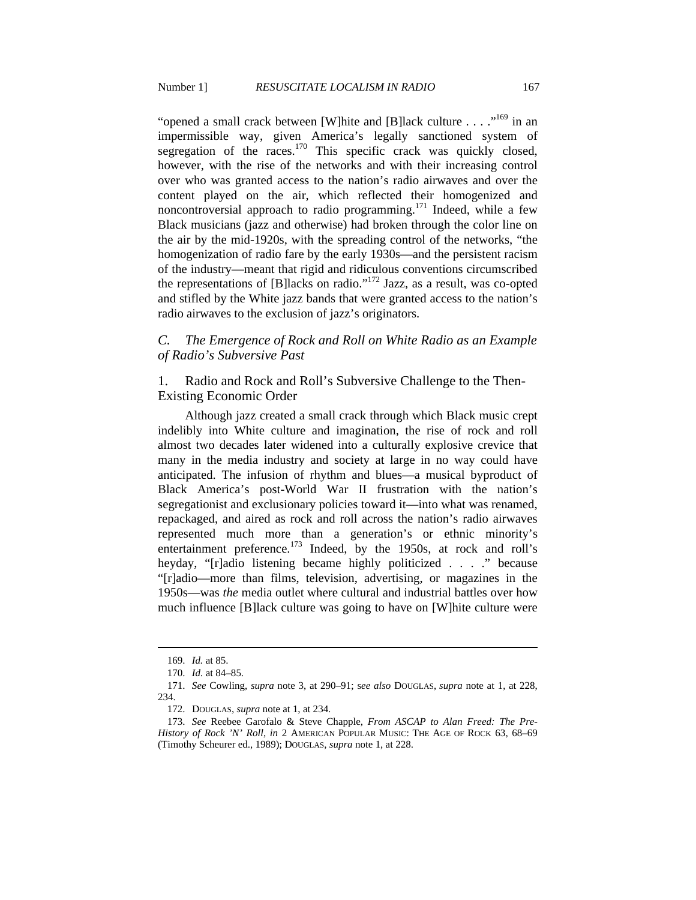"opened a small crack between [W]hite and [B]lack culture . . . ."[169] in an impermissible way, given America's legally sanctioned system of segregation of the races.[170] This specific crack was quickly closed, however, with the rise of the networks and with their increasing control over who was granted access to the nation's radio airwaves and over the content played on the air, which reflected their homogenized and noncontroversial approach to radio programming.[171] Indeed, while a few Black musicians (jazz and otherwise) had broken through the color line on the air by the mid-1920s, with the spreading control of the networks, "the homogenization of radio fare by the early 1930s—and the persistent racism of the industry—meant that rigid and ridiculous conventions circumscribed the representations of [B]lacks on radio."[172] Jazz, as a result, was co-opted and stifled by the White jazz bands that were granted access to the nation's radio airwaves to the exclusion of jazz's originators.

### *C. The Emergence of Rock and Roll on White Radio as an Example of Radio's Subversive Past*

#### 1. Radio and Rock and Roll's Subversive Challenge to the Then-Existing Economic Order

Although jazz created a small crack through which Black music crept indelibly into White culture and imagination, the rise of rock and roll almost two decades later widened into a culturally explosive crevice that many in the media industry and society at large in no way could have anticipated. The infusion of rhythm and blues—a musical byproduct of Black America's post-World War II frustration with the nation's segregationist and exclusionary policies toward it—into what was renamed, repackaged, and aired as rock and roll across the nation's radio airwaves represented much more than a generation's or ethnic minority's entertainment preference.[173] Indeed, by the 1950s, at rock and roll's heyday, "[r]adio listening became highly politicized . . . ." because "[r]adio—more than films, television, advertising, or magazines in the 1950s—was *the* media outlet where cultural and industrial battles over how much influence [B]lack culture was going to have on [W]hite culture were

---

169. *Id.* at 85.

170. *Id.* at 84–85.

171. *See* Cowling, *supra* note 3, at 290–91; *see also* DOUGLAS, *supra* note at 1, at 228, 234.

172. DOUGLAS, *supra* note at 1, at 234.

173. *See* Reebee Garofalo & Steve Chapple, *From ASCAP to Alan Freed: The Pre-History of Rock 'N' Roll*, *in* 2 AMERICAN POPULAR MUSIC: THE AGE OF ROCK 63, 68–69 (Timothy Scheurer ed., 1989); DOUGLAS, *supra* note 1, at 228.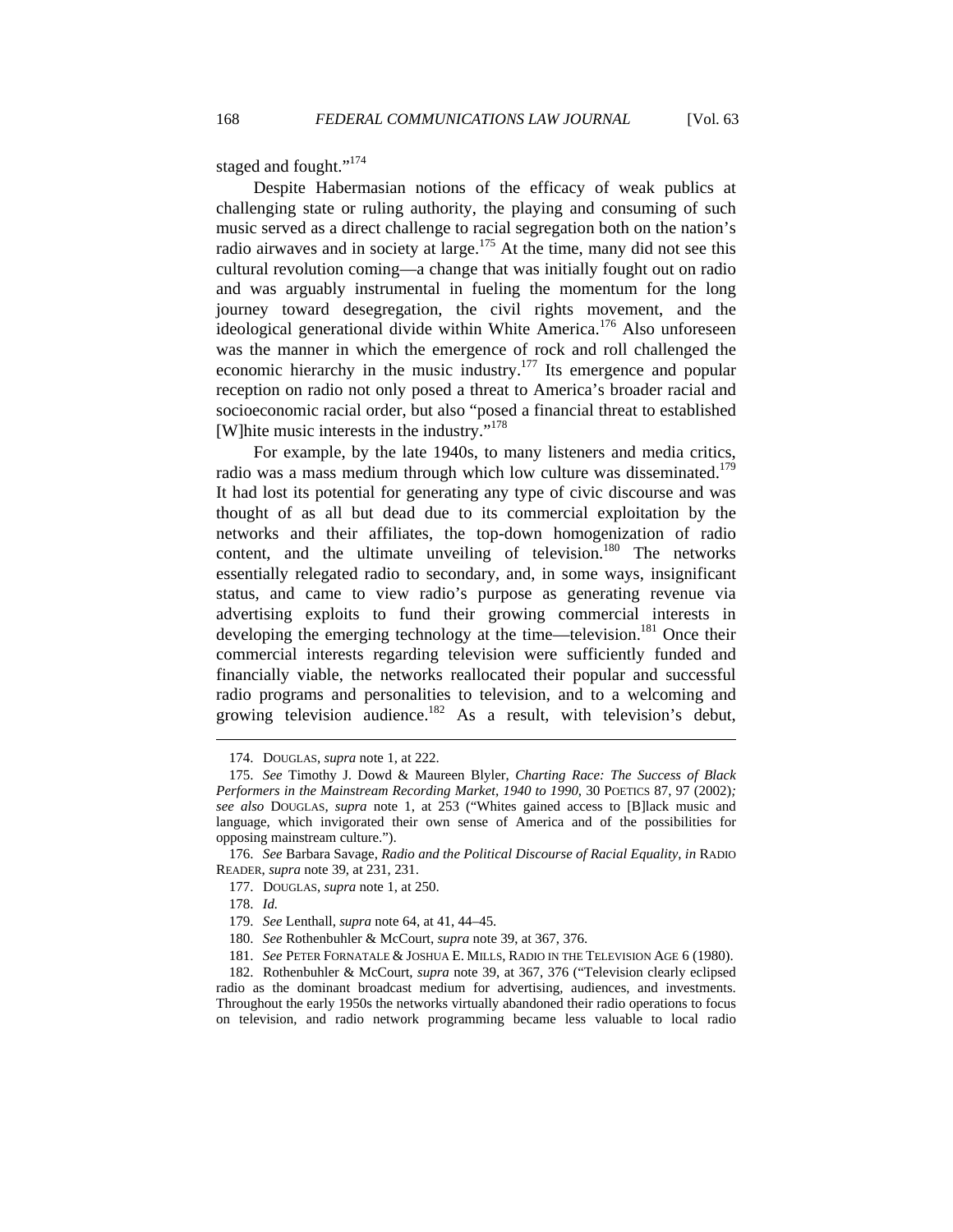staged and fought."[174]

Despite Habermasian notions of the efficacy of weak publics at challenging state or ruling authority, the playing and consuming of such music served as a direct challenge to racial segregation both on the nation's radio airwaves and in society at large.[175] At the time, many did not see this cultural revolution coming—a change that was initially fought out on radio and was arguably instrumental in fueling the momentum for the long journey toward desegregation, the civil rights movement, and the ideological generational divide within White America.[176] Also unforeseen was the manner in which the emergence of rock and roll challenged the economic hierarchy in the music industry.[177] Its emergence and popular reception on radio not only posed a threat to America's broader racial and socioeconomic racial order, but also "posed a financial threat to established [W]hite music interests in the industry."[178]

For example, by the late 1940s, to many listeners and media critics, radio was a mass medium through which low culture was disseminated.[179] It had lost its potential for generating any type of civic discourse and was thought of as all but dead due to its commercial exploitation by the networks and their affiliates, the top-down homogenization of radio content, and the ultimate unveiling of television.[180] The networks essentially relegated radio to secondary, and, in some ways, insignificant status, and came to view radio's purpose as generating revenue via advertising exploits to fund their growing commercial interests in developing the emerging technology at the time—television.[181] Once their commercial interests regarding television were sufficiently funded and financially viable, the networks reallocated their popular and successful radio programs and personalities to television, and to a welcoming and growing television audience.[182] As a result, with television's debut,

---

174. DOUGLAS, *supra* note 1, at 222.

175. *See* Timothy J. Dowd & Maureen Blyler, *Charting Race: The Success of Black Performers in the Mainstream Recording Market, 1940 to 1990*, 30 POETICS 87, 97 (2002)*; see also* DOUGLAS, *supra* note 1, at 253 ("Whites gained access to [B]lack music and language, which invigorated their own sense of America and of the possibilities for opposing mainstream culture.").

176. *See* Barbara Savage, *Radio and the Political Discourse of Racial Equality*, *in* RADIO READER, *supra* note 39, at 231, 231.

177. DOUGLAS, *supra* note 1, at 250.

178. *Id.*

179. *See* Lenthall, *supra* note 64, at 41, 44–45.

180. *See* Rothenbuhler & McCourt, *supra* note 39, at 367, 376.

181. *See* PETER FORNATALE & JOSHUA E. MILLS, RADIO IN THE TELEVISION AGE 6 (1980).

182. Rothenbuhler & McCourt, *supra* note 39, at 367, 376 ("Television clearly eclipsed radio as the dominant broadcast medium for advertising, audiences, and investments. Throughout the early 1950s the networks virtually abandoned their radio operations to focus on television, and radio network programming became less valuable to local radio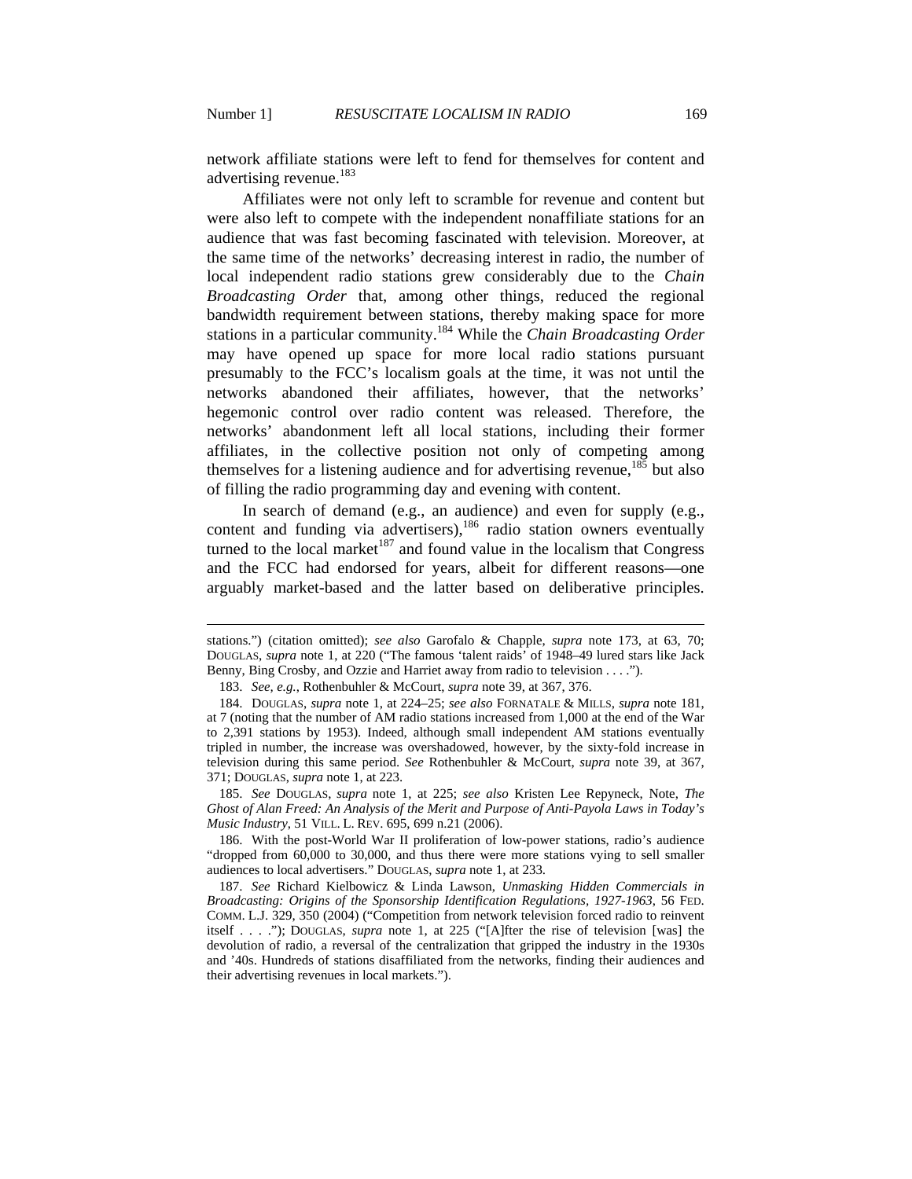network affiliate stations were left to fend for themselves for content and advertising revenue.[183]

Affiliates were not only left to scramble for revenue and content but were also left to compete with the independent nonaffiliate stations for an audience that was fast becoming fascinated with television. Moreover, at the same time of the networks' decreasing interest in radio, the number of local independent radio stations grew considerably due to the *Chain Broadcasting Order* that, among other things, reduced the regional bandwidth requirement between stations, thereby making space for more stations in a particular community.[184] While the *Chain Broadcasting Order* may have opened up space for more local radio stations pursuant presumably to the FCC's localism goals at the time, it was not until the networks abandoned their affiliates, however, that the networks' hegemonic control over radio content was released. Therefore, the networks' abandonment left all local stations, including their former affiliates, in the collective position not only of competing among themselves for a listening audience and for advertising revenue,[185] but also of filling the radio programming day and evening with content.

In search of demand (e.g., an audience) and even for supply (e.g., content and funding via advertisers),[186] radio station owners eventually turned to the local market[187] and found value in the localism that Congress and the FCC had endorsed for years, albeit for different reasons—one arguably market-based and the latter based on deliberative principles.

---

stations.") (citation omitted); *see also* Garofalo & Chapple, *supra* note 173, at 63, 70; DOUGLAS, *supra* note 1, at 220 ("The famous 'talent raids' of 1948–49 lured stars like Jack Benny, Bing Crosby, and Ozzie and Harriet away from radio to television . . . .").

183. *See, e.g.*, Rothenbuhler & McCourt, *supra* note 39, at 367, 376.

184. DOUGLAS, *supra* note 1, at 224–25; *see also* FORNATALE & MILLS, *supra* note 181, at 7 (noting that the number of AM radio stations increased from 1,000 at the end of the War to 2,391 stations by 1953). Indeed, although small independent AM stations eventually tripled in number, the increase was overshadowed, however, by the sixty-fold increase in television during this same period. *See* Rothenbuhler & McCourt, *supra* note 39, at 367, 371; DOUGLAS, *supra* note 1, at 223.

185. *See* DOUGLAS, *supra* note 1, at 225; *see also* Kristen Lee Repyneck, Note, *The Ghost of Alan Freed: An Analysis of the Merit and Purpose of Anti-Payola Laws in Today's Music Industry*, 51 VILL. L. REV. 695, 699 n.21 (2006).

186. With the post-World War II proliferation of low-power stations, radio's audience "dropped from 60,000 to 30,000, and thus there were more stations vying to sell smaller audiences to local advertisers." DOUGLAS, *supra* note 1, at 233.

187. *See* Richard Kielbowicz & Linda Lawson, *Unmasking Hidden Commercials in Broadcasting: Origins of the Sponsorship Identification Regulations, 1927-1963*, 56 FED. COMM. L.J. 329, 350 (2004) ("Competition from network television forced radio to reinvent itself . . . ."); DOUGLAS, *supra* note 1, at 225 ("[A]fter the rise of television [was] the devolution of radio, a reversal of the centralization that gripped the industry in the 1930s and '40s. Hundreds of stations disaffiliated from the networks, finding their audiences and their advertising revenues in local markets.").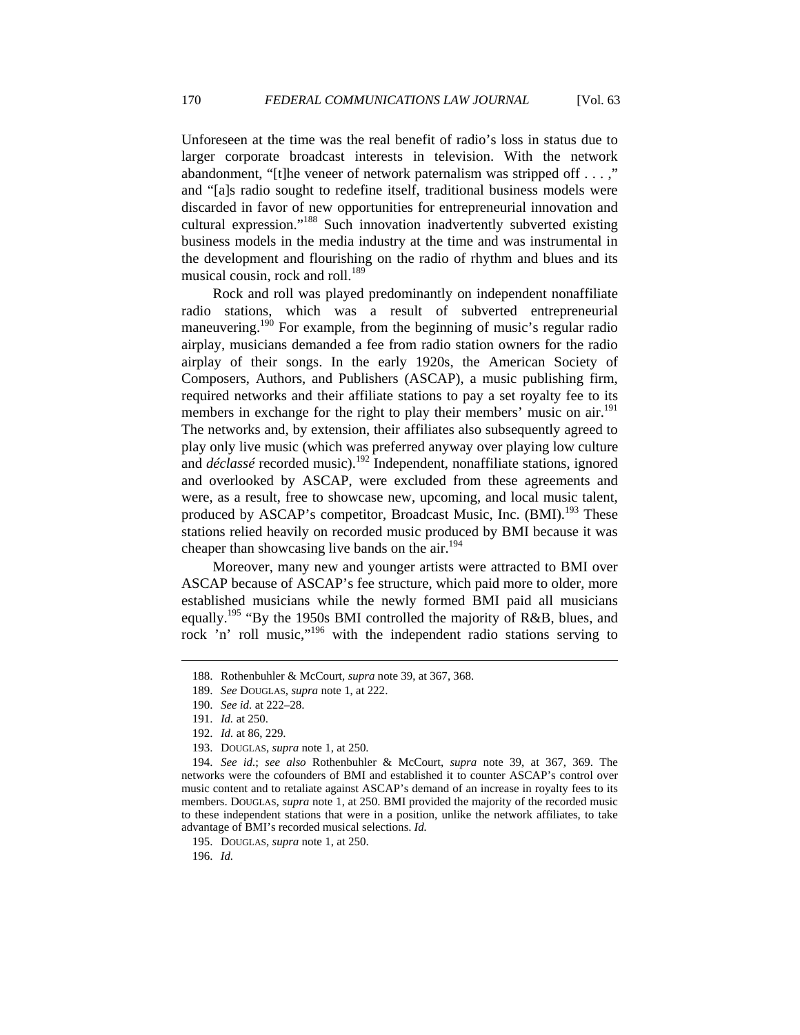Unforeseen at the time was the real benefit of radio's loss in status due to larger corporate broadcast interests in television. With the network abandonment, "[t]he veneer of network paternalism was stripped off . . . ," and "[a]s radio sought to redefine itself, traditional business models were discarded in favor of new opportunities for entrepreneurial innovation and cultural expression."[188] Such innovation inadvertently subverted existing business models in the media industry at the time and was instrumental in the development and flourishing on the radio of rhythm and blues and its musical cousin, rock and roll.[189]

Rock and roll was played predominantly on independent nonaffiliate radio stations, which was a result of subverted entrepreneurial maneuvering.[190] For example, from the beginning of music's regular radio airplay, musicians demanded a fee from radio station owners for the radio airplay of their songs. In the early 1920s, the American Society of Composers, Authors, and Publishers (ASCAP), a music publishing firm, required networks and their affiliate stations to pay a set royalty fee to its members in exchange for the right to play their members' music on air.[191] The networks and, by extension, their affiliates also subsequently agreed to play only live music (which was preferred anyway over playing low culture and *déclassé* recorded music).[192] Independent, nonaffiliate stations, ignored and overlooked by ASCAP, were excluded from these agreements and were, as a result, free to showcase new, upcoming, and local music talent, produced by ASCAP's competitor, Broadcast Music, Inc. (BMI).[193] These stations relied heavily on recorded music produced by BMI because it was cheaper than showcasing live bands on the air.[194]

Moreover, many new and younger artists were attracted to BMI over ASCAP because of ASCAP's fee structure, which paid more to older, more established musicians while the newly formed BMI paid all musicians equally.[195] "By the 1950s BMI controlled the majority of R&B, blues, and rock 'n' roll music,"[196] with the independent radio stations serving to

---

188. Rothenbuhler & McCourt, *supra* note 39, at 367, 368.

189. *See* DOUGLAS, *supra* note 1, at 222.

190. *See id.* at 222–28.

191. *Id.* at 250.

192. *Id.* at 86, 229.

193. DOUGLAS, *supra* note 1, at 250.

194. *See id.*; *see also* Rothenbuhler & McCourt, *supra* note 39, at 367, 369. The networks were the cofounders of BMI and established it to counter ASCAP's control over music content and to retaliate against ASCAP's demand of an increase in royalty fees to its members. DOUGLAS, *supra* note 1, at 250. BMI provided the majority of the recorded music to these independent stations that were in a position, unlike the network affiliates, to take advantage of BMI's recorded musical selections. *Id.*

195. DOUGLAS, *supra* note 1, at 250.

196. *Id.*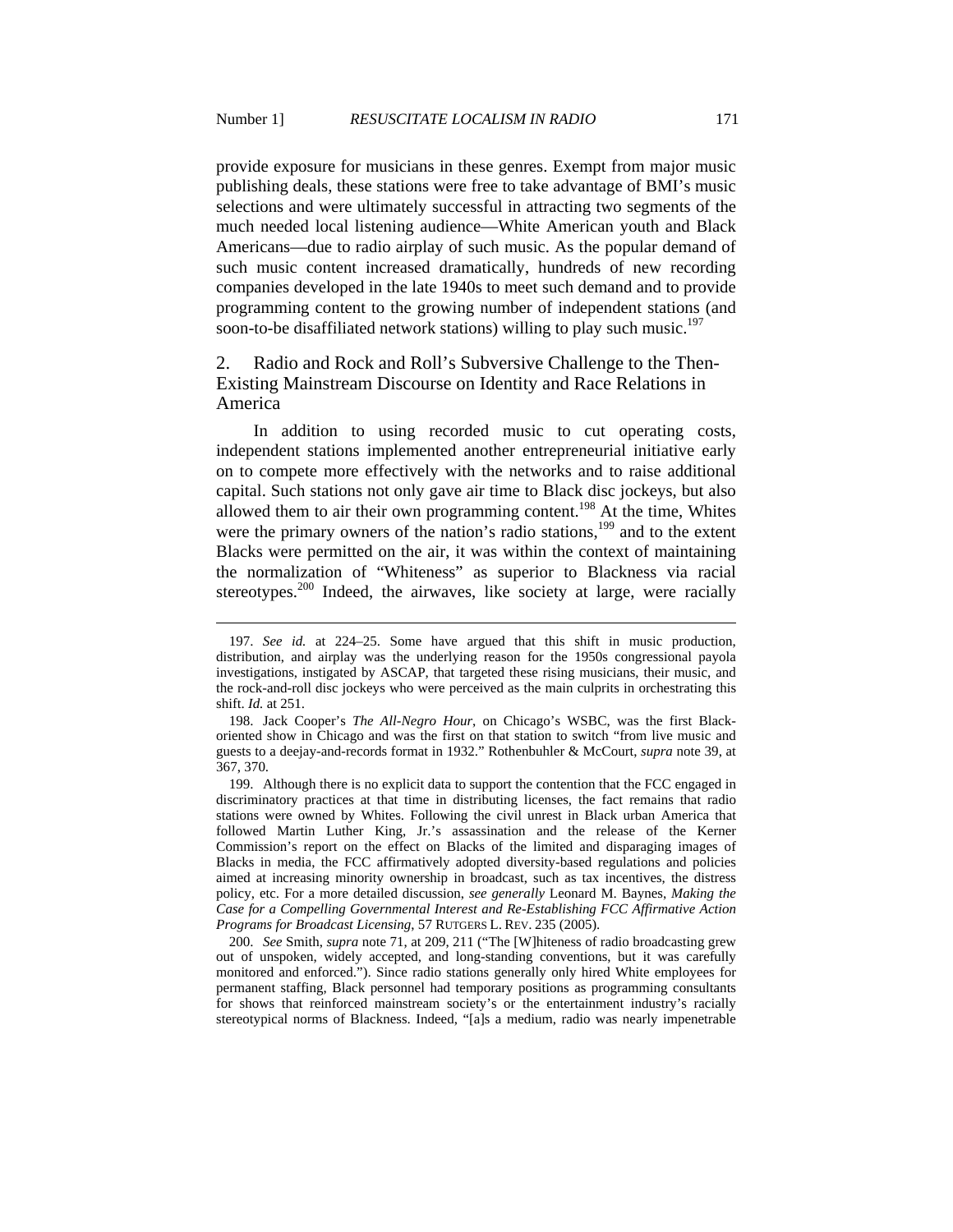provide exposure for musicians in these genres. Exempt from major music publishing deals, these stations were free to take advantage of BMI's music selections and were ultimately successful in attracting two segments of the much needed local listening audience—White American youth and Black Americans—due to radio airplay of such music. As the popular demand of such music content increased dramatically, hundreds of new recording companies developed in the late 1940s to meet such demand and to provide programming content to the growing number of independent stations (and soon-to-be disaffiliated network stations) willing to play such music.[197]

### 2. Radio and Rock and Roll's Subversive Challenge to the Then-Existing Mainstream Discourse on Identity and Race Relations in America

In addition to using recorded music to cut operating costs, independent stations implemented another entrepreneurial initiative early on to compete more effectively with the networks and to raise additional capital. Such stations not only gave air time to Black disc jockeys, but also allowed them to air their own programming content.[198] At the time, Whites were the primary owners of the nation's radio stations,[199] and to the extent Blacks were permitted on the air, it was within the context of maintaining the normalization of "Whiteness" as superior to Blackness via racial stereotypes.[200] Indeed, the airwaves, like society at large, were racially

---

197. *See id.* at 224–25. Some have argued that this shift in music production, distribution, and airplay was the underlying reason for the 1950s congressional payola investigations, instigated by ASCAP, that targeted these rising musicians, their music, and the rock-and-roll disc jockeys who were perceived as the main culprits in orchestrating this shift. *Id.* at 251.

198. Jack Cooper's *The All-Negro Hour*, on Chicago's WSBC, was the first Black-oriented show in Chicago and was the first on that station to switch "from live music and guests to a deejay-and-records format in 1932." Rothenbuhler & McCourt, *supra* note 39, at 367, 370.

199. Although there is no explicit data to support the contention that the FCC engaged in discriminatory practices at that time in distributing licenses, the fact remains that radio stations were owned by Whites. Following the civil unrest in Black urban America that followed Martin Luther King, Jr.'s assassination and the release of the Kerner Commission's report on the effect on Blacks of the limited and disparaging images of Blacks in media, the FCC affirmatively adopted diversity-based regulations and policies aimed at increasing minority ownership in broadcast, such as tax incentives, the distress policy, etc. For a more detailed discussion, *see generally* Leonard M. Baynes, *Making the Case for a Compelling Governmental Interest and Re-Establishing FCC Affirmative Action Programs for Broadcast Licensing*, 57 RUTGERS L. REV. 235 (2005).

200. *See* Smith, *supra* note 71, at 209, 211 ("The [W]hiteness of radio broadcasting grew out of unspoken, widely accepted, and long-standing conventions, but it was carefully monitored and enforced."). Since radio stations generally only hired White employees for permanent staffing, Black personnel had temporary positions as programming consultants for shows that reinforced mainstream society's or the entertainment industry's racially stereotypical norms of Blackness. Indeed, "[a]s a medium, radio was nearly impenetrable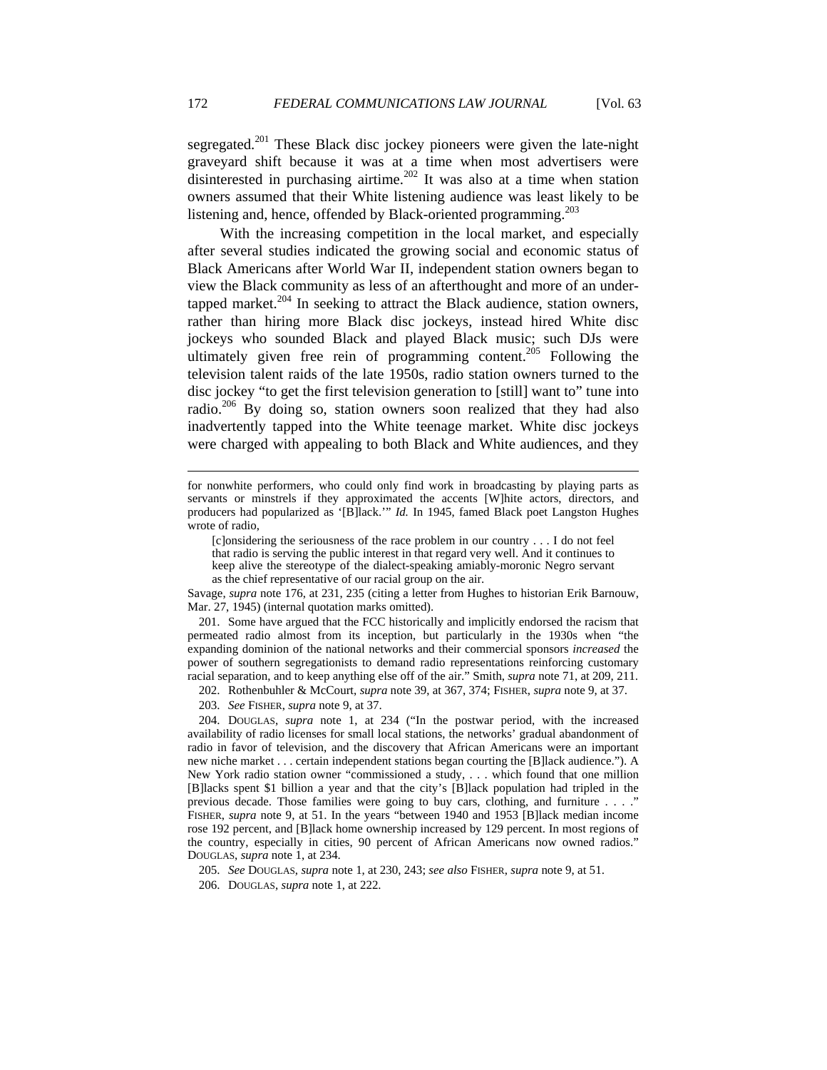segregated.[201] These Black disc jockey pioneers were given the late-night graveyard shift because it was at a time when most advertisers were disinterested in purchasing airtime.[202] It was also at a time when station owners assumed that their White listening audience was least likely to be listening and, hence, offended by Black-oriented programming.[203]

With the increasing competition in the local market, and especially after several studies indicated the growing social and economic status of Black Americans after World War II, independent station owners began to view the Black community as less of an afterthought and more of an under-tapped market.[204] In seeking to attract the Black audience, station owners, rather than hiring more Black disc jockeys, instead hired White disc jockeys who sounded Black and played Black music; such DJs were ultimately given free rein of programming content.[205] Following the television talent raids of the late 1950s, radio station owners turned to the disc jockey "to get the first television generation to [still] want to" tune into radio.[206] By doing so, station owners soon realized that they had also inadvertently tapped into the White teenage market. White disc jockeys were charged with appealing to both Black and White audiences, and they

---

for nonwhite performers, who could only find work in broadcasting by playing parts as servants or minstrels if they approximated the accents [W]hite actors, directors, and producers had popularized as '[B]lack.'" *Id.* In 1945, famed Black poet Langston Hughes wrote of radio,

> [c]onsidering the seriousness of the race problem in our country . . . I do not feel that radio is serving the public interest in that regard very well. And it continues to keep alive the stereotype of the dialect-speaking amiably-moronic Negro servant as the chief representative of our racial group on the air.

Savage, *supra* note 176, at 231, 235 (citing a letter from Hughes to historian Erik Barnouw, Mar. 27, 1945) (internal quotation marks omitted).

201. Some have argued that the FCC historically and implicitly endorsed the racism that permeated radio almost from its inception, but particularly in the 1930s when "the expanding dominion of the national networks and their commercial sponsors *increased* the power of southern segregationists to demand radio representations reinforcing customary racial separation, and to keep anything else off of the air." Smith, *supra* note 71, at 209, 211.

202. Rothenbuhler & McCourt, *supra* note 39, at 367, 374; FISHER, *supra* note 9, at 37.

203. *See* FISHER, *supra* note 9, at 37.

204. DOUGLAS, *supra* note 1, at 234 ("In the postwar period, with the increased availability of radio licenses for small local stations, the networks' gradual abandonment of radio in favor of television, and the discovery that African Americans were an important new niche market . . . certain independent stations began courting the [B]lack audience."). A New York radio station owner "commissioned a study, . . . which found that one million [B]lacks spent $1 billion a year and that the city's [B]lack population had tripled in the previous decade. Those families were going to buy cars, clothing, and furniture . . . ." FISHER, *supra* note 9, at 51. In the years "between 1940 and 1953 [B]lack median income rose 192 percent, and [B]lack home ownership increased by 129 percent. In most regions of the country, especially in cities, 90 percent of African Americans now owned radios." DOUGLAS, *supra* note 1, at 234.

205. *See* DOUGLAS, *supra* note 1, at 230, 243; *see also* FISHER, *supra* note 9, at 51.

206. DOUGLAS, *supra* note 1, at 222.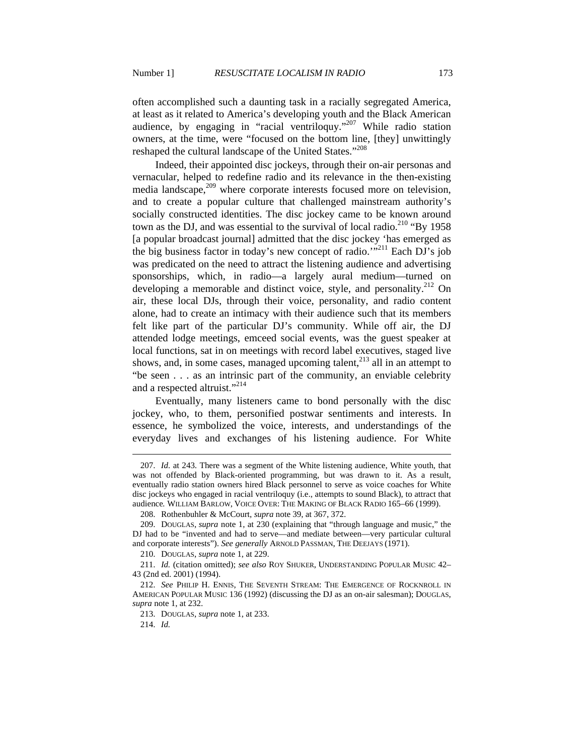often accomplished such a daunting task in a racially segregated America, at least as it related to America's developing youth and the Black American audience, by engaging in "racial ventriloquy."[207] While radio station owners, at the time, were "focused on the bottom line, [they] unwittingly reshaped the cultural landscape of the United States."[208]

Indeed, their appointed disc jockeys, through their on-air personas and vernacular, helped to redefine radio and its relevance in the then-existing media landscape,[209] where corporate interests focused more on television, and to create a popular culture that challenged mainstream authority's socially constructed identities. The disc jockey came to be known around town as the DJ, and was essential to the survival of local radio.[210] "By 1958 [a popular broadcast journal] admitted that the disc jockey 'has emerged as the big business factor in today's new concept of radio.'"[211] Each DJ's job was predicated on the need to attract the listening audience and advertising sponsorships, which, in radio—a largely aural medium—turned on developing a memorable and distinct voice, style, and personality.[212] On air, these local DJs, through their voice, personality, and radio content alone, had to create an intimacy with their audience such that its members felt like part of the particular DJ's community. While off air, the DJ attended lodge meetings, emceed social events, was the guest speaker at local functions, sat in on meetings with record label executives, staged live shows, and, in some cases, managed upcoming talent,[213] all in an attempt to "be seen . . . as an intrinsic part of the community, an enviable celebrity and a respected altruist."[214]

Eventually, many listeners came to bond personally with the disc jockey, who, to them, personified postwar sentiments and interests. In essence, he symbolized the voice, interests, and understandings of the everyday lives and exchanges of his listening audience. For White

---

207. *Id.* at 243. There was a segment of the White listening audience, White youth, that was not offended by Black-oriented programming, but was drawn to it. As a result, eventually radio station owners hired Black personnel to serve as voice coaches for White disc jockeys who engaged in racial ventriloquy (i.e., attempts to sound Black), to attract that audience. WILLIAM BARLOW, VOICE OVER: THE MAKING OF BLACK RADIO 165–66 (1999).

208. Rothenbuhler & McCourt, *supra* note 39, at 367, 372.

209. DOUGLAS, *supra* note 1, at 230 (explaining that "through language and music," the DJ had to be "invented and had to serve—and mediate between—very particular cultural and corporate interests"). *See generally* ARNOLD PASSMAN, THE DEEJAYS (1971).

210. DOUGLAS, *supra* note 1, at 229.

211. *Id.* (citation omitted); *see also* ROY SHUKER, UNDERSTANDING POPULAR MUSIC 42–43 (2nd ed. 2001) (1994).

212. *See* PHILIP H. ENNIS, THE SEVENTH STREAM: THE EMERGENCE OF ROCKNROLL IN AMERICAN POPULAR MUSIC 136 (1992) (discussing the DJ as an on-air salesman); DOUGLAS, *supra* note 1, at 232.

213. DOUGLAS, *supra* note 1, at 233.

214. *Id.*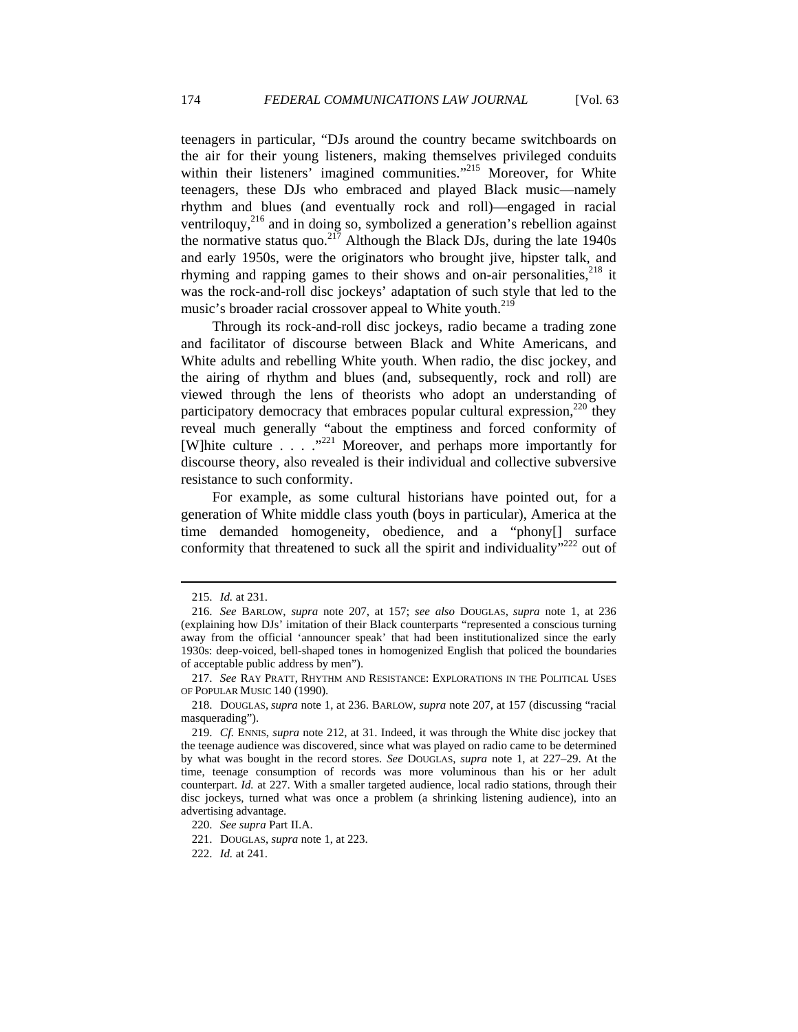teenagers in particular, "DJs around the country became switchboards on the air for their young listeners, making themselves privileged conduits within their listeners' imagined communities."[215] Moreover, for White teenagers, these DJs who embraced and played Black music—namely rhythm and blues (and eventually rock and roll)—engaged in racial ventriloquy,[216] and in doing so, symbolized a generation's rebellion against the normative status quo.[217] Although the Black DJs, during the late 1940s and early 1950s, were the originators who brought jive, hipster talk, and rhyming and rapping games to their shows and on-air personalities,[218] it was the rock-and-roll disc jockeys' adaptation of such style that led to the music's broader racial crossover appeal to White youth.[219]

Through its rock-and-roll disc jockeys, radio became a trading zone and facilitator of discourse between Black and White Americans, and White adults and rebelling White youth. When radio, the disc jockey, and the airing of rhythm and blues (and, subsequently, rock and roll) are viewed through the lens of theorists who adopt an understanding of participatory democracy that embraces popular cultural expression,[220] they reveal much generally "about the emptiness and forced conformity of [W]hite culture . . . ."[221] Moreover, and perhaps more importantly for discourse theory, also revealed is their individual and collective subversive resistance to such conformity.

For example, as some cultural historians have pointed out, for a generation of White middle class youth (boys in particular), America at the time demanded homogeneity, obedience, and a "phony[] surface conformity that threatened to suck all the spirit and individuality"[222] out of

---

215. *Id.* at 231.

216. *See* BARLOW, *supra* note 207, at 157; *see also* DOUGLAS, *supra* note 1, at 236 (explaining how DJs' imitation of their Black counterparts "represented a conscious turning away from the official 'announcer speak' that had been institutionalized since the early 1930s: deep-voiced, bell-shaped tones in homogenized English that policed the boundaries of acceptable public address by men").

217. *See* RAY PRATT, RHYTHM AND RESISTANCE: EXPLORATIONS IN THE POLITICAL USES OF POPULAR MUSIC 140 (1990).

218. DOUGLAS, *supra* note 1, at 236. BARLOW, *supra* note 207, at 157 (discussing "racial masquerading").

219. *Cf.* ENNIS, *supra* note 212, at 31. Indeed, it was through the White disc jockey that the teenage audience was discovered, since what was played on radio came to be determined by what was bought in the record stores. *See* DOUGLAS, *supra* note 1, at 227–29. At the time, teenage consumption of records was more voluminous than his or her adult counterpart. *Id.* at 227. With a smaller targeted audience, local radio stations, through their disc jockeys, turned what was once a problem (a shrinking listening audience), into an advertising advantage.

220. *See supra* Part II.A.

221. DOUGLAS, *supra* note 1, at 223.

222. *Id.* at 241.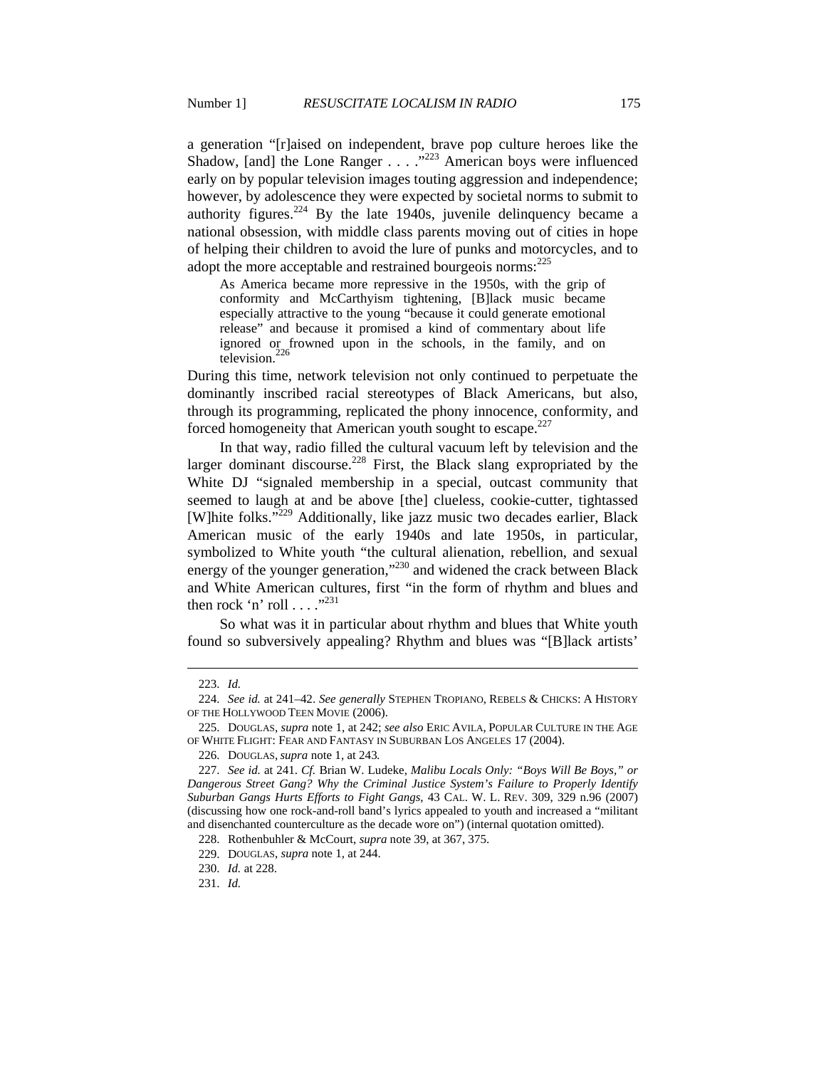a generation "[r]aised on independent, brave pop culture heroes like the Shadow, [and] the Lone Ranger . . . ."[223] American boys were influenced early on by popular television images touting aggression and independence; however, by adolescence they were expected by societal norms to submit to authority figures.[224] By the late 1940s, juvenile delinquency became a national obsession, with middle class parents moving out of cities in hope of helping their children to avoid the lure of punks and motorcycles, and to adopt the more acceptable and restrained bourgeois norms:[225]

> As America became more repressive in the 1950s, with the grip of conformity and McCarthyism tightening, [B]lack music became especially attractive to the young "because it could generate emotional release" and because it promised a kind of commentary about life ignored or frowned upon in the schools, in the family, and on television.[226]

During this time, network television not only continued to perpetuate the dominantly inscribed racial stereotypes of Black Americans, but also, through its programming, replicated the phony innocence, conformity, and forced homogeneity that American youth sought to escape.[227]

In that way, radio filled the cultural vacuum left by television and the larger dominant discourse.[228] First, the Black slang expropriated by the White DJ "signaled membership in a special, outcast community that seemed to laugh at and be above [the] clueless, cookie-cutter, tightassed [W]hite folks."[229] Additionally, like jazz music two decades earlier, Black American music of the early 1940s and late 1950s, in particular, symbolized to White youth "the cultural alienation, rebellion, and sexual energy of the younger generation,"[230] and widened the crack between Black and White American cultures, first "in the form of rhythm and blues and then rock 'n' roll . . . ."[231]

So what was it in particular about rhythm and blues that White youth found so subversively appealing? Rhythm and blues was "[B]lack artists'

---

223. *Id.*

224. *See id.* at 241–42. *See generally* STEPHEN TROPIANO, REBELS & CHICKS: A HISTORY OF THE HOLLYWOOD TEEN MOVIE (2006).

225. DOUGLAS, *supra* note 1, at 242; *see also* ERIC AVILA, POPULAR CULTURE IN THE AGE OF WHITE FLIGHT: FEAR AND FANTASY IN SUBURBAN LOS ANGELES 17 (2004).

226. DOUGLAS, *supra* note 1, at 243*.*

227. *See id.* at 241. *Cf.* Brian W. Ludeke, *Malibu Locals Only: "Boys Will Be Boys," or Dangerous Street Gang? Why the Criminal Justice System's Failure to Properly Identify Suburban Gangs Hurts Efforts to Fight Gangs*, 43 CAL. W. L. REV. 309, 329 n.96 (2007) (discussing how one rock-and-roll band's lyrics appealed to youth and increased a "militant and disenchanted counterculture as the decade wore on") (internal quotation omitted).

228. Rothenbuhler & McCourt, *supra* note 39, at 367, 375.

229. DOUGLAS, *supra* note 1, at 244.

230. *Id.* at 228.

231. *Id.*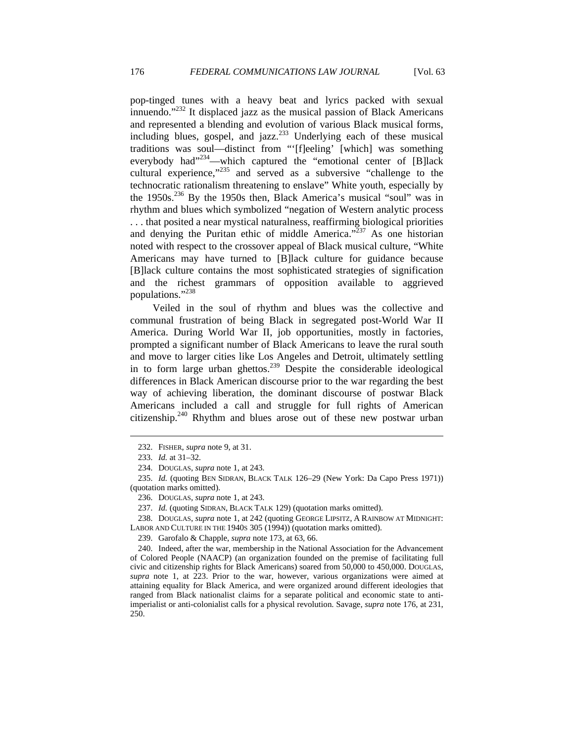pop-tinged tunes with a heavy beat and lyrics packed with sexual innuendo."[232] It displaced jazz as the musical passion of Black Americans and represented a blending and evolution of various Black musical forms, including blues, gospel, and jazz.[233] Underlying each of these musical traditions was soul—distinct from "'[f]eeling' [which] was something everybody had"[234]—which captured the "emotional center of [B]lack cultural experience,"[235] and served as a subversive "challenge to the technocratic rationalism threatening to enslave" White youth, especially by the 1950s.[236] By the 1950s then, Black America's musical "soul" was in rhythm and blues which symbolized "negation of Western analytic process . . . that posited a near mystical naturalness, reaffirming biological priorities and denying the Puritan ethic of middle America."[237] As one historian noted with respect to the crossover appeal of Black musical culture, "White Americans may have turned to [B]lack culture for guidance because [B]lack culture contains the most sophisticated strategies of signification and the richest grammars of opposition available to aggrieved populations."[238]

Veiled in the soul of rhythm and blues was the collective and communal frustration of being Black in segregated post-World War II America. During World War II, job opportunities, mostly in factories, prompted a significant number of Black Americans to leave the rural south and move to larger cities like Los Angeles and Detroit, ultimately settling in to form large urban ghettos.[239] Despite the considerable ideological differences in Black American discourse prior to the war regarding the best way of achieving liberation, the dominant discourse of postwar Black Americans included a call and struggle for full rights of American citizenship.[240] Rhythm and blues arose out of these new postwar urban

---

232. FISHER, *supra* note 9, at 31.

233. *Id.* at 31–32.

234. DOUGLAS, *supra* note 1, at 243.

235. *Id.* (quoting BEN SIDRAN, BLACK TALK 126–29 (New York: Da Capo Press 1971)) (quotation marks omitted).

236. DOUGLAS, *supra* note 1, at 243.

237. *Id.* (quoting SIDRAN, BLACK TALK 129) (quotation marks omitted).

238. DOUGLAS, *supra* note 1, at 242 (quoting GEORGE LIPSITZ, A RAINBOW AT MIDNIGHT: LABOR AND CULTURE IN THE 1940S 305 (1994)) (quotation marks omitted).

239. Garofalo & Chapple, *supra* note 173, at 63, 66.

240. Indeed, after the war, membership in the National Association for the Advancement of Colored People (NAACP) (an organization founded on the premise of facilitating full civic and citizenship rights for Black Americans) soared from 50,000 to 450,000. DOUGLAS, *supra* note 1, at 223. Prior to the war, however, various organizations were aimed at attaining equality for Black America, and were organized around different ideologies that ranged from Black nationalist claims for a separate political and economic state to anti-imperialist or anti-colonialist calls for a physical revolution. Savage, *supra* note 176, at 231, 250.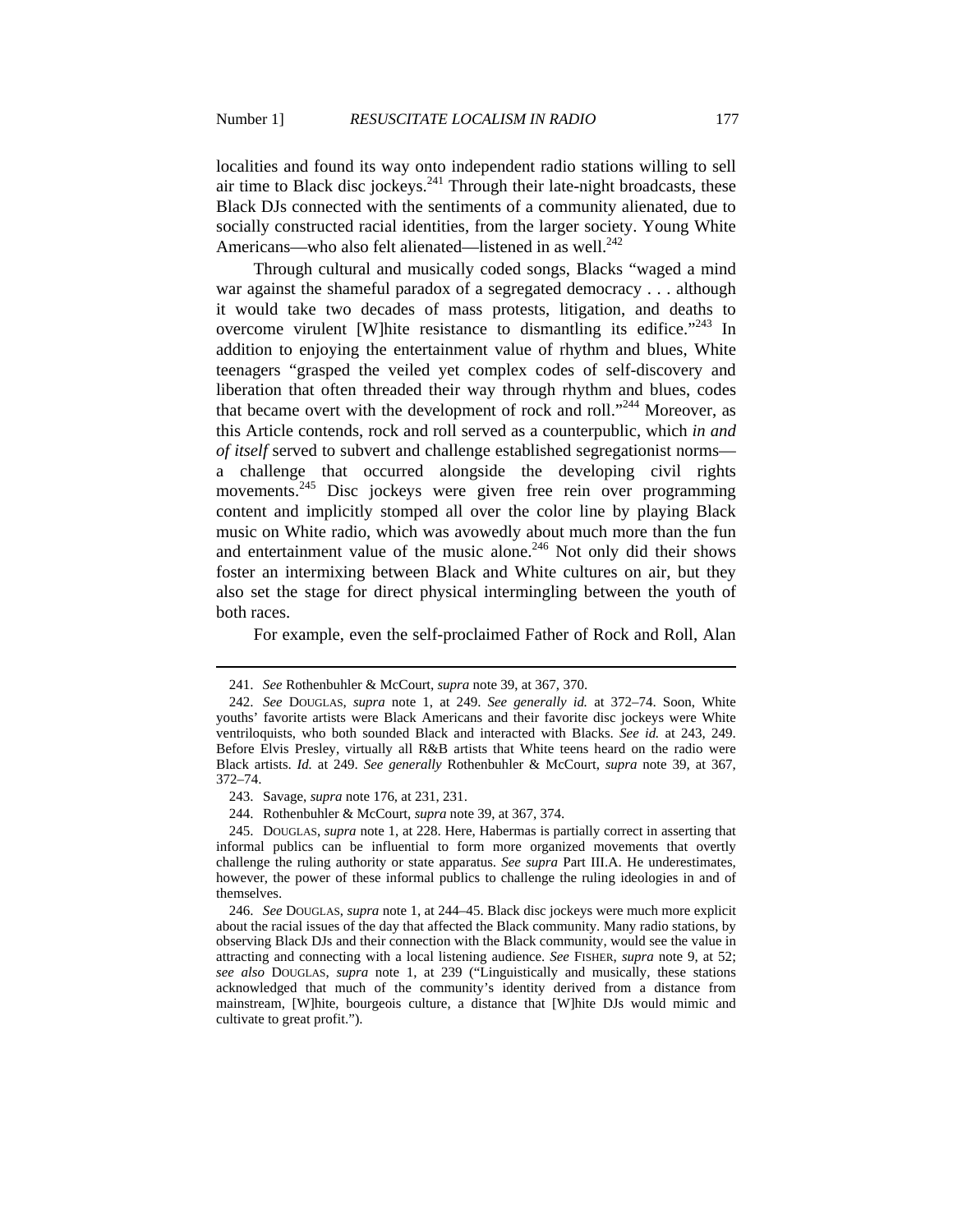localities and found its way onto independent radio stations willing to sell air time to Black disc jockeys.[241] Through their late-night broadcasts, these Black DJs connected with the sentiments of a community alienated, due to socially constructed racial identities, from the larger society. Young White Americans—who also felt alienated—listened in as well.[242]

Through cultural and musically coded songs, Blacks "waged a mind war against the shameful paradox of a segregated democracy . . . although it would take two decades of mass protests, litigation, and deaths to overcome virulent [W]hite resistance to dismantling its edifice."[243] In addition to enjoying the entertainment value of rhythm and blues, White teenagers "grasped the veiled yet complex codes of self-discovery and liberation that often threaded their way through rhythm and blues, codes that became overt with the development of rock and roll."[244] Moreover, as this Article contends, rock and roll served as a counterpublic, which *in and of itself* served to subvert and challenge established segregationist norms—a challenge that occurred alongside the developing civil rights movements.[245] Disc jockeys were given free rein over programming content and implicitly stomped all over the color line by playing Black music on White radio, which was avowedly about much more than the fun and entertainment value of the music alone.[246] Not only did their shows foster an intermixing between Black and White cultures on air, but they also set the stage for direct physical intermingling between the youth of both races.

For example, even the self-proclaimed Father of Rock and Roll, Alan

---

241. *See* Rothenbuhler & McCourt, *supra* note 39, at 367, 370.

242. *See* DOUGLAS, *supra* note 1, at 249. *See generally id.* at 372–74. Soon, White youths' favorite artists were Black Americans and their favorite disc jockeys were White ventriloquists, who both sounded Black and interacted with Blacks. *See id.* at 243, 249. Before Elvis Presley, virtually all R&B artists that White teens heard on the radio were Black artists. *Id.* at 249. *See generally* Rothenbuhler & McCourt, *supra* note 39, at 367, 372–74.

243. Savage, *supra* note 176, at 231, 231.

244. Rothenbuhler & McCourt, *supra* note 39, at 367, 374.

245. DOUGLAS, *supra* note 1, at 228. Here, Habermas is partially correct in asserting that informal publics can be influential to form more organized movements that overtly challenge the ruling authority or state apparatus. *See supra* Part III.A. He underestimates, however, the power of these informal publics to challenge the ruling ideologies in and of themselves.

246. *See* DOUGLAS, *supra* note 1, at 244–45. Black disc jockeys were much more explicit about the racial issues of the day that affected the Black community. Many radio stations, by observing Black DJs and their connection with the Black community, would see the value in attracting and connecting with a local listening audience. *See* FISHER, *supra* note 9, at 52; *see also* DOUGLAS, *supra* note 1, at 239 ("Linguistically and musically, these stations acknowledged that much of the community's identity derived from a distance from mainstream, [W]hite, bourgeois culture, a distance that [W]hite DJs would mimic and cultivate to great profit.").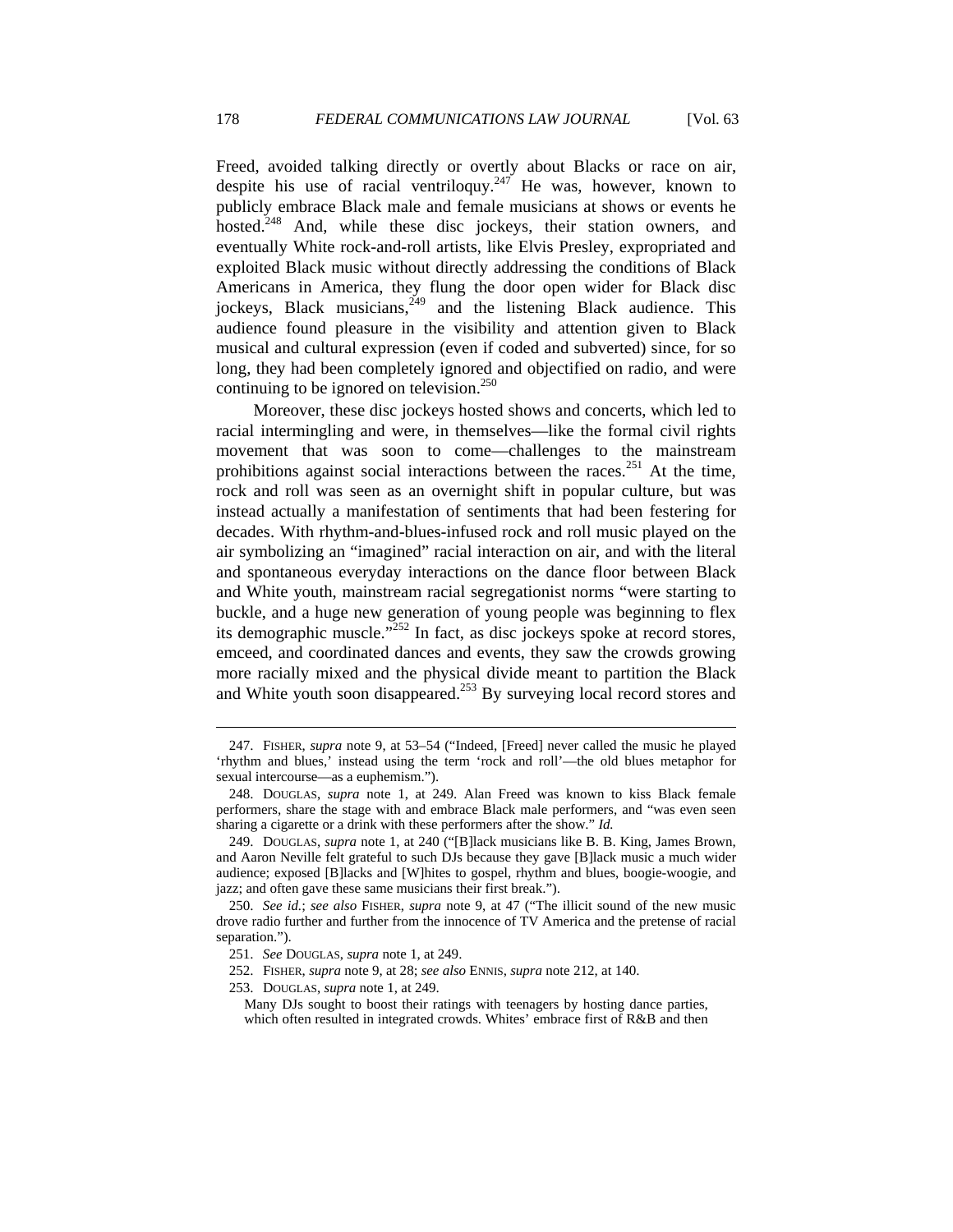Freed, avoided talking directly or overtly about Blacks or race on air, despite his use of racial ventriloquy.[247] He was, however, known to publicly embrace Black male and female musicians at shows or events he hosted.[248] And, while these disc jockeys, their station owners, and eventually White rock-and-roll artists, like Elvis Presley, expropriated and exploited Black music without directly addressing the conditions of Black Americans in America, they flung the door open wider for Black disc jockeys, Black musicians,[249] and the listening Black audience. This audience found pleasure in the visibility and attention given to Black musical and cultural expression (even if coded and subverted) since, for so long, they had been completely ignored and objectified on radio, and were continuing to be ignored on television.[250]

Moreover, these disc jockeys hosted shows and concerts, which led to racial intermingling and were, in themselves—like the formal civil rights movement that was soon to come—challenges to the mainstream prohibitions against social interactions between the races.[251] At the time, rock and roll was seen as an overnight shift in popular culture, but was instead actually a manifestation of sentiments that had been festering for decades. With rhythm-and-blues-infused rock and roll music played on the air symbolizing an "imagined" racial interaction on air, and with the literal and spontaneous everyday interactions on the dance floor between Black and White youth, mainstream racial segregationist norms "were starting to buckle, and a huge new generation of young people was beginning to flex its demographic muscle."[252] In fact, as disc jockeys spoke at record stores, emceed, and coordinated dances and events, they saw the crowds growing more racially mixed and the physical divide meant to partition the Black and White youth soon disappeared.[253] By surveying local record stores and

---

247. FISHER, *supra* note 9, at 53–54 ("Indeed, [Freed] never called the music he played 'rhythm and blues,' instead using the term 'rock and roll'—the old blues metaphor for sexual intercourse—as a euphemism.").

248. DOUGLAS, *supra* note 1, at 249. Alan Freed was known to kiss Black female performers, share the stage with and embrace Black male performers, and "was even seen sharing a cigarette or a drink with these performers after the show." *Id.*

249. DOUGLAS, *supra* note 1, at 240 ("[B]lack musicians like B. B. King, James Brown, and Aaron Neville felt grateful to such DJs because they gave [B]lack music a much wider audience; exposed [B]lacks and [W]hites to gospel, rhythm and blues, boogie-woogie, and jazz; and often gave these same musicians their first break.").

250. *See id.*; *see also* FISHER, *supra* note 9, at 47 ("The illicit sound of the new music drove radio further and further from the innocence of TV America and the pretense of racial separation.").

251. *See* DOUGLAS, *supra* note 1, at 249.

252. FISHER, *supra* note 9, at 28; *see also* ENNIS, *supra* note 212, at 140.

253. DOUGLAS, *supra* note 1, at 249.

> Many DJs sought to boost their ratings with teenagers by hosting dance parties, which often resulted in integrated crowds. Whites' embrace first of R&B and then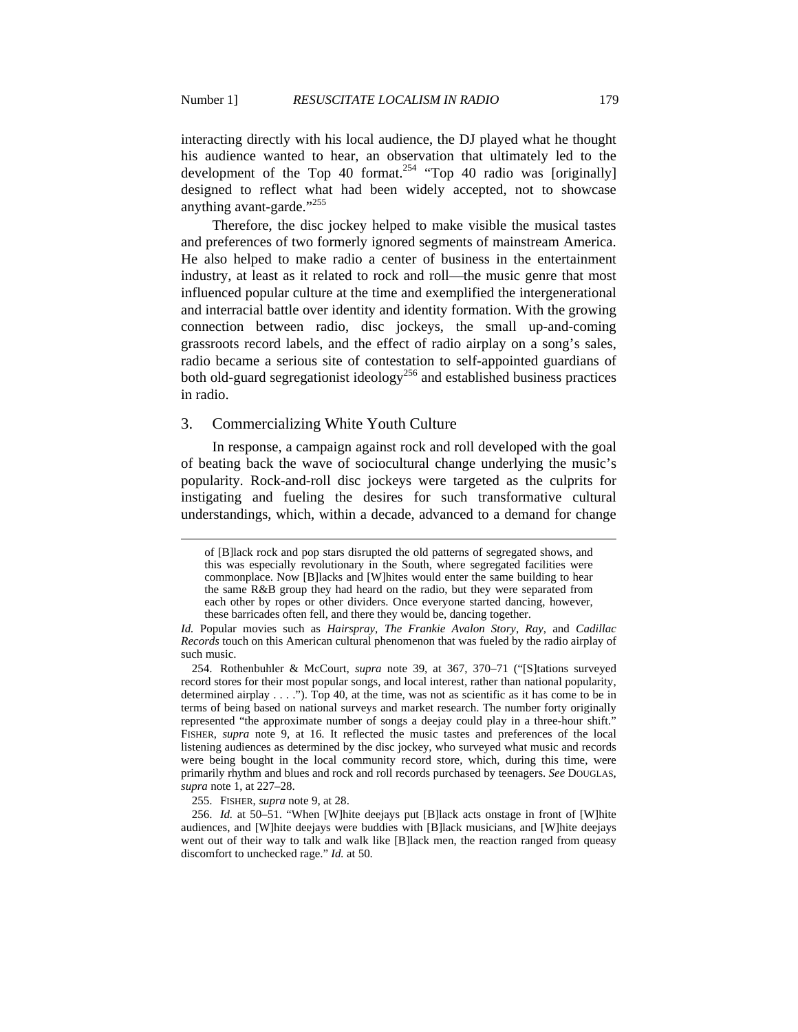interacting directly with his local audience, the DJ played what he thought his audience wanted to hear, an observation that ultimately led to the development of the Top 40 format.[254] "Top 40 radio was [originally] designed to reflect what had been widely accepted, not to showcase anything avant-garde."[255]

Therefore, the disc jockey helped to make visible the musical tastes and preferences of two formerly ignored segments of mainstream America. He also helped to make radio a center of business in the entertainment industry, at least as it related to rock and roll—the music genre that most influenced popular culture at the time and exemplified the intergenerational and interracial battle over identity and identity formation. With the growing connection between radio, disc jockeys, the small up-and-coming grassroots record labels, and the effect of radio airplay on a song's sales, radio became a serious site of contestation to self-appointed guardians of both old-guard segregationist ideology[256] and established business practices in radio.

### 3. Commercializing White Youth Culture

In response, a campaign against rock and roll developed with the goal of beating back the wave of sociocultural change underlying the music's popularity. Rock-and-roll disc jockeys were targeted as the culprits for instigating and fueling the desires for such transformative cultural understandings, which, within a decade, advanced to a demand for change

---

> of [B]lack rock and pop stars disrupted the old patterns of segregated shows, and this was especially revolutionary in the South, where segregated facilities were commonplace. Now [B]lacks and [W]hites would enter the same building to hear the same R&B group they had heard on the radio, but they were separated from each other by ropes or other dividers. Once everyone started dancing, however, these barricades often fell, and there they would be, dancing together.

*Id.* Popular movies such as *Hairspray*, *The Frankie Avalon Story*, *Ray*, and *Cadillac Records* touch on this American cultural phenomenon that was fueled by the radio airplay of such music.

254. Rothenbuhler & McCourt, *supra* note 39, at 367, 370–71 ("[S]tations surveyed record stores for their most popular songs, and local interest, rather than national popularity, determined airplay . . . ."). Top 40, at the time, was not as scientific as it has come to be in terms of being based on national surveys and market research. The number forty originally represented "the approximate number of songs a deejay could play in a three-hour shift." FISHER, *supra* note 9, at 16. It reflected the music tastes and preferences of the local listening audiences as determined by the disc jockey, who surveyed what music and records were being bought in the local community record store, which, during this time, were primarily rhythm and blues and rock and roll records purchased by teenagers. *See* DOUGLAS, *supra* note 1, at 227–28.

255. FISHER, *supra* note 9, at 28.

256. *Id.* at 50–51. "When [W]hite deejays put [B]lack acts onstage in front of [W]hite audiences, and [W]hite deejays were buddies with [B]lack musicians, and [W]hite deejays went out of their way to talk and walk like [B]lack men, the reaction ranged from queasy discomfort to unchecked rage." *Id.* at 50.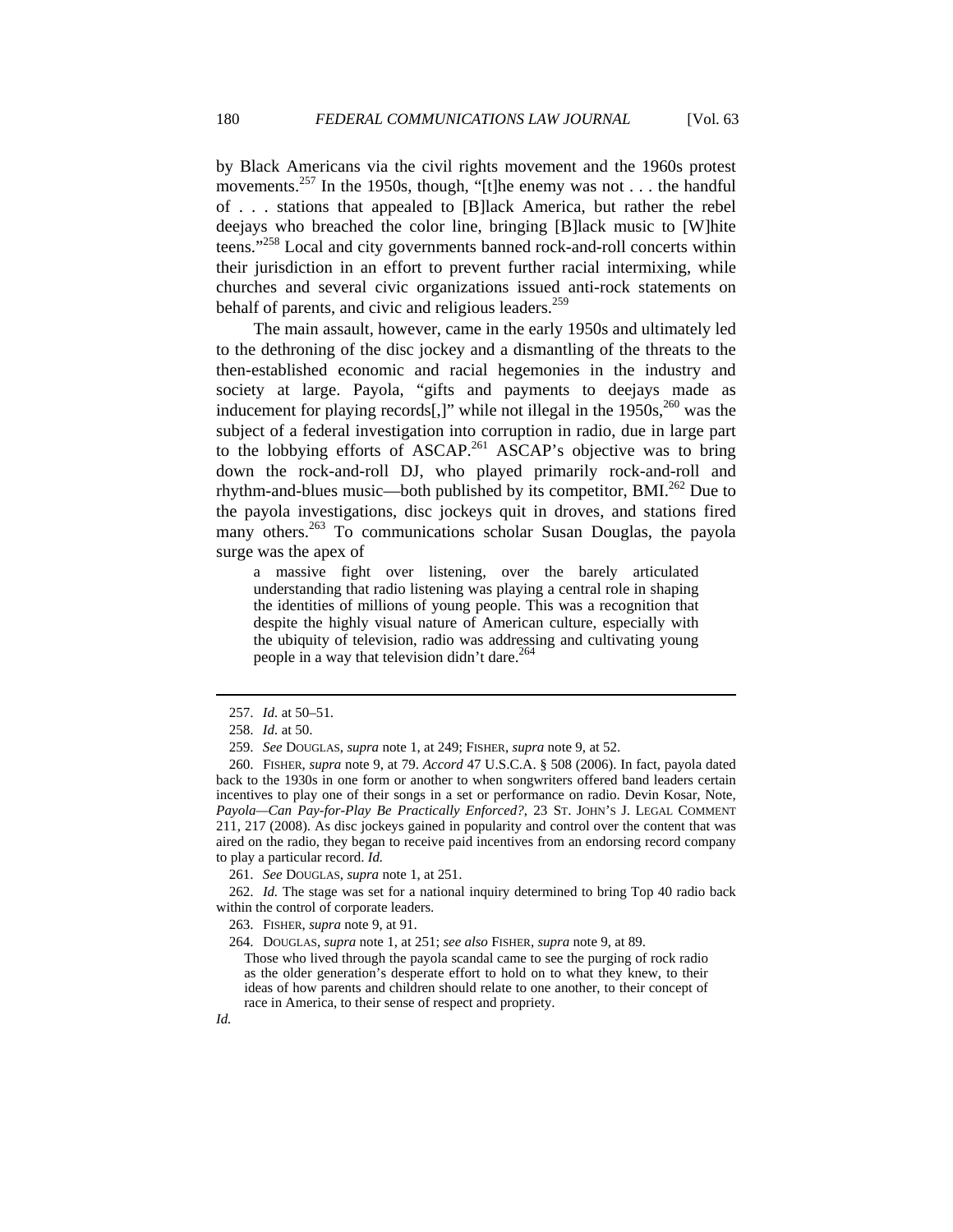by Black Americans via the civil rights movement and the 1960s protest movements.[257] In the 1950s, though, "[t]he enemy was not . . . the handful of . . . stations that appealed to [B]lack America, but rather the rebel deejays who breached the color line, bringing [B]lack music to [W]hite teens."[258] Local and city governments banned rock-and-roll concerts within their jurisdiction in an effort to prevent further racial intermixing, while churches and several civic organizations issued anti-rock statements on behalf of parents, and civic and religious leaders.[259]

The main assault, however, came in the early 1950s and ultimately led to the dethroning of the disc jockey and a dismantling of the threats to the then-established economic and racial hegemonies in the industry and society at large. Payola, "gifts and payments to deejays made as inducement for playing records[,]" while not illegal in the 1950s,[260] was the subject of a federal investigation into corruption in radio, due in large part to the lobbying efforts of ASCAP.[261] ASCAP's objective was to bring down the rock-and-roll DJ, who played primarily rock-and-roll and rhythm-and-blues music—both published by its competitor, BMI.[262] Due to the payola investigations, disc jockeys quit in droves, and stations fired many others.[263] To communications scholar Susan Douglas, the payola surge was the apex of

> a massive fight over listening, over the barely articulated understanding that radio listening was playing a central role in shaping the identities of millions of young people. This was a recognition that despite the highly visual nature of American culture, especially with the ubiquity of television, radio was addressing and cultivating young people in a way that television didn't dare.[264]

---

257. *Id.* at 50–51.

258. *Id.* at 50.

259. *See* DOUGLAS, *supra* note 1, at 249; FISHER, *supra* note 9, at 52.

260. FISHER, *supra* note 9, at 79. *Accord* 47 U.S.C.A. § 508 (2006). In fact, payola dated back to the 1930s in one form or another to when songwriters offered band leaders certain incentives to play one of their songs in a set or performance on radio. Devin Kosar, Note, *Payola—Can Pay-for-Play Be Practically Enforced?*, 23 ST. JOHN'S J. LEGAL COMMENT 211, 217 (2008). As disc jockeys gained in popularity and control over the content that was aired on the radio, they began to receive paid incentives from an endorsing record company to play a particular record. *Id.*

261. *See* DOUGLAS, *supra* note 1, at 251.

262. *Id.* The stage was set for a national inquiry determined to bring Top 40 radio back within the control of corporate leaders.

263. FISHER, *supra* note 9, at 91.

264. DOUGLAS, *supra* note 1, at 251; *see also* FISHER, *supra* note 9, at 89.

> Those who lived through the payola scandal came to see the purging of rock radio as the older generation's desperate effort to hold on to what they knew, to their ideas of how parents and children should relate to one another, to their concept of race in America, to their sense of respect and propriety.

*Id.*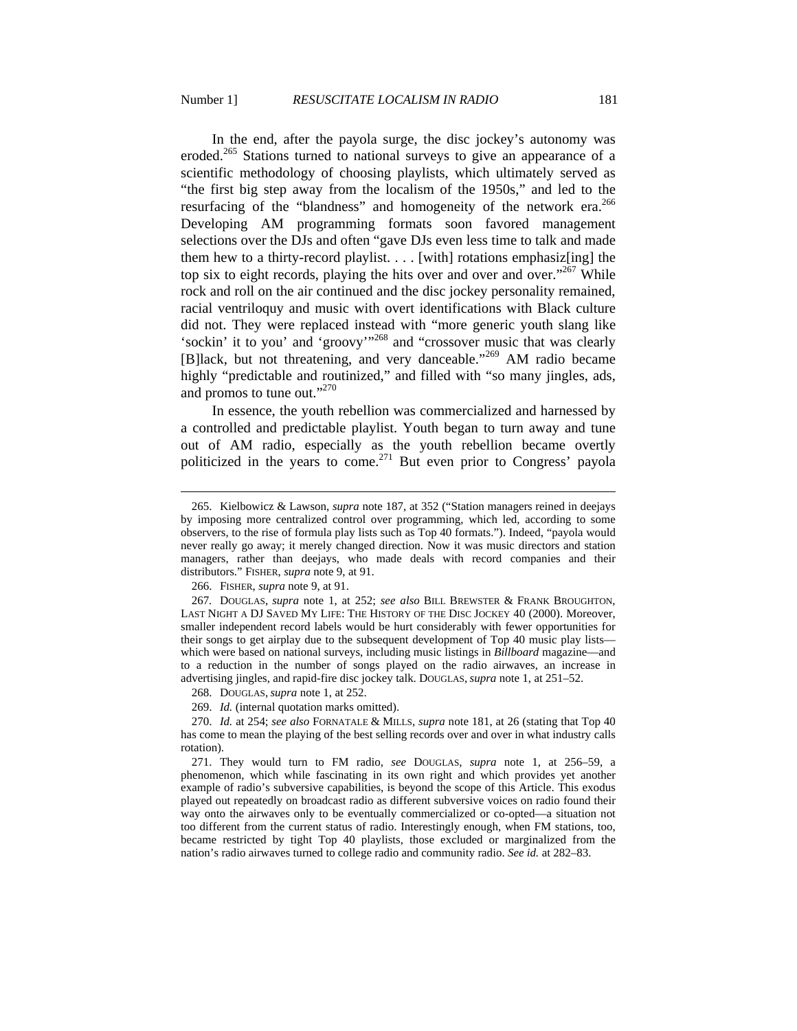In the end, after the payola surge, the disc jockey's autonomy was eroded.[265] Stations turned to national surveys to give an appearance of a scientific methodology of choosing playlists, which ultimately served as "the first big step away from the localism of the 1950s," and led to the resurfacing of the "blandness" and homogeneity of the network era.[266] Developing AM programming formats soon favored management selections over the DJs and often "gave DJs even less time to talk and made them hew to a thirty-record playlist. . . . [with] rotations emphasiz[ing] the top six to eight records, playing the hits over and over and over."[267] While rock and roll on the air continued and the disc jockey personality remained, racial ventriloquy and music with overt identifications with Black culture did not. They were replaced instead with "more generic youth slang like 'sockin' it to you' and 'groovy'"[268] and "crossover music that was clearly [B]lack, but not threatening, and very danceable."[269] AM radio became highly "predictable and routinized," and filled with "so many jingles, ads, and promos to tune out."[270]

In essence, the youth rebellion was commercialized and harnessed by a controlled and predictable playlist. Youth began to turn away and tune out of AM radio, especially as the youth rebellion became overtly politicized in the years to come.[271] But even prior to Congress' payola

---

265. Kielbowicz & Lawson, *supra* note 187, at 352 ("Station managers reined in deejays by imposing more centralized control over programming, which led, according to some observers, to the rise of formula play lists such as Top 40 formats."). Indeed, "payola would never really go away; it merely changed direction. Now it was music directors and station managers, rather than deejays, who made deals with record companies and their distributors." FISHER, *supra* note 9, at 91.

266. FISHER, *supra* note 9, at 91.

267. DOUGLAS, *supra* note 1, at 252; *see also* BILL BREWSTER & FRANK BROUGHTON, LAST NIGHT A DJ SAVED MY LIFE: THE HISTORY OF THE DISC JOCKEY 40 (2000). Moreover, smaller independent record labels would be hurt considerably with fewer opportunities for their songs to get airplay due to the subsequent development of Top 40 music play lists—which were based on national surveys, including music listings in *Billboard* magazine—and to a reduction in the number of songs played on the radio airwaves, an increase in advertising jingles, and rapid-fire disc jockey talk. DOUGLAS, *supra* note 1, at 251–52.

268. DOUGLAS, *supra* note 1, at 252.

269. *Id.* (internal quotation marks omitted).

270. *Id.* at 254; *see also* FORNATALE & MILLS, *supra* note 181, at 26 (stating that Top 40 has come to mean the playing of the best selling records over and over in what industry calls rotation).

271. They would turn to FM radio, *see* DOUGLAS, *supra* note 1, at 256–59, a phenomenon, which while fascinating in its own right and which provides yet another example of radio's subversive capabilities, is beyond the scope of this Article. This exodus played out repeatedly on broadcast radio as different subversive voices on radio found their way onto the airwaves only to be eventually commercialized or co-opted—a situation not too different from the current status of radio. Interestingly enough, when FM stations, too, became restricted by tight Top 40 playlists, those excluded or marginalized from the nation's radio airwaves turned to college radio and community radio. *See id.* at 282–83.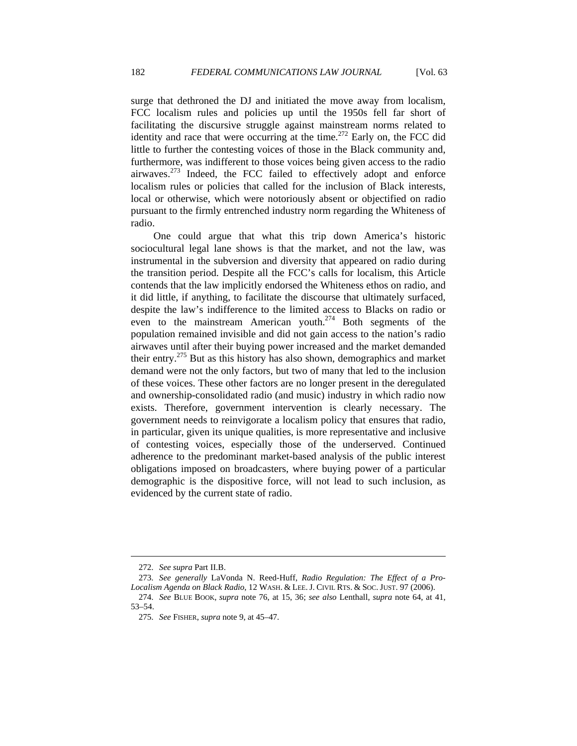surge that dethroned the DJ and initiated the move away from localism, FCC localism rules and policies up until the 1950s fell far short of facilitating the discursive struggle against mainstream norms related to identity and race that were occurring at the time.[272] Early on, the FCC did little to further the contesting voices of those in the Black community and, furthermore, was indifferent to those voices being given access to the radio airwaves.[273] Indeed, the FCC failed to effectively adopt and enforce localism rules or policies that called for the inclusion of Black interests, local or otherwise, which were notoriously absent or objectified on radio pursuant to the firmly entrenched industry norm regarding the Whiteness of radio.

One could argue that what this trip down America's historic sociocultural legal lane shows is that the market, and not the law, was instrumental in the subversion and diversity that appeared on radio during the transition period. Despite all the FCC's calls for localism, this Article contends that the law implicitly endorsed the Whiteness ethos on radio, and it did little, if anything, to facilitate the discourse that ultimately surfaced, despite the law's indifference to the limited access to Blacks on radio or even to the mainstream American youth.[274] Both segments of the population remained invisible and did not gain access to the nation's radio airwaves until after their buying power increased and the market demanded their entry.[275] But as this history has also shown, demographics and market demand were not the only factors, but two of many that led to the inclusion of these voices. These other factors are no longer present in the deregulated and ownership-consolidated radio (and music) industry in which radio now exists. Therefore, government intervention is clearly necessary. The government needs to reinvigorate a localism policy that ensures that radio, in particular, given its unique qualities, is more representative and inclusive of contesting voices, especially those of the underserved. Continued adherence to the predominant market-based analysis of the public interest obligations imposed on broadcasters, where buying power of a particular demographic is the dispositive force, will not lead to such inclusion, as evidenced by the current state of radio.

---

272. *See supra* Part II.B.

273. *See generally* LaVonda N. Reed-Huff, *Radio Regulation: The Effect of a Pro-Localism Agenda on Black Radio*, 12 WASH. & LEE. J. CIVIL RTS. & SOC. JUST. 97 (2006).

274. *See* BLUE BOOK, *supra* note 76, at 15, 36; *see also* Lenthall, *supra* note 64, at 41, 53–54.

275. *See* FISHER, *supra* note 9, at 45–47.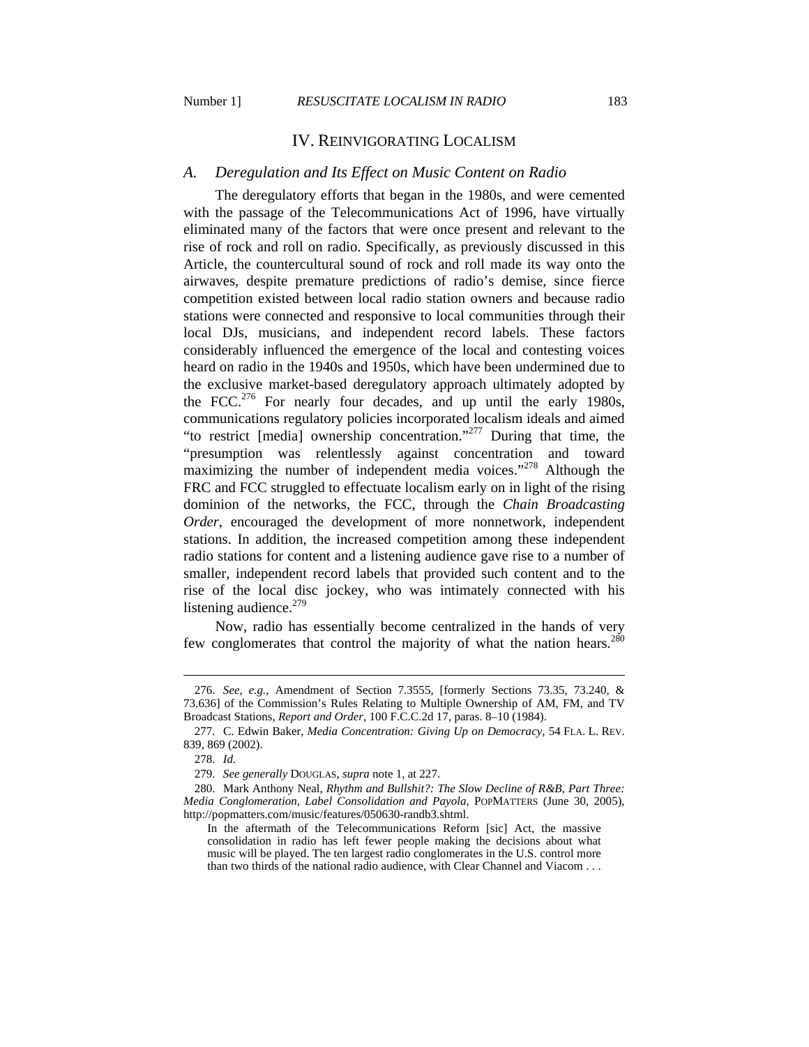## IV. REINVIGORATING LOCALISM

### *A. Deregulation and Its Effect on Music Content on Radio*

The deregulatory efforts that began in the 1980s, and were cemented with the passage of the Telecommunications Act of 1996, have virtually eliminated many of the factors that were once present and relevant to the rise of rock and roll on radio. Specifically, as previously discussed in this Article, the countercultural sound of rock and roll made its way onto the airwaves, despite premature predictions of radio's demise, since fierce competition existed between local radio station owners and because radio stations were connected and responsive to local communities through their local DJs, musicians, and independent record labels. These factors considerably influenced the emergence of the local and contesting voices heard on radio in the 1940s and 1950s, which have been undermined due to the exclusive market-based deregulatory approach ultimately adopted by the FCC.[276] For nearly four decades, and up until the early 1980s, communications regulatory policies incorporated localism ideals and aimed "to restrict [media] ownership concentration."[277] During that time, the "presumption was relentlessly against concentration and toward maximizing the number of independent media voices."[278] Although the FRC and FCC struggled to effectuate localism early on in light of the rising dominion of the networks, the FCC, through the *Chain Broadcasting Order*, encouraged the development of more nonnetwork, independent stations. In addition, the increased competition among these independent radio stations for content and a listening audience gave rise to a number of smaller, independent record labels that provided such content and to the rise of the local disc jockey, who was intimately connected with his listening audience.[279]

Now, radio has essentially become centralized in the hands of very few conglomerates that control the majority of what the nation hears.[280]

---

276. *See, e.g.*, Amendment of Section 7.3555, [formerly Sections 73.35, 73.240, & 73.636] of the Commission's Rules Relating to Multiple Ownership of AM, FM, and TV Broadcast Stations, *Report and Order*, 100 F.C.C.2d 17, paras. 8–10 (1984).

277. C. Edwin Baker, *Media Concentration: Giving Up on Democracy*, 54 FLA. L. REV. 839, 869 (2002).

278. *Id.*

279. *See generally* DOUGLAS, *supra* note 1, at 227.

280. Mark Anthony Neal, *Rhythm and Bullshit?: The Slow Decline of R&B, Part Three: Media Conglomeration, Label Consolidation and Payola*, POPMATTERS (June 30, 2005), http://popmatters.com/music/features/050630-randb3.shtml.

> In the aftermath of the Telecommunications Reform [sic] Act, the massive consolidation in radio has left fewer people making the decisions about what music will be played. The ten largest radio conglomerates in the U.S. control more than two thirds of the national radio audience, with Clear Channel and Viacom . . .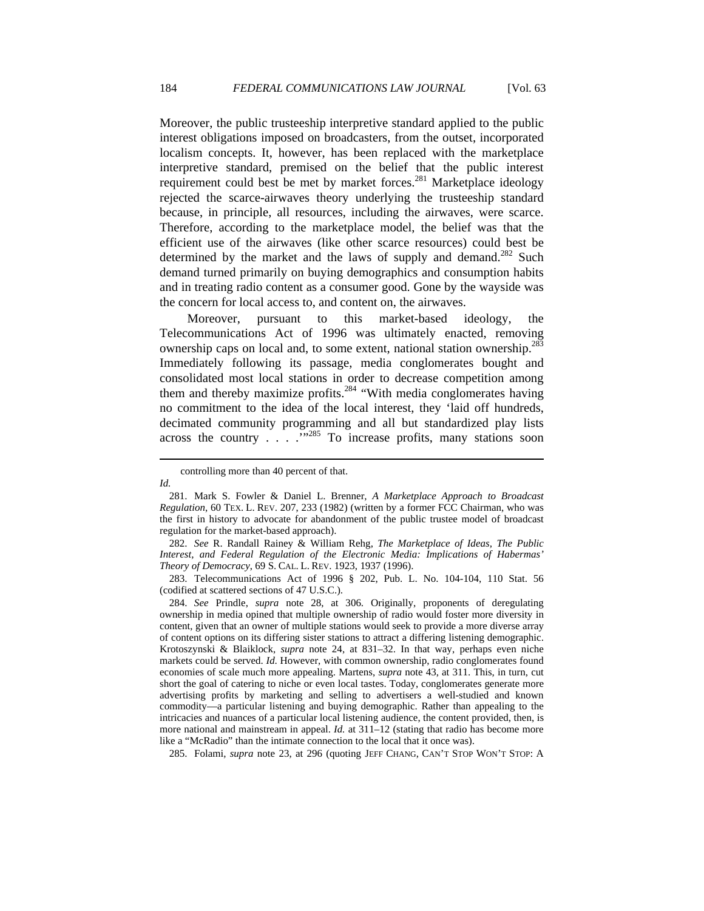Moreover, the public trusteeship interpretive standard applied to the public interest obligations imposed on broadcasters, from the outset, incorporated localism concepts. It, however, has been replaced with the marketplace interpretive standard, premised on the belief that the public interest requirement could best be met by market forces.[281] Marketplace ideology rejected the scarce-airwaves theory underlying the trusteeship standard because, in principle, all resources, including the airwaves, were scarce. Therefore, according to the marketplace model, the belief was that the efficient use of the airwaves (like other scarce resources) could best be determined by the market and the laws of supply and demand.[282] Such demand turned primarily on buying demographics and consumption habits and in treating radio content as a consumer good. Gone by the wayside was the concern for local access to, and content on, the airwaves.

Moreover, pursuant to this market-based ideology, the Telecommunications Act of 1996 was ultimately enacted, removing ownership caps on local and, to some extent, national station ownership.[283] Immediately following its passage, media conglomerates bought and consolidated most local stations in order to decrease competition among them and thereby maximize profits.[284] "With media conglomerates having no commitment to the idea of the local interest, they 'laid off hundreds, decimated community programming and all but standardized play lists across the country . . . .'"[285] To increase profits, many stations soon

---

controlling more than 40 percent of that.

*Id.*

281. Mark S. Fowler & Daniel L. Brenner, *A Marketplace Approach to Broadcast Regulation*, 60 TEX. L. REV. 207, 233 (1982) (written by a former FCC Chairman, who was the first in history to advocate for abandonment of the public trustee model of broadcast regulation for the market-based approach).

282. *See* R. Randall Rainey & William Rehg, *The Marketplace of Ideas, The Public Interest, and Federal Regulation of the Electronic Media: Implications of Habermas' Theory of Democracy*, 69 S. CAL. L. REV. 1923, 1937 (1996).

283. Telecommunications Act of 1996 § 202, Pub. L. No. 104-104, 110 Stat. 56 (codified at scattered sections of 47 U.S.C.).

284. *See* Prindle, *supra* note 28, at 306. Originally, proponents of deregulating ownership in media opined that multiple ownership of radio would foster more diversity in content, given that an owner of multiple stations would seek to provide a more diverse array of content options on its differing sister stations to attract a differing listening demographic. Krotoszynski & Blaiklock, *supra* note 24, at 831–32. In that way, perhaps even niche markets could be served. *Id.* However, with common ownership, radio conglomerates found economies of scale much more appealing. Martens, *supra* note 43, at 311. This, in turn, cut short the goal of catering to niche or even local tastes. Today, conglomerates generate more advertising profits by marketing and selling to advertisers a well-studied and known commodity—a particular listening and buying demographic. Rather than appealing to the intricacies and nuances of a particular local listening audience, the content provided, then, is more national and mainstream in appeal. *Id.* at 311–12 (stating that radio has become more like a "McRadio" than the intimate connection to the local that it once was).

285. Folami, *supra* note 23, at 296 (quoting JEFF CHANG, CAN'T STOP WON'T STOP: A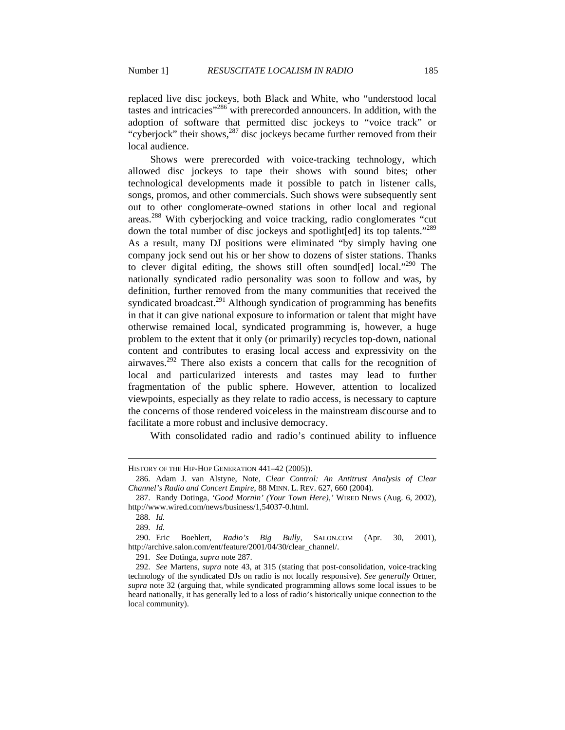replaced live disc jockeys, both Black and White, who "understood local tastes and intricacies"[286] with prerecorded announcers. In addition, with the adoption of software that permitted disc jockeys to "voice track" or "cyberjock" their shows,[287] disc jockeys became further removed from their local audience.

Shows were prerecorded with voice-tracking technology, which allowed disc jockeys to tape their shows with sound bites; other technological developments made it possible to patch in listener calls, songs, promos, and other commercials. Such shows were subsequently sent out to other conglomerate-owned stations in other local and regional areas.[288] With cyberjocking and voice tracking, radio conglomerates "cut down the total number of disc jockeys and spotlight[ed] its top talents."[289] As a result, many DJ positions were eliminated "by simply having one company jock send out his or her show to dozens of sister stations. Thanks to clever digital editing, the shows still often sound[ed] local."[290] The nationally syndicated radio personality was soon to follow and was, by definition, further removed from the many communities that received the syndicated broadcast.[291] Although syndication of programming has benefits in that it can give national exposure to information or talent that might have otherwise remained local, syndicated programming is, however, a huge problem to the extent that it only (or primarily) recycles top-down, national content and contributes to erasing local access and expressivity on the airwaves.[292] There also exists a concern that calls for the recognition of local and particularized interests and tastes may lead to further fragmentation of the public sphere. However, attention to localized viewpoints, especially as they relate to radio access, is necessary to capture the concerns of those rendered voiceless in the mainstream discourse and to facilitate a more robust and inclusive democracy.

With consolidated radio and radio's continued ability to influence

---

HISTORY OF THE HIP-HOP GENERATION 441–42 (2005)).

286. Adam J. van Alstyne, Note, *Clear Control: An Antitrust Analysis of Clear Channel's Radio and Concert Empire*, 88 MINN. L. REV. 627, 660 (2004).

287. Randy Dotinga, *'Good Mornin' (Your Town Here),'* WIRED NEWS (Aug. 6, 2002), http://www.wired.com/news/business/1,54037-0.html.

288. *Id.*

289. *Id.*

290. Eric Boehlert, *Radio's Big Bully*, SALON.COM (Apr. 30, 2001), http://archive.salon.com/ent/feature/2001/04/30/clear_channel/.

291. *See* Dotinga, *supra* note 287.

292. *See* Martens, *supra* note 43, at 315 (stating that post-consolidation, voice-tracking technology of the syndicated DJs on radio is not locally responsive). *See generally* Ortner, *supra* note 32 (arguing that, while syndicated programming allows some local issues to be heard nationally, it has generally led to a loss of radio's historically unique connection to the local community).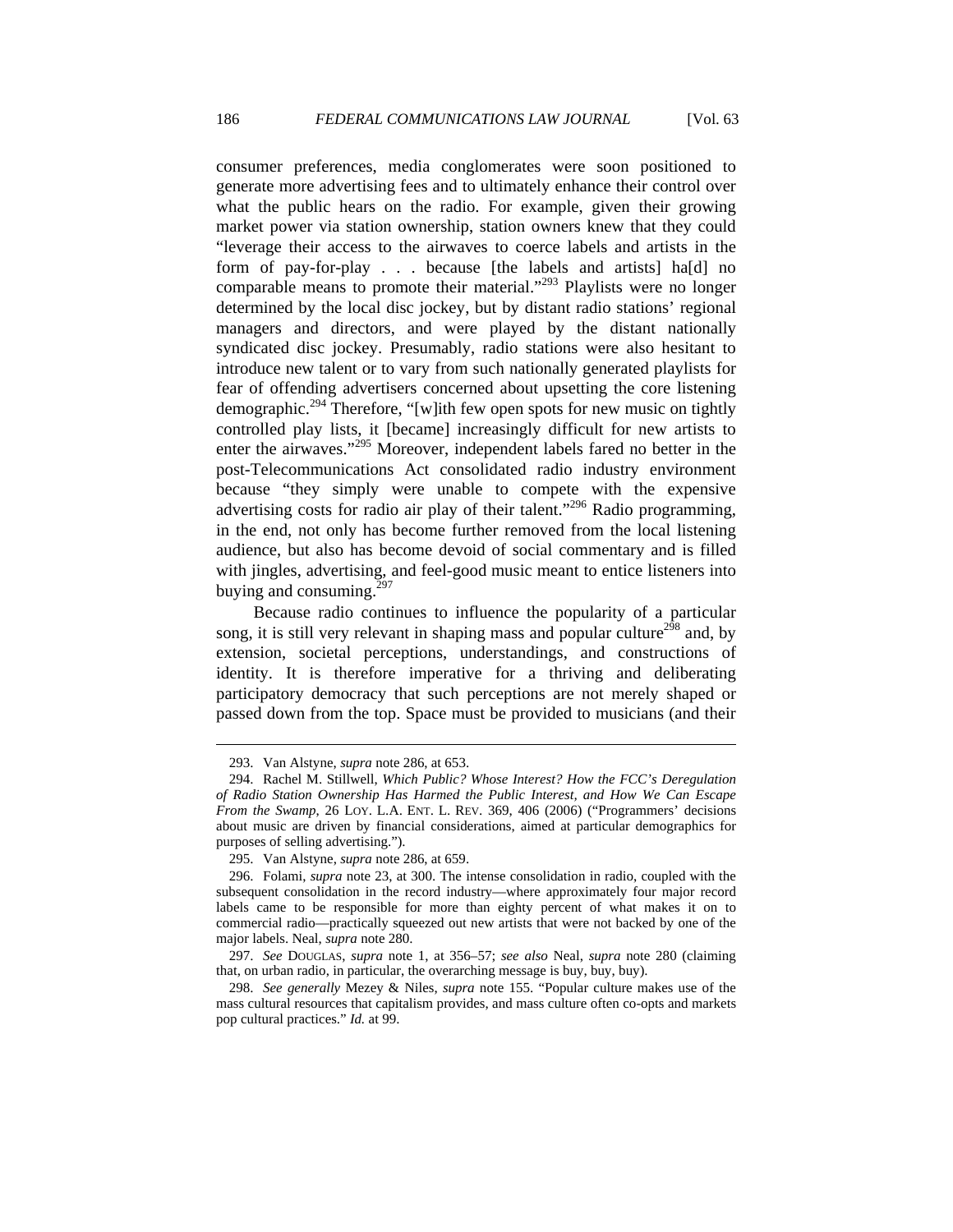consumer preferences, media conglomerates were soon positioned to generate more advertising fees and to ultimately enhance their control over what the public hears on the radio. For example, given their growing market power via station ownership, station owners knew that they could "leverage their access to the airwaves to coerce labels and artists in the form of pay-for-play . . . because [the labels and artists] ha[d] no comparable means to promote their material."[293] Playlists were no longer determined by the local disc jockey, but by distant radio stations' regional managers and directors, and were played by the distant nationally syndicated disc jockey. Presumably, radio stations were also hesitant to introduce new talent or to vary from such nationally generated playlists for fear of offending advertisers concerned about upsetting the core listening demographic.[294] Therefore, "[w]ith few open spots for new music on tightly controlled play lists, it [became] increasingly difficult for new artists to enter the airwaves."[295] Moreover, independent labels fared no better in the post-Telecommunications Act consolidated radio industry environment because "they simply were unable to compete with the expensive advertising costs for radio air play of their talent."[296] Radio programming, in the end, not only has become further removed from the local listening audience, but also has become devoid of social commentary and is filled with jingles, advertising, and feel-good music meant to entice listeners into buying and consuming.[297]

Because radio continues to influence the popularity of a particular song, it is still very relevant in shaping mass and popular culture[298] and, by extension, societal perceptions, understandings, and constructions of identity. It is therefore imperative for a thriving and deliberating participatory democracy that such perceptions are not merely shaped or passed down from the top. Space must be provided to musicians (and their

---

293. Van Alstyne, *supra* note 286, at 653.

294. Rachel M. Stillwell, *Which Public? Whose Interest? How the FCC's Deregulation of Radio Station Ownership Has Harmed the Public Interest, and How We Can Escape From the Swamp*, 26 LOY. L.A. ENT. L. REV. 369, 406 (2006) ("Programmers' decisions about music are driven by financial considerations, aimed at particular demographics for purposes of selling advertising.").

295. Van Alstyne, *supra* note 286, at 659.

296. Folami, *supra* note 23, at 300. The intense consolidation in radio, coupled with the subsequent consolidation in the record industry—where approximately four major record labels came to be responsible for more than eighty percent of what makes it on to commercial radio—practically squeezed out new artists that were not backed by one of the major labels. Neal, *supra* note 280.

297. *See* DOUGLAS, *supra* note 1, at 356–57; *see also* Neal, *supra* note 280 (claiming that, on urban radio, in particular, the overarching message is buy, buy, buy).

298. *See generally* Mezey & Niles, *supra* note 155. "Popular culture makes use of the mass cultural resources that capitalism provides, and mass culture often co-opts and markets pop cultural practices." *Id.* at 99.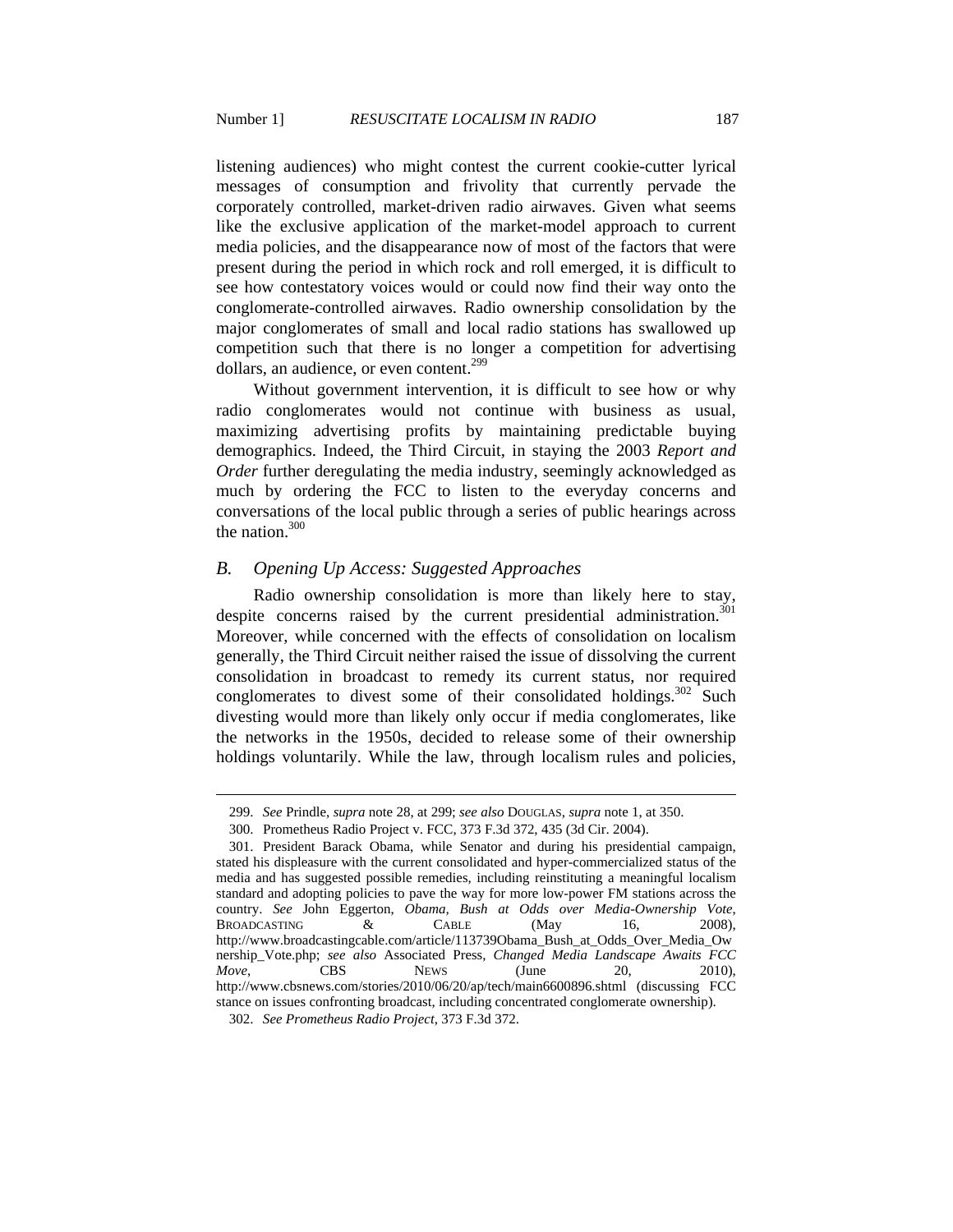listening audiences) who might contest the current cookie-cutter lyrical messages of consumption and frivolity that currently pervade the corporately controlled, market-driven radio airwaves. Given what seems like the exclusive application of the market-model approach to current media policies, and the disappearance now of most of the factors that were present during the period in which rock and roll emerged, it is difficult to see how contestatory voices would or could now find their way onto the conglomerate-controlled airwaves. Radio ownership consolidation by the major conglomerates of small and local radio stations has swallowed up competition such that there is no longer a competition for advertising dollars, an audience, or even content.[299]

Without government intervention, it is difficult to see how or why radio conglomerates would not continue with business as usual, maximizing advertising profits by maintaining predictable buying demographics. Indeed, the Third Circuit, in staying the 2003 *Report and Order* further deregulating the media industry, seemingly acknowledged as much by ordering the FCC to listen to the everyday concerns and conversations of the local public through a series of public hearings across the nation.[300]

### *B. Opening Up Access: Suggested Approaches*

Radio ownership consolidation is more than likely here to stay, despite concerns raised by the current presidential administration.[301] Moreover, while concerned with the effects of consolidation on localism generally, the Third Circuit neither raised the issue of dissolving the current consolidation in broadcast to remedy its current status, nor required conglomerates to divest some of their consolidated holdings.[302] Such divesting would more than likely only occur if media conglomerates, like the networks in the 1950s, decided to release some of their ownership holdings voluntarily. While the law, through localism rules and policies,

---

299. *See* Prindle, *supra* note 28, at 299; *see also* DOUGLAS, *supra* note 1, at 350.

300. Prometheus Radio Project v. FCC, 373 F.3d 372, 435 (3d Cir. 2004).

301. President Barack Obama, while Senator and during his presidential campaign, stated his displeasure with the current consolidated and hyper-commercialized status of the media and has suggested possible remedies, including reinstituting a meaningful localism standard and adopting policies to pave the way for more low-power FM stations across the country. *See* John Eggerton, *Obama, Bush at Odds over Media-Ownership Vote*, BROADCASTING & CABLE (May 16, 2008), http://www.broadcastingcable.com/article/113739Obama_Bush_at_Odds_Over_Media_Ownership_Vote.php; *see also* Associated Press, *Changed Media Landscape Awaits FCC Move*, CBS NEWS (June 20, 2010), http://www.cbsnews.com/stories/2010/06/20/ap/tech/main6600896.shtml (discussing FCC stance on issues confronting broadcast, including concentrated conglomerate ownership).

302. *See Prometheus Radio Project*, 373 F.3d 372.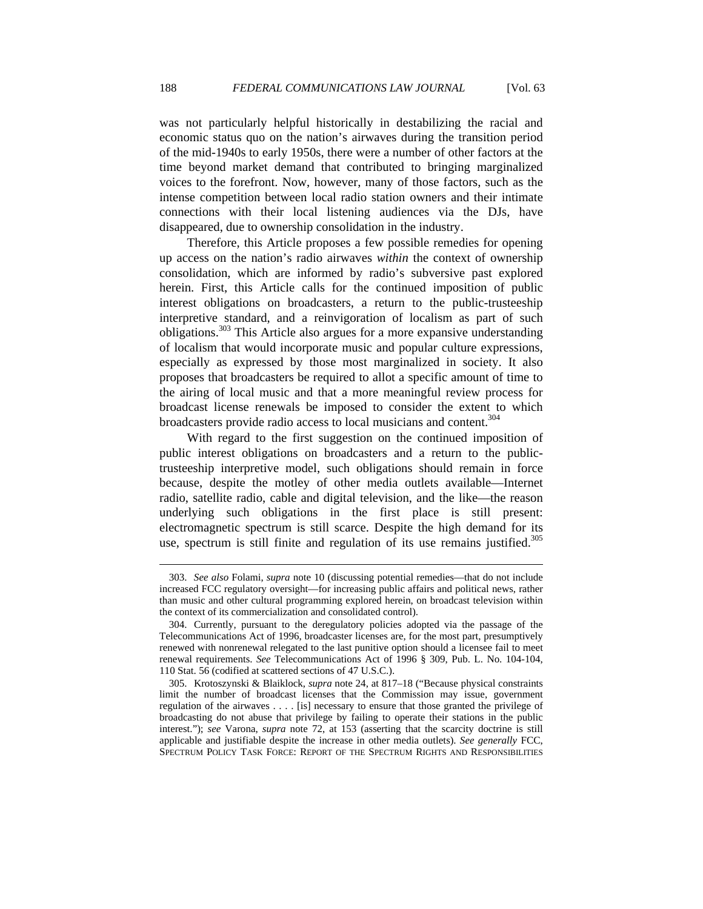was not particularly helpful historically in destabilizing the racial and economic status quo on the nation's airwaves during the transition period of the mid-1940s to early 1950s, there were a number of other factors at the time beyond market demand that contributed to bringing marginalized voices to the forefront. Now, however, many of those factors, such as the intense competition between local radio station owners and their intimate connections with their local listening audiences via the DJs, have disappeared, due to ownership consolidation in the industry.

Therefore, this Article proposes a few possible remedies for opening up access on the nation's radio airwaves *within* the context of ownership consolidation, which are informed by radio's subversive past explored herein. First, this Article calls for the continued imposition of public interest obligations on broadcasters, a return to the public-trusteeship interpretive standard, and a reinvigoration of localism as part of such obligations.[303] This Article also argues for a more expansive understanding of localism that would incorporate music and popular culture expressions, especially as expressed by those most marginalized in society. It also proposes that broadcasters be required to allot a specific amount of time to the airing of local music and that a more meaningful review process for broadcast license renewals be imposed to consider the extent to which broadcasters provide radio access to local musicians and content.[304]

With regard to the first suggestion on the continued imposition of public interest obligations on broadcasters and a return to the public-trusteeship interpretive model, such obligations should remain in force because, despite the motley of other media outlets available—Internet radio, satellite radio, cable and digital television, and the like—the reason underlying such obligations in the first place is still present: electromagnetic spectrum is still scarce. Despite the high demand for its use, spectrum is still finite and regulation of its use remains justified.[305]

---

303. *See also* Folami, *supra* note 10 (discussing potential remedies—that do not include increased FCC regulatory oversight—for increasing public affairs and political news, rather than music and other cultural programming explored herein, on broadcast television within the context of its commercialization and consolidated control).

304. Currently, pursuant to the deregulatory policies adopted via the passage of the Telecommunications Act of 1996, broadcaster licenses are, for the most part, presumptively renewed with nonrenewal relegated to the last punitive option should a licensee fail to meet renewal requirements. *See* Telecommunications Act of 1996 § 309, Pub. L. No. 104-104, 110 Stat. 56 (codified at scattered sections of 47 U.S.C.).

305. Krotoszynski & Blaiklock, *supra* note 24, at 817–18 ("Because physical constraints limit the number of broadcast licenses that the Commission may issue, government regulation of the airwaves . . . . [is] necessary to ensure that those granted the privilege of broadcasting do not abuse that privilege by failing to operate their stations in the public interest."); *see* Varona, *supra* note 72, at 153 (asserting that the scarcity doctrine is still applicable and justifiable despite the increase in other media outlets). *See generally* FCC, SPECTRUM POLICY TASK FORCE: REPORT OF THE SPECTRUM RIGHTS AND RESPONSIBILITIES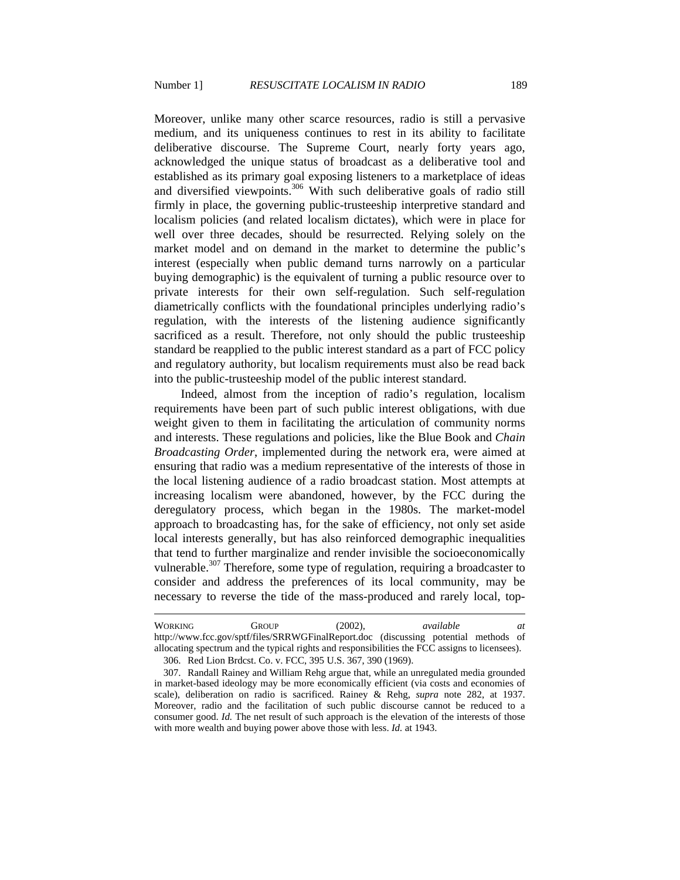Moreover, unlike many other scarce resources, radio is still a pervasive medium, and its uniqueness continues to rest in its ability to facilitate deliberative discourse. The Supreme Court, nearly forty years ago, acknowledged the unique status of broadcast as a deliberative tool and established as its primary goal exposing listeners to a marketplace of ideas and diversified viewpoints.[306] With such deliberative goals of radio still firmly in place, the governing public-trusteeship interpretive standard and localism policies (and related localism dictates), which were in place for well over three decades, should be resurrected. Relying solely on the market model and on demand in the market to determine the public's interest (especially when public demand turns narrowly on a particular buying demographic) is the equivalent of turning a public resource over to private interests for their own self-regulation. Such self-regulation diametrically conflicts with the foundational principles underlying radio's regulation, with the interests of the listening audience significantly sacrificed as a result. Therefore, not only should the public trusteeship standard be reapplied to the public interest standard as a part of FCC policy and regulatory authority, but localism requirements must also be read back into the public-trusteeship model of the public interest standard.

Indeed, almost from the inception of radio's regulation, localism requirements have been part of such public interest obligations, with due weight given to them in facilitating the articulation of community norms and interests. These regulations and policies, like the Blue Book and *Chain Broadcasting Order*, implemented during the network era, were aimed at ensuring that radio was a medium representative of the interests of those in the local listening audience of a radio broadcast station. Most attempts at increasing localism were abandoned, however, by the FCC during the deregulatory process, which began in the 1980s. The market-model approach to broadcasting has, for the sake of efficiency, not only set aside local interests generally, but has also reinforced demographic inequalities that tend to further marginalize and render invisible the socioeconomically vulnerable.[307] Therefore, some type of regulation, requiring a broadcaster to consider and address the preferences of its local community, may be necessary to reverse the tide of the mass-produced and rarely local, top-

---

WORKING GROUP (2002), *available at* http://www.fcc.gov/sptf/files/SRRWGFinalReport.doc (discussing potential methods of allocating spectrum and the typical rights and responsibilities the FCC assigns to licensees).

306. Red Lion Brdcst. Co. v. FCC, 395 U.S. 367, 390 (1969).

307. Randall Rainey and William Rehg argue that, while an unregulated media grounded in market-based ideology may be more economically efficient (via costs and economies of scale), deliberation on radio is sacrificed. Rainey & Rehg, *supra* note 282, at 1937. Moreover, radio and the facilitation of such public discourse cannot be reduced to a consumer good. *Id.* The net result of such approach is the elevation of the interests of those with more wealth and buying power above those with less. *Id.* at 1943.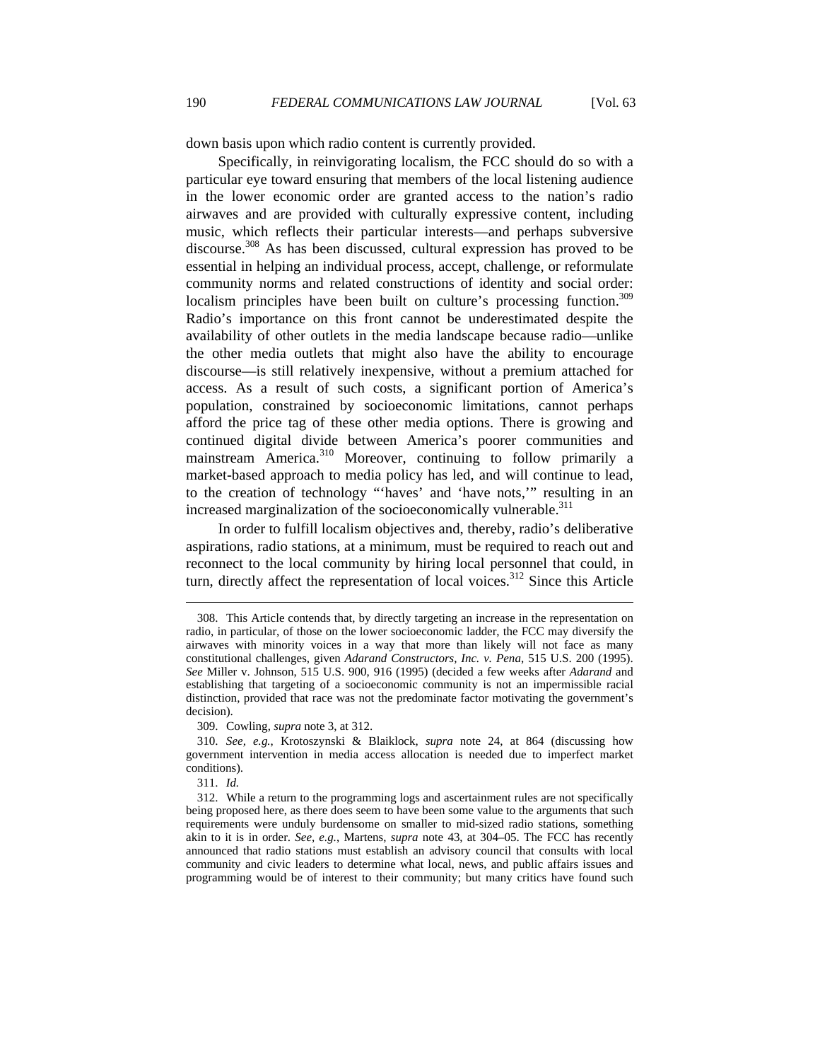down basis upon which radio content is currently provided.

Specifically, in reinvigorating localism, the FCC should do so with a particular eye toward ensuring that members of the local listening audience in the lower economic order are granted access to the nation's radio airwaves and are provided with culturally expressive content, including music, which reflects their particular interests—and perhaps subversive discourse.[308] As has been discussed, cultural expression has proved to be essential in helping an individual process, accept, challenge, or reformulate community norms and related constructions of identity and social order: localism principles have been built on culture's processing function.[309] Radio's importance on this front cannot be underestimated despite the availability of other outlets in the media landscape because radio—unlike the other media outlets that might also have the ability to encourage discourse—is still relatively inexpensive, without a premium attached for access. As a result of such costs, a significant portion of America's population, constrained by socioeconomic limitations, cannot perhaps afford the price tag of these other media options. There is growing and continued digital divide between America's poorer communities and mainstream America.[310] Moreover, continuing to follow primarily a market-based approach to media policy has led, and will continue to lead, to the creation of technology "'haves' and 'have nots,'" resulting in an increased marginalization of the socioeconomically vulnerable.[311]

In order to fulfill localism objectives and, thereby, radio's deliberative aspirations, radio stations, at a minimum, must be required to reach out and reconnect to the local community by hiring local personnel that could, in turn, directly affect the representation of local voices.[312] Since this Article

---

308. This Article contends that, by directly targeting an increase in the representation on radio, in particular, of those on the lower socioeconomic ladder, the FCC may diversify the airwaves with minority voices in a way that more than likely will not face as many constitutional challenges, given *Adarand Constructors, Inc. v. Pena*, 515 U.S. 200 (1995). *See* Miller v. Johnson, 515 U.S. 900, 916 (1995) (decided a few weeks after *Adarand* and establishing that targeting of a socioeconomic community is not an impermissible racial distinction, provided that race was not the predominate factor motivating the government's decision).

309. Cowling, *supra* note 3, at 312.

310. *See, e.g.*, Krotoszynski & Blaiklock, *supra* note 24, at 864 (discussing how government intervention in media access allocation is needed due to imperfect market conditions).

311. *Id.*

312. While a return to the programming logs and ascertainment rules are not specifically being proposed here, as there does seem to have been some value to the arguments that such requirements were unduly burdensome on smaller to mid-sized radio stations, something akin to it is in order. *See, e.g.*, Martens, *supra* note 43, at 304–05. The FCC has recently announced that radio stations must establish an advisory council that consults with local community and civic leaders to determine what local, news, and public affairs issues and programming would be of interest to their community; but many critics have found such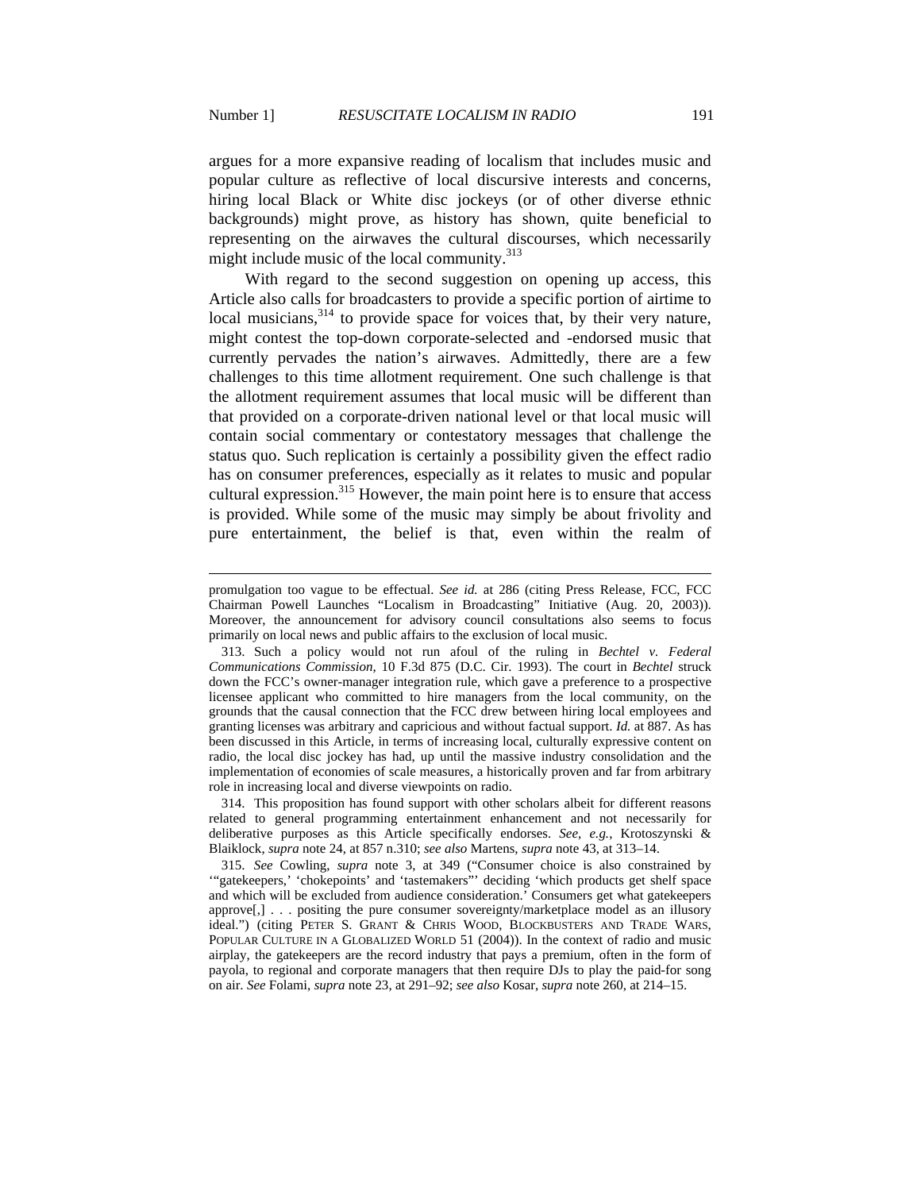argues for a more expansive reading of localism that includes music and popular culture as reflective of local discursive interests and concerns, hiring local Black or White disc jockeys (or of other diverse ethnic backgrounds) might prove, as history has shown, quite beneficial to representing on the airwaves the cultural discourses, which necessarily might include music of the local community.[313]

With regard to the second suggestion on opening up access, this Article also calls for broadcasters to provide a specific portion of airtime to local musicians,[314] to provide space for voices that, by their very nature, might contest the top-down corporate-selected and -endorsed music that currently pervades the nation's airwaves. Admittedly, there are a few challenges to this time allotment requirement. One such challenge is that the allotment requirement assumes that local music will be different than that provided on a corporate-driven national level or that local music will contain social commentary or contestatory messages that challenge the status quo. Such replication is certainly a possibility given the effect radio has on consumer preferences, especially as it relates to music and popular cultural expression.[315] However, the main point here is to ensure that access is provided. While some of the music may simply be about frivolity and pure entertainment, the belief is that, even within the realm of

---

promulgation too vague to be effectual. *See id.* at 286 (citing Press Release, FCC, FCC Chairman Powell Launches "Localism in Broadcasting" Initiative (Aug. 20, 2003)). Moreover, the announcement for advisory council consultations also seems to focus primarily on local news and public affairs to the exclusion of local music.

313. Such a policy would not run afoul of the ruling in *Bechtel v. Federal Communications Commission*, 10 F.3d 875 (D.C. Cir. 1993). The court in *Bechtel* struck down the FCC's owner-manager integration rule, which gave a preference to a prospective licensee applicant who committed to hire managers from the local community, on the grounds that the causal connection that the FCC drew between hiring local employees and granting licenses was arbitrary and capricious and without factual support. *Id.* at 887. As has been discussed in this Article, in terms of increasing local, culturally expressive content on radio, the local disc jockey has had, up until the massive industry consolidation and the implementation of economies of scale measures, a historically proven and far from arbitrary role in increasing local and diverse viewpoints on radio.

314. This proposition has found support with other scholars albeit for different reasons related to general programming entertainment enhancement and not necessarily for deliberative purposes as this Article specifically endorses. *See, e.g.*, Krotoszynski & Blaiklock, *supra* note 24, at 857 n.310; *see also* Martens, *supra* note 43, at 313–14.

315. *See* Cowling, *supra* note 3, at 349 ("Consumer choice is also constrained by '"gatekeepers," "chokepoints" and "tastemakers"' deciding 'which products get shelf space and which will be excluded from audience consideration.' Consumers get what gatekeepers approve[,] . . . positing the pure consumer sovereignty/marketplace model as an illusory ideal.") (citing PETER S. GRANT & CHRIS WOOD, BLOCKBUSTERS AND TRADE WARS, POPULAR CULTURE IN A GLOBALIZED WORLD 51 (2004)). In the context of radio and music airplay, the gatekeepers are the record industry that pays a premium, often in the form of payola, to regional and corporate managers that then require DJs to play the paid-for song on air. *See* Folami, *supra* note 23, at 291–92; *see also* Kosar, *supra* note 260, at 214–15.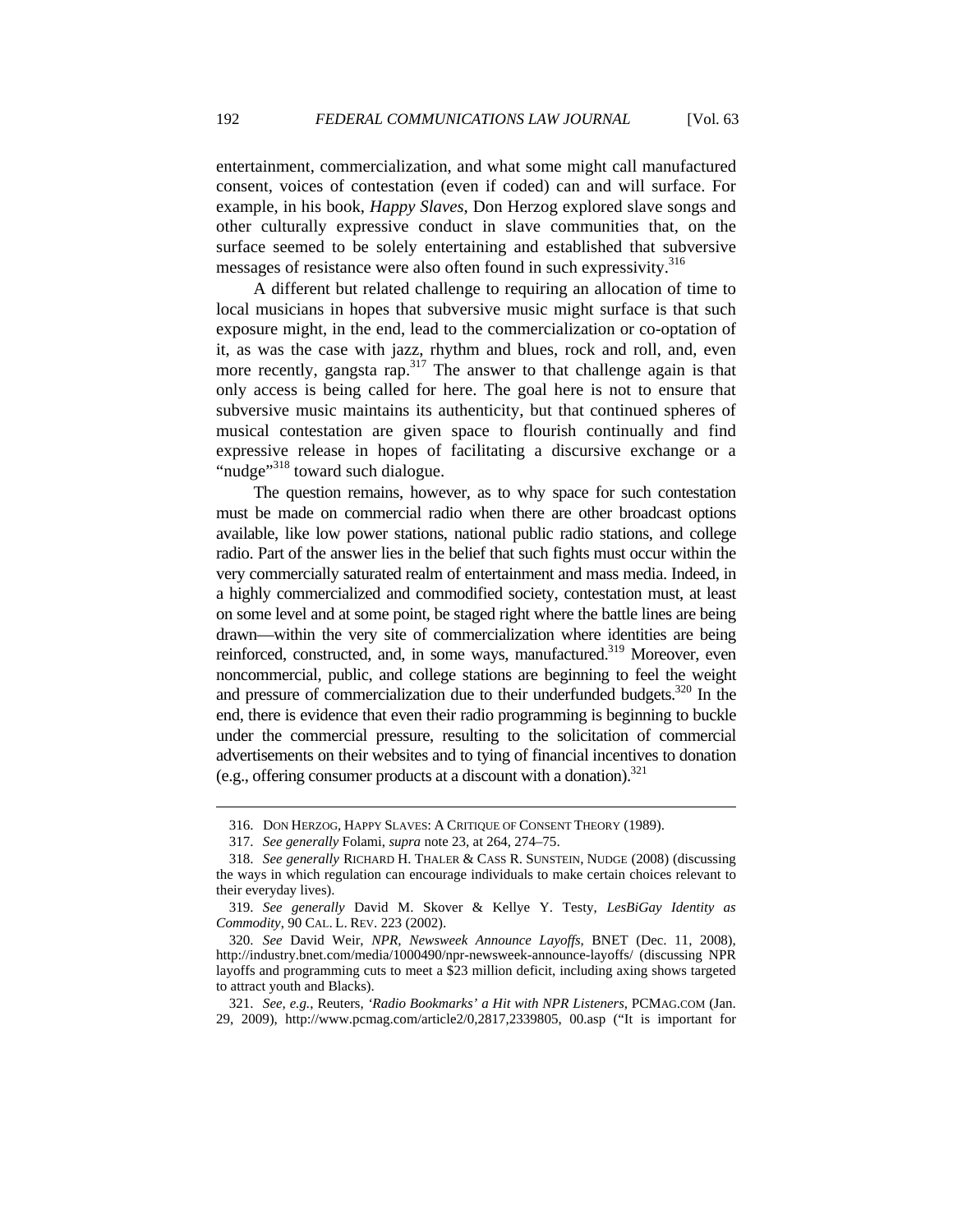entertainment, commercialization, and what some might call manufactured consent, voices of contestation (even if coded) can and will surface. For example, in his book, *Happy Slaves*, Don Herzog explored slave songs and other culturally expressive conduct in slave communities that, on the surface seemed to be solely entertaining and established that subversive messages of resistance were also often found in such expressivity.[316]

A different but related challenge to requiring an allocation of time to local musicians in hopes that subversive music might surface is that such exposure might, in the end, lead to the commercialization or co-optation of it, as was the case with jazz, rhythm and blues, rock and roll, and, even more recently, gangsta rap.[317] The answer to that challenge again is that only access is being called for here. The goal here is not to ensure that subversive music maintains its authenticity, but that continued spheres of musical contestation are given space to flourish continually and find expressive release in hopes of facilitating a discursive exchange or a "nudge"[318] toward such dialogue.

The question remains, however, as to why space for such contestation must be made on commercial radio when there are other broadcast options available, like low power stations, national public radio stations, and college radio. Part of the answer lies in the belief that such fights must occur within the very commercially saturated realm of entertainment and mass media. Indeed, in a highly commercialized and commodified society, contestation must, at least on some level and at some point, be staged right where the battle lines are being drawn—within the very site of commercialization where identities are being reinforced, constructed, and, in some ways, manufactured.[319] Moreover, even noncommercial, public, and college stations are beginning to feel the weight and pressure of commercialization due to their underfunded budgets.[320] In the end, there is evidence that even their radio programming is beginning to buckle under the commercial pressure, resulting to the solicitation of commercial advertisements on their websites and to tying of financial incentives to donation (e.g., offering consumer products at a discount with a donation).[321]

---

316. DON HERZOG, HAPPY SLAVES: A CRITIQUE OF CONSENT THEORY (1989).

317. *See generally* Folami, *supra* note 23, at 264, 274–75.

318. *See generally* RICHARD H. THALER & CASS R. SUNSTEIN, NUDGE (2008) (discussing the ways in which regulation can encourage individuals to make certain choices relevant to their everyday lives).

319. *See generally* David M. Skover & Kellye Y. Testy, *LesBiGay Identity as Commodity*, 90 CAL. L. REV. 223 (2002).

320. *See* David Weir, *NPR, Newsweek Announce Layoffs*, BNET (Dec. 11, 2008), http://industry.bnet.com/media/1000490/npr-newsweek-announce-layoffs/ (discussing NPR layoffs and programming cuts to meet a $23 million deficit, including axing shows targeted to attract youth and Blacks).

321. *See, e.g.*, Reuters, *'Radio Bookmarks' a Hit with NPR Listeners*, PCMAG.COM (Jan. 29, 2009), http://www.pcmag.com/article2/0,2817,2339805, 00.asp ("It is important for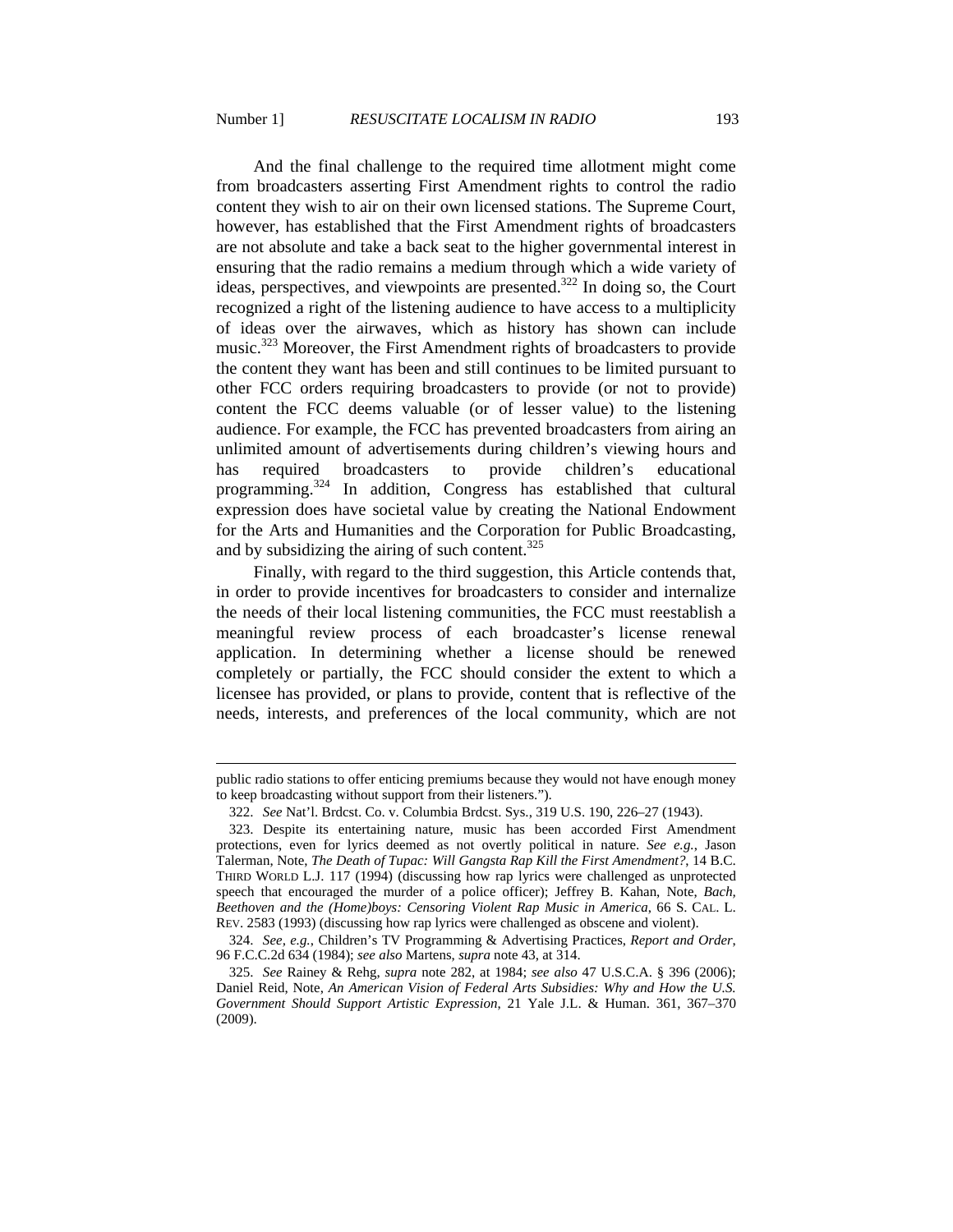And the final challenge to the required time allotment might come from broadcasters asserting First Amendment rights to control the radio content they wish to air on their own licensed stations. The Supreme Court, however, has established that the First Amendment rights of broadcasters are not absolute and take a back seat to the higher governmental interest in ensuring that the radio remains a medium through which a wide variety of ideas, perspectives, and viewpoints are presented.[322] In doing so, the Court recognized a right of the listening audience to have access to a multiplicity of ideas over the airwaves, which as history has shown can include music.[323] Moreover, the First Amendment rights of broadcasters to provide the content they want has been and still continues to be limited pursuant to other FCC orders requiring broadcasters to provide (or not to provide) content the FCC deems valuable (or of lesser value) to the listening audience. For example, the FCC has prevented broadcasters from airing an unlimited amount of advertisements during children's viewing hours and has required broadcasters to provide children's educational programming.[324] In addition, Congress has established that cultural expression does have societal value by creating the National Endowment for the Arts and Humanities and the Corporation for Public Broadcasting, and by subsidizing the airing of such content.[325]

Finally, with regard to the third suggestion, this Article contends that, in order to provide incentives for broadcasters to consider and internalize the needs of their local listening communities, the FCC must reestablish a meaningful review process of each broadcaster's license renewal application. In determining whether a license should be renewed completely or partially, the FCC should consider the extent to which a licensee has provided, or plans to provide, content that is reflective of the needs, interests, and preferences of the local community, which are not

---

public radio stations to offer enticing premiums because they would not have enough money to keep broadcasting without support from their listeners.").

322. *See* Nat'l. Brdcst. Co. v. Columbia Brdcst. Sys., 319 U.S. 190, 226–27 (1943).

323. Despite its entertaining nature, music has been accorded First Amendment protections, even for lyrics deemed as not overtly political in nature. *See e.g.*, Jason Talerman, Note, *The Death of Tupac: Will Gangsta Rap Kill the First Amendment?*, 14 B.C. THIRD WORLD L.J. 117 (1994) (discussing how rap lyrics were challenged as unprotected speech that encouraged the murder of a police officer); Jeffrey B. Kahan, Note, *Bach, Beethoven and the (Home)boys: Censoring Violent Rap Music in America*, 66 S. CAL. L. REV. 2583 (1993) (discussing how rap lyrics were challenged as obscene and violent).

324. *See, e.g.*, Children's TV Programming & Advertising Practices, *Report and Order*, 96 F.C.C.2d 634 (1984); *see also* Martens, *supra* note 43, at 314.

325. *See* Rainey & Rehg, *supra* note 282, at 1984; *see also* 47 U.S.C.A. § 396 (2006); Daniel Reid, Note, *An American Vision of Federal Arts Subsidies: Why and How the U.S. Government Should Support Artistic Expression*, 21 Yale J.L. & Human. 361, 367–370 (2009).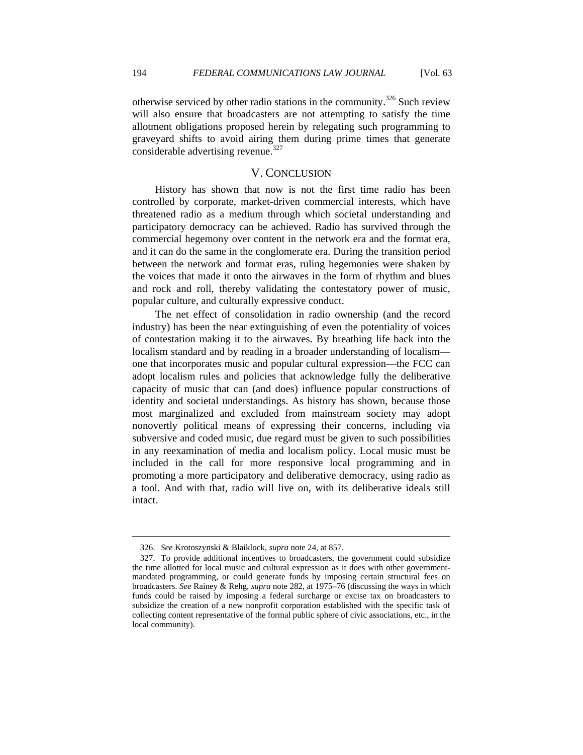otherwise serviced by other radio stations in the community.[326] Such review will also ensure that broadcasters are not attempting to satisfy the time allotment obligations proposed herein by relegating such programming to graveyard shifts to avoid airing them during prime times that generate considerable advertising revenue.[327]

## V. CONCLUSION

History has shown that now is not the first time radio has been controlled by corporate, market-driven commercial interests, which have threatened radio as a medium through which societal understanding and participatory democracy can be achieved. Radio has survived through the commercial hegemony over content in the network era and the format era, and it can do the same in the conglomerate era. During the transition period between the network and format eras, ruling hegemonies were shaken by the voices that made it onto the airwaves in the form of rhythm and blues and rock and roll, thereby validating the contestatory power of music, popular culture, and culturally expressive conduct.

The net effect of consolidation in radio ownership (and the record industry) has been the near extinguishing of even the potentiality of voices of contestation making it to the airwaves. By breathing life back into the localism standard and by reading in a broader understanding of localism—one that incorporates music and popular cultural expression—the FCC can adopt localism rules and policies that acknowledge fully the deliberative capacity of music that can (and does) influence popular constructions of identity and societal understandings. As history has shown, because those most marginalized and excluded from mainstream society may adopt nonovertly political means of expressing their concerns, including via subversive and coded music, due regard must be given to such possibilities in any reexamination of media and localism policy. Local music must be included in the call for more responsive local programming and in promoting a more participatory and deliberative democracy, using radio as a tool. And with that, radio will live on, with its deliberative ideals still intact.

---

326. *See* Krotoszynski & Blaiklock, *supra* note 24, at 857.

327. To provide additional incentives to broadcasters, the government could subsidize the time allotted for local music and cultural expression as it does with other government-mandated programming, or could generate funds by imposing certain structural fees on broadcasters. *See* Rainey & Rehg, *supra* note 282, at 1975–76 (discussing the ways in which funds could be raised by imposing a federal surcharge or excise tax on broadcasters to subsidize the creation of a new nonprofit corporation established with the specific task of collecting content representative of the formal public sphere of civic associations, etc., in the local community).